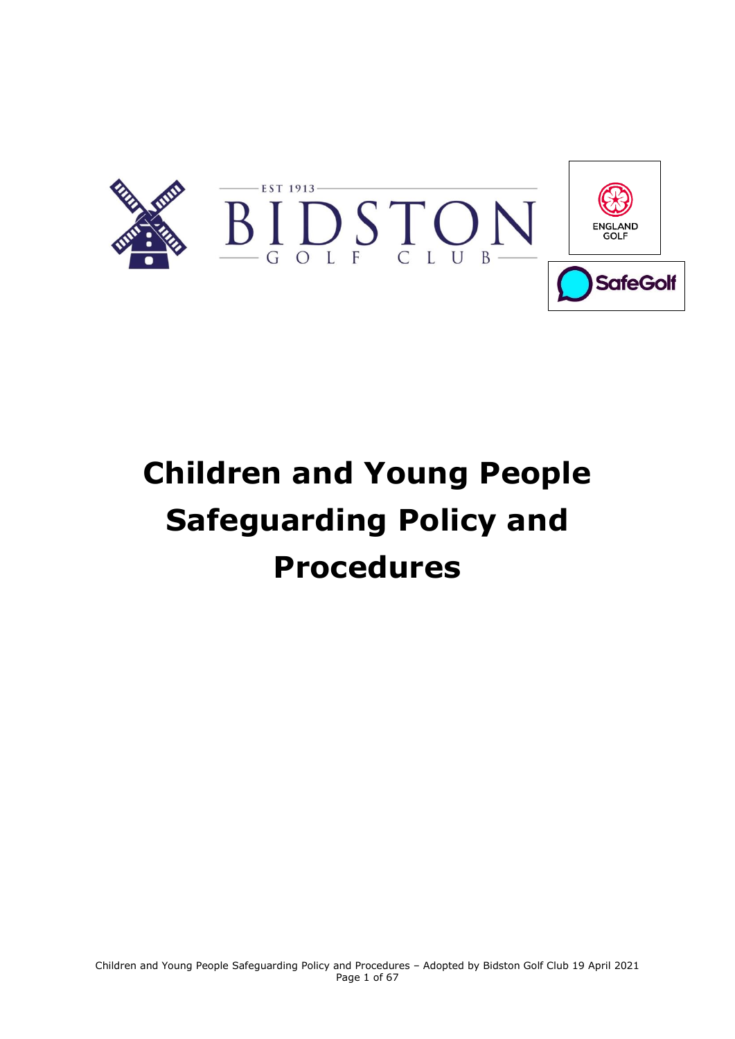# Children and Young People Safeguarding Policy and Procedures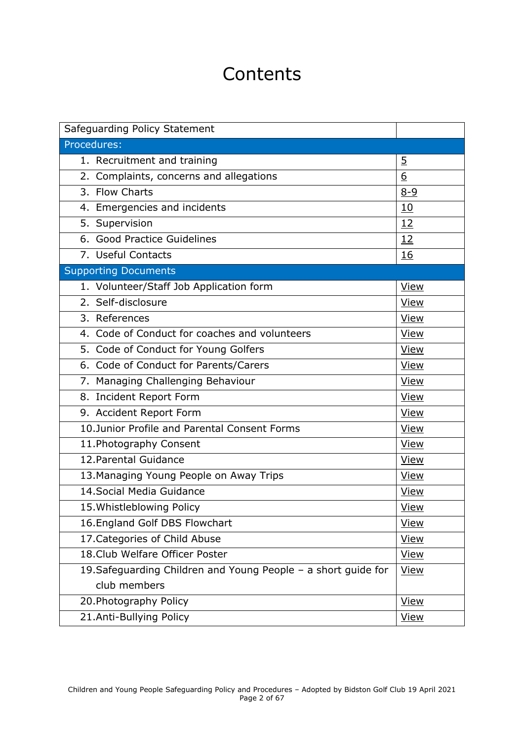# Contents

| Safeguarding Policy Statement | |
|---|---|
| Procedures: | |
| 1. Recruitment and training | 5 |
| 2. Complaints, concerns and allegations | 6 |
| 3. Flow Charts | 8-9 |
| 4. Emergencies and incidents | 10 |
| 5. Supervision | 12 |
| 6. Good Practice Guidelines | 12 |
| 7. Useful Contacts | 16 |
| Supporting Documents | |
| 1. Volunteer/Staff Job Application form | View |
| 2. Self-disclosure | View |
| 3. References | View |
| 4. Code of Conduct for coaches and volunteers | View |
| 5. Code of Conduct for Young Golfers | View |
| 6. Code of Conduct for Parents/Carers | View |
| 7. Managing Challenging Behaviour | View |
| 8. Incident Report Form | View |
| 9. Accident Report Form | View |
| 10. Junior Profile and Parental Consent Forms | View |
| 11. Photography Consent | View |
| 12. Parental Guidance | View |
| 13. Managing Young People on Away Trips | View |
| 14. Social Media Guidance | View |
| 15. Whistleblowing Policy | View |
| 16. England Golf DBS Flowchart | View |
| 17. Categories of Child Abuse | View |
| 18. Club Welfare Officer Poster | View |
| 19. Safeguarding Children and Young People – a short guide for club members | View |
| 20. Photography Policy | View |
| 21. Anti-Bullying Policy | View |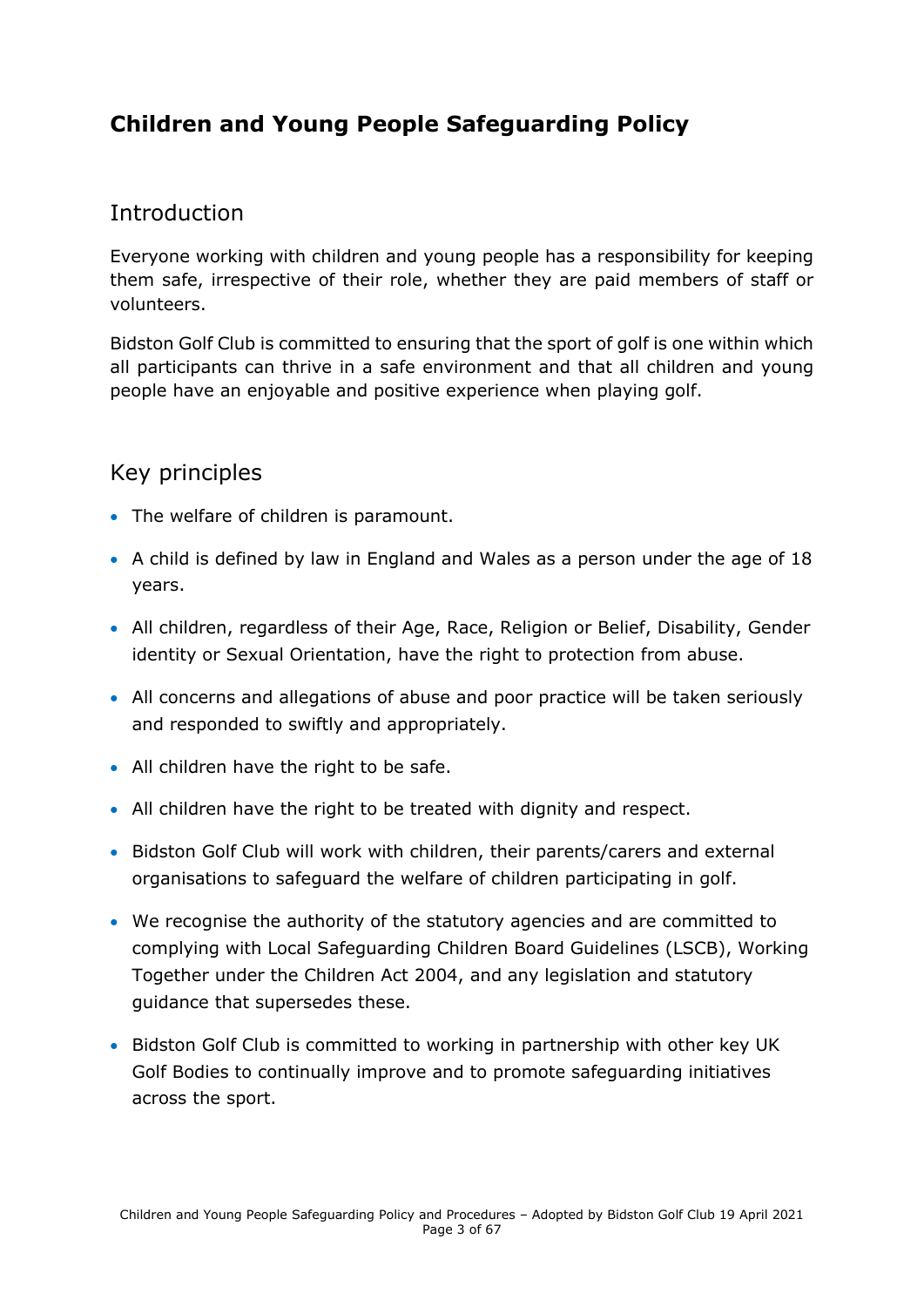# Children and Young People Safeguarding Policy

## Introduction

Everyone working with children and young people has a responsibility for keeping them safe, irrespective of their role, whether they are paid members of staff or volunteers.

Bidston Golf Club is committed to ensuring that the sport of golf is one within which all participants can thrive in a safe environment and that all children and young people have an enjoyable and positive experience when playing golf.

## Key principles

- The welfare of children is paramount.
- A child is defined by law in England and Wales as a person under the age of 18 years.
- All children, regardless of their Age, Race, Religion or Belief, Disability, Gender identity or Sexual Orientation, have the right to protection from abuse.
- All concerns and allegations of abuse and poor practice will be taken seriously and responded to swiftly and appropriately.
- All children have the right to be safe.
- All children have the right to be treated with dignity and respect.
- Bidston Golf Club will work with children, their parents/carers and external organisations to safeguard the welfare of children participating in golf.
- We recognise the authority of the statutory agencies and are committed to complying with Local Safeguarding Children Board Guidelines (LSCB), Working Together under the Children Act 2004, and any legislation and statutory guidance that supersedes these.
- Bidston Golf Club is committed to working in partnership with other key UK Golf Bodies to continually improve and to promote safeguarding initiatives across the sport.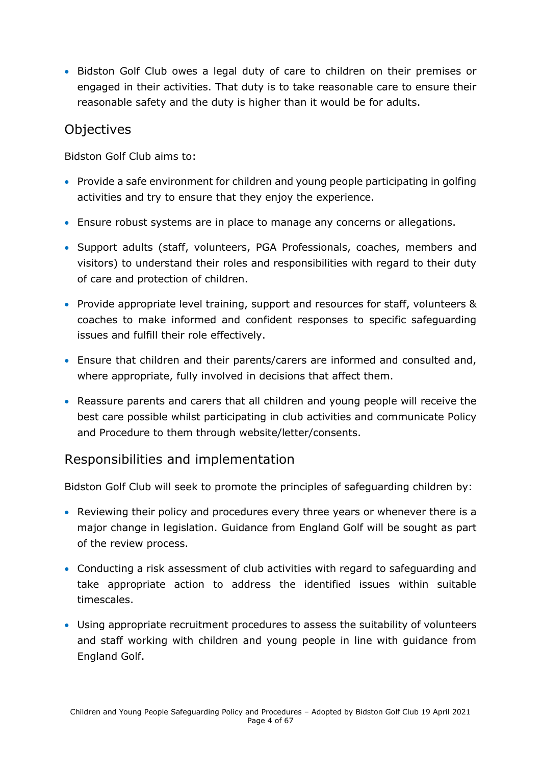- Bidston Golf Club owes a legal duty of care to children on their premises or engaged in their activities. That duty is to take reasonable care to ensure their reasonable safety and the duty is higher than it would be for adults.

## Objectives

Bidston Golf Club aims to:

- Provide a safe environment for children and young people participating in golfing activities and try to ensure that they enjoy the experience.
- Ensure robust systems are in place to manage any concerns or allegations.
- Support adults (staff, volunteers, PGA Professionals, coaches, members and visitors) to understand their roles and responsibilities with regard to their duty of care and protection of children.
- Provide appropriate level training, support and resources for staff, volunteers & coaches to make informed and confident responses to specific safeguarding issues and fulfill their role effectively.
- Ensure that children and their parents/carers are informed and consulted and, where appropriate, fully involved in decisions that affect them.
- Reassure parents and carers that all children and young people will receive the best care possible whilst participating in club activities and communicate Policy and Procedure to them through website/letter/consents.

## Responsibilities and implementation

Bidston Golf Club will seek to promote the principles of safeguarding children by:

- Reviewing their policy and procedures every three years or whenever there is a major change in legislation. Guidance from England Golf will be sought as part of the review process.
- Conducting a risk assessment of club activities with regard to safeguarding and take appropriate action to address the identified issues within suitable timescales.
- Using appropriate recruitment procedures to assess the suitability of volunteers and staff working with children and young people in line with guidance from England Golf.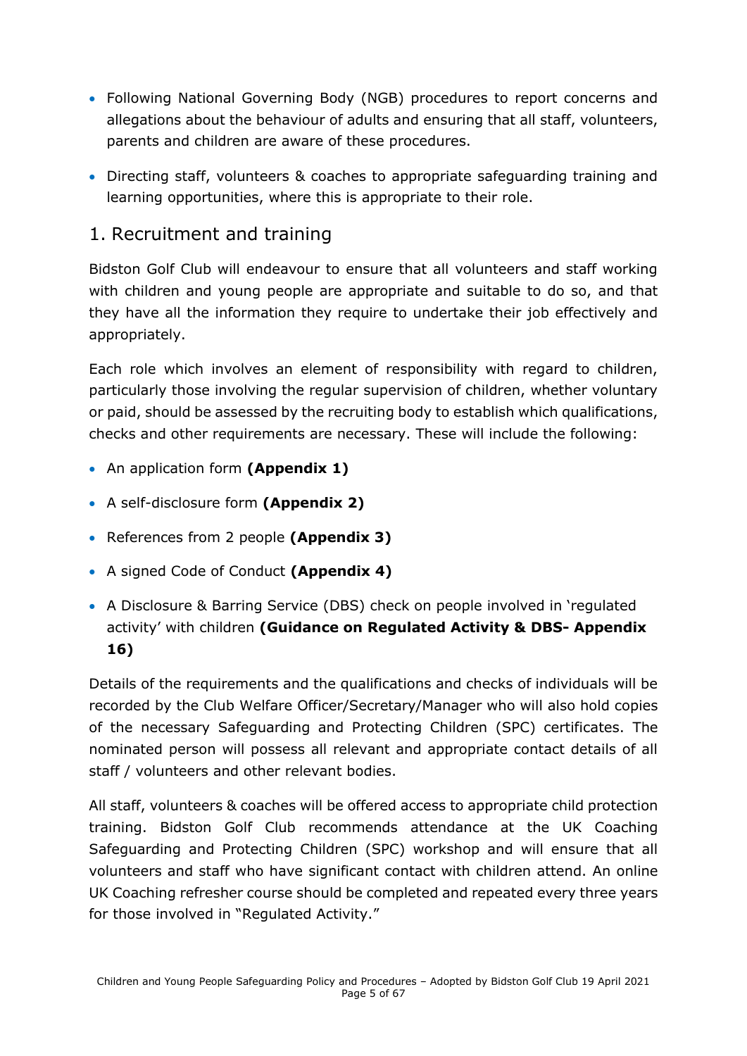- Following National Governing Body (NGB) procedures to report concerns and allegations about the behaviour of adults and ensuring that all staff, volunteers, parents and children are aware of these procedures.
- Directing staff, volunteers & coaches to appropriate safeguarding training and learning opportunities, where this is appropriate to their role.

## 1. Recruitment and training

Bidston Golf Club will endeavour to ensure that all volunteers and staff working with children and young people are appropriate and suitable to do so, and that they have all the information they require to undertake their job effectively and appropriately.

Each role which involves an element of responsibility with regard to children, particularly those involving the regular supervision of children, whether voluntary or paid, should be assessed by the recruiting body to establish which qualifications, checks and other requirements are necessary. These will include the following:

- An application form **(Appendix 1)**
- A self-disclosure form **(Appendix 2)**
- References from 2 people **(Appendix 3)**
- A signed Code of Conduct **(Appendix 4)**
- A Disclosure & Barring Service (DBS) check on people involved in 'regulated activity' with children **(Guidance on Regulated Activity & DBS- Appendix 16)**

Details of the requirements and the qualifications and checks of individuals will be recorded by the Club Welfare Officer/Secretary/Manager who will also hold copies of the necessary Safeguarding and Protecting Children (SPC) certificates. The nominated person will possess all relevant and appropriate contact details of all staff / volunteers and other relevant bodies.

All staff, volunteers & coaches will be offered access to appropriate child protection training. Bidston Golf Club recommends attendance at the UK Coaching Safeguarding and Protecting Children (SPC) workshop and will ensure that all volunteers and staff who have significant contact with children attend. An online UK Coaching refresher course should be completed and repeated every three years for those involved in "Regulated Activity."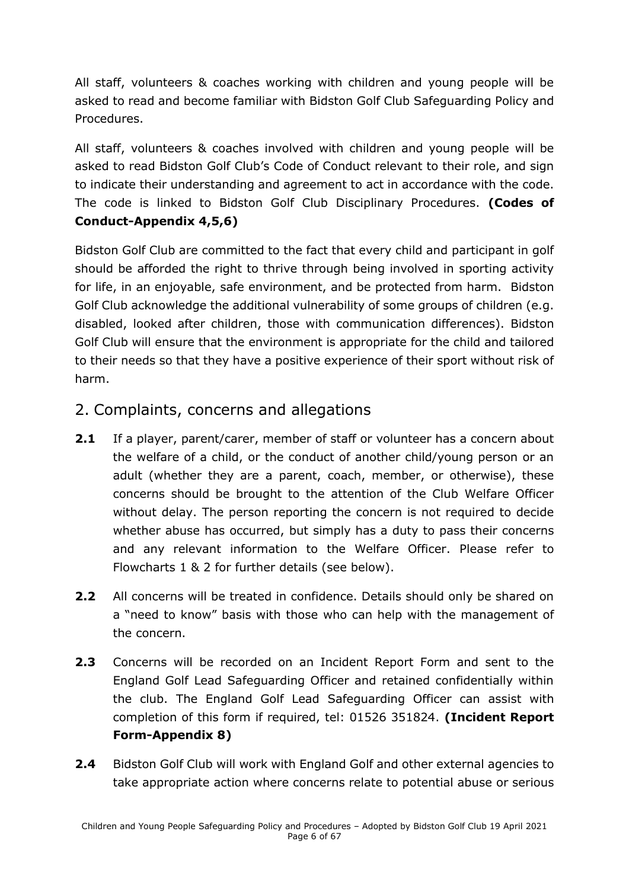All staff, volunteers & coaches working with children and young people will be asked to read and become familiar with Bidston Golf Club Safeguarding Policy and Procedures.

All staff, volunteers & coaches involved with children and young people will be asked to read Bidston Golf Club's Code of Conduct relevant to their role, and sign to indicate their understanding and agreement to act in accordance with the code. The code is linked to Bidston Golf Club Disciplinary Procedures. **(Codes of Conduct-Appendix 4,5,6)**

Bidston Golf Club are committed to the fact that every child and participant in golf should be afforded the right to thrive through being involved in sporting activity for life, in an enjoyable, safe environment, and be protected from harm. Bidston Golf Club acknowledge the additional vulnerability of some groups of children (e.g. disabled, looked after children, those with communication differences). Bidston Golf Club will ensure that the environment is appropriate for the child and tailored to their needs so that they have a positive experience of their sport without risk of harm.

## 2. Complaints, concerns and allegations

**2.1** If a player, parent/carer, member of staff or volunteer has a concern about the welfare of a child, or the conduct of another child/young person or an adult (whether they are a parent, coach, member, or otherwise), these concerns should be brought to the attention of the Club Welfare Officer without delay. The person reporting the concern is not required to decide whether abuse has occurred, but simply has a duty to pass their concerns and any relevant information to the Welfare Officer. Please refer to Flowcharts 1 & 2 for further details (see below).

**2.2** All concerns will be treated in confidence. Details should only be shared on a "need to know" basis with those who can help with the management of the concern.

**2.3** Concerns will be recorded on an Incident Report Form and sent to the England Golf Lead Safeguarding Officer and retained confidentially within the club. The England Golf Lead Safeguarding Officer can assist with completion of this form if required, tel: 01526 351824. **(Incident Report Form-Appendix 8)**

**2.4** Bidston Golf Club will work with England Golf and other external agencies to take appropriate action where concerns relate to potential abuse or serious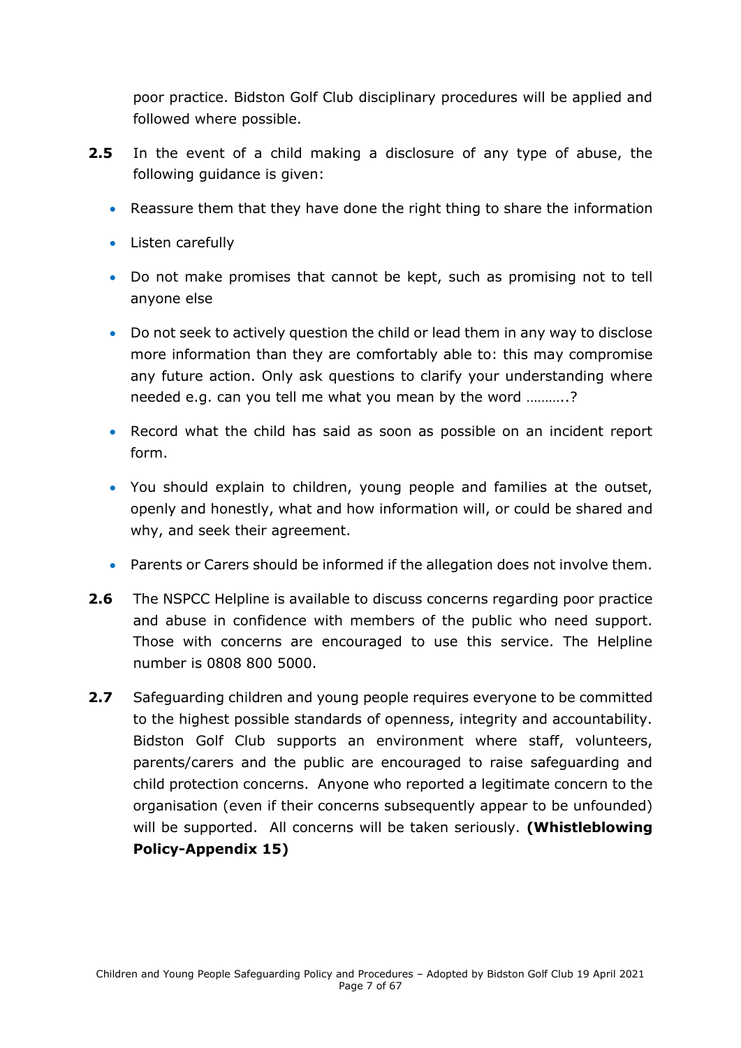poor practice. Bidston Golf Club disciplinary procedures will be applied and followed where possible.

**2.5** In the event of a child making a disclosure of any type of abuse, the following guidance is given:

- Reassure them that they have done the right thing to share the information
- Listen carefully
- Do not make promises that cannot be kept, such as promising not to tell anyone else
- Do not seek to actively question the child or lead them in any way to disclose more information than they are comfortably able to: this may compromise any future action. Only ask questions to clarify your understanding where needed e.g. can you tell me what you mean by the word ………..?
- Record what the child has said as soon as possible on an incident report form.
- You should explain to children, young people and families at the outset, openly and honestly, what and how information will, or could be shared and why, and seek their agreement.
- Parents or Carers should be informed if the allegation does not involve them.

**2.6** The NSPCC Helpline is available to discuss concerns regarding poor practice and abuse in confidence with members of the public who need support. Those with concerns are encouraged to use this service. The Helpline number is 0808 800 5000.

**2.7** Safeguarding children and young people requires everyone to be committed to the highest possible standards of openness, integrity and accountability. Bidston Golf Club supports an environment where staff, volunteers, parents/carers and the public are encouraged to raise safeguarding and child protection concerns. Anyone who reported a legitimate concern to the organisation (even if their concerns subsequently appear to be unfounded) will be supported. All concerns will be taken seriously. **(Whistleblowing Policy-Appendix 15)**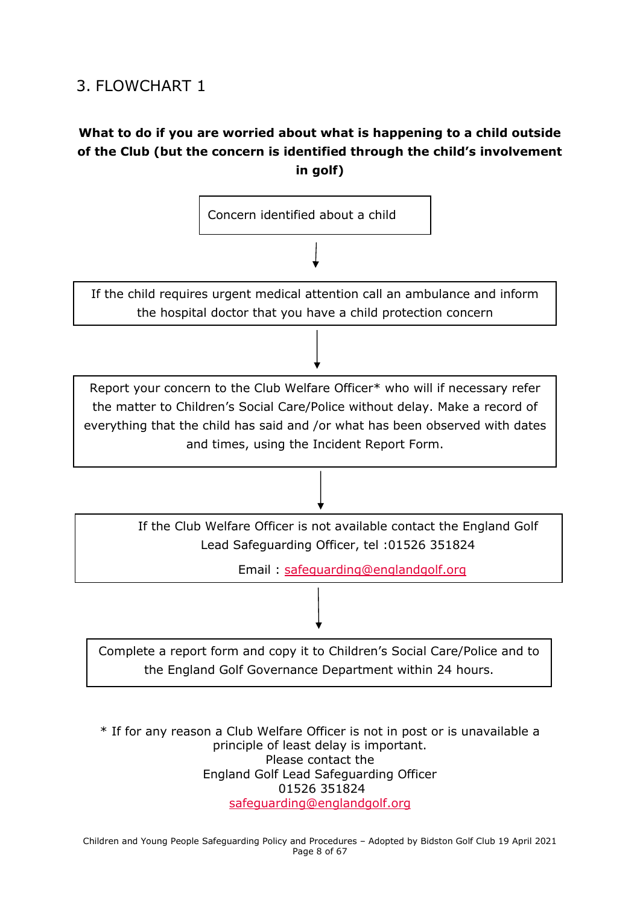## 3. FLOWCHART 1

**What to do if you are worried about what is happening to a child outside of the Club (but the concern is identified through the child's involvement in golf)**

Concern identified about a child

↓

If the child requires urgent medical attention call an ambulance and inform the hospital doctor that you have a child protection concern

↓

Report your concern to the Club Welfare Officer* who will if necessary refer the matter to Children's Social Care/Police without delay. Make a record of everything that the child has said and /or what has been observed with dates and times, using the Incident Report Form.

↓

If the Club Welfare Officer is not available contact the England Golf Lead Safeguarding Officer, tel :01526 351824

Email : safeguarding@englandgolf.org

↓

Complete a report form and copy it to Children's Social Care/Police and to the England Golf Governance Department within 24 hours.

* If for any reason a Club Welfare Officer is not in post or is unavailable a principle of least delay is important.
Please contact the
England Golf Lead Safeguarding Officer
01526 351824
safeguarding@englandgolf.org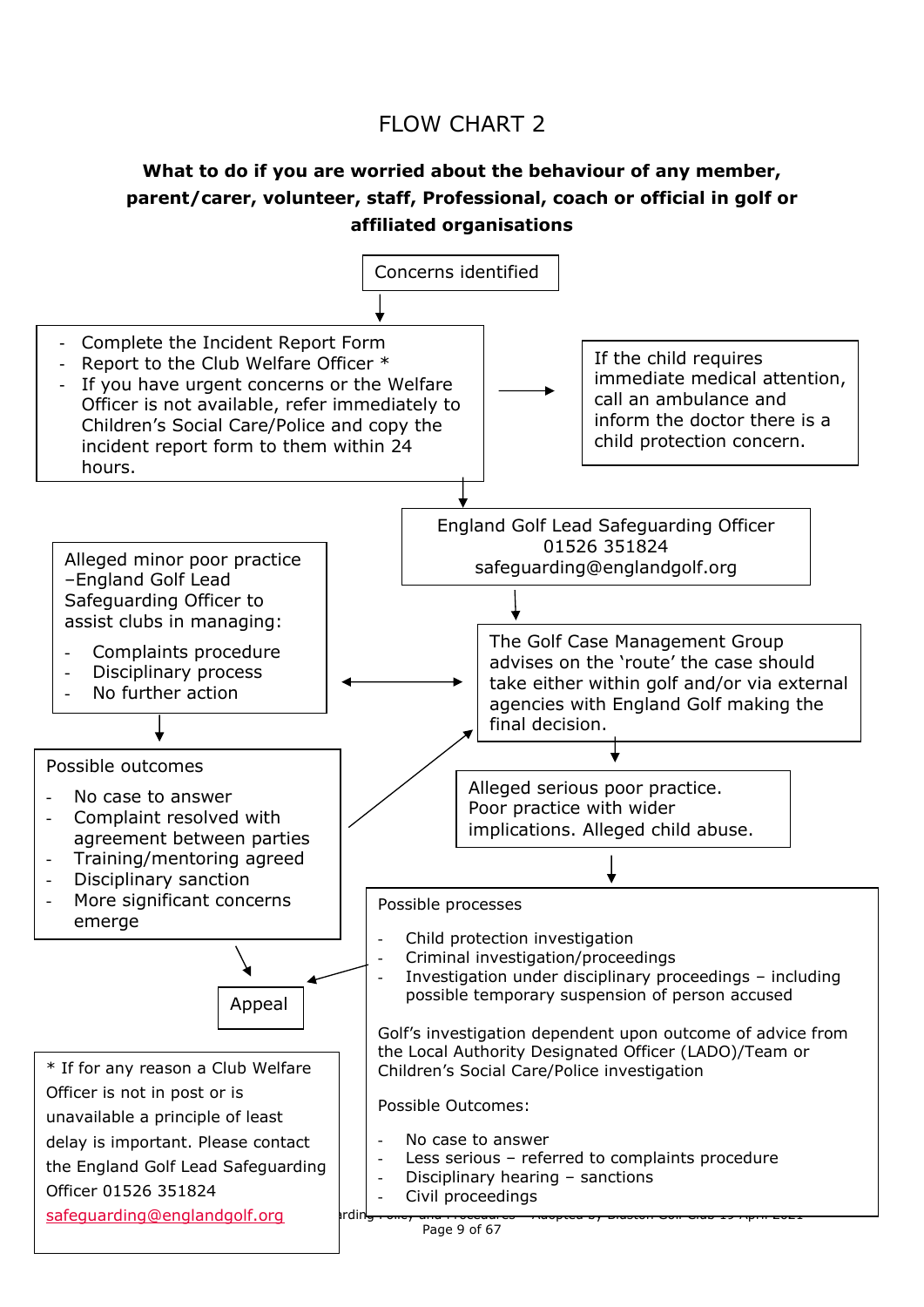# FLOW CHART 2

**What to do if you are worried about the behaviour of any member, parent/carer, volunteer, staff, Professional, coach or official in golf or affiliated organisations**

Concerns identified

- Complete the Incident Report Form
- Report to the Club Welfare Officer *
- If you have urgent concerns or the Welfare Officer is not available, refer immediately to Children's Social Care/Police and copy the incident report form to them within 24 hours.

If the child requires immediate medical attention, call an ambulance and inform the doctor there is a child protection concern.

England Golf Lead Safeguarding Officer
01526 351824
safeguarding@englandgolf.org

The Golf Case Management Group advises on the 'route' the case should take either within golf and/or via external agencies with England Golf making the final decision.

Alleged minor poor practice –England Golf Lead Safeguarding Officer to assist clubs in managing:

- Complaints procedure
- Disciplinary process
- No further action

Possible outcomes

- No case to answer
- Complaint resolved with agreement between parties
- Training/mentoring agreed
- Disciplinary sanction
- More significant concerns emerge

Alleged serious poor practice. Poor practice with wider implications. Alleged child abuse.

Possible processes

- Child protection investigation
- Criminal investigation/proceedings
- Investigation under disciplinary proceedings – including possible temporary suspension of person accused

Golf's investigation dependent upon outcome of advice from the Local Authority Designated Officer (LADO)/Team or Children's Social Care/Police investigation

Possible Outcomes:

- No case to answer
- Less serious – referred to complaints procedure
- Disciplinary hearing – sanctions
- Civil proceedings

Appeal

* If for any reason a Club Welfare Officer is not in post or is unavailable a principle of least delay is important. Please contact the England Golf Lead Safeguarding Officer 01526 351824 safeguarding@englandgolf.org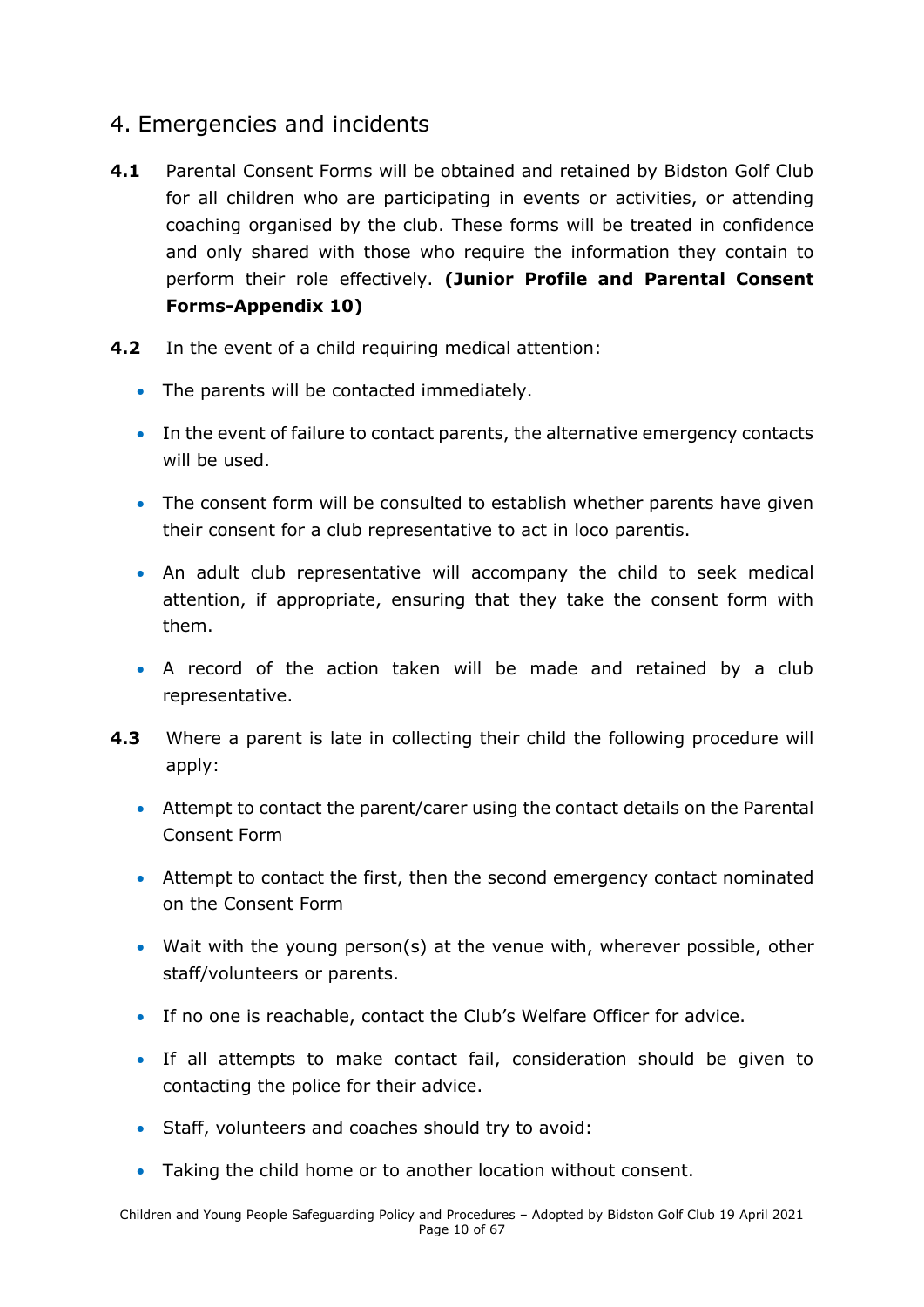## 4. Emergencies and incidents

**4.1** Parental Consent Forms will be obtained and retained by Bidston Golf Club for all children who are participating in events or activities, or attending coaching organised by the club. These forms will be treated in confidence and only shared with those who require the information they contain to perform their role effectively. **(Junior Profile and Parental Consent Forms-Appendix 10)**

**4.2** In the event of a child requiring medical attention:

- The parents will be contacted immediately.
- In the event of failure to contact parents, the alternative emergency contacts will be used.
- The consent form will be consulted to establish whether parents have given their consent for a club representative to act in loco parentis.
- An adult club representative will accompany the child to seek medical attention, if appropriate, ensuring that they take the consent form with them.
- A record of the action taken will be made and retained by a club representative.

**4.3** Where a parent is late in collecting their child the following procedure will apply:

- Attempt to contact the parent/carer using the contact details on the Parental Consent Form
- Attempt to contact the first, then the second emergency contact nominated on the Consent Form
- Wait with the young person(s) at the venue with, wherever possible, other staff/volunteers or parents.
- If no one is reachable, contact the Club's Welfare Officer for advice.
- If all attempts to make contact fail, consideration should be given to contacting the police for their advice.
- Staff, volunteers and coaches should try to avoid:
- Taking the child home or to another location without consent.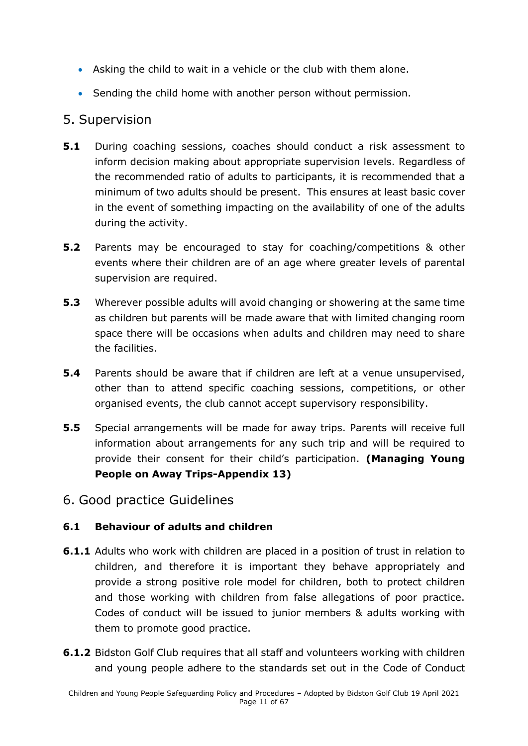- Asking the child to wait in a vehicle or the club with them alone.
- Sending the child home with another person without permission.

## 5. Supervision

**5.1** During coaching sessions, coaches should conduct a risk assessment to inform decision making about appropriate supervision levels. Regardless of the recommended ratio of adults to participants, it is recommended that a minimum of two adults should be present. This ensures at least basic cover in the event of something impacting on the availability of one of the adults during the activity.

**5.2** Parents may be encouraged to stay for coaching/competitions & other events where their children are of an age where greater levels of parental supervision are required.

**5.3** Wherever possible adults will avoid changing or showering at the same time as children but parents will be made aware that with limited changing room space there will be occasions when adults and children may need to share the facilities.

**5.4** Parents should be aware that if children are left at a venue unsupervised, other than to attend specific coaching sessions, competitions, or other organised events, the club cannot accept supervisory responsibility.

**5.5** Special arrangements will be made for away trips. Parents will receive full information about arrangements for any such trip and will be required to provide their consent for their child's participation. **(Managing Young People on Away Trips-Appendix 13)**

## 6. Good practice Guidelines

### 6.1 Behaviour of adults and children

**6.1.1** Adults who work with children are placed in a position of trust in relation to children, and therefore it is important they behave appropriately and provide a strong positive role model for children, both to protect children and those working with children from false allegations of poor practice. Codes of conduct will be issued to junior members & adults working with them to promote good practice.

**6.1.2** Bidston Golf Club requires that all staff and volunteers working with children and young people adhere to the standards set out in the Code of Conduct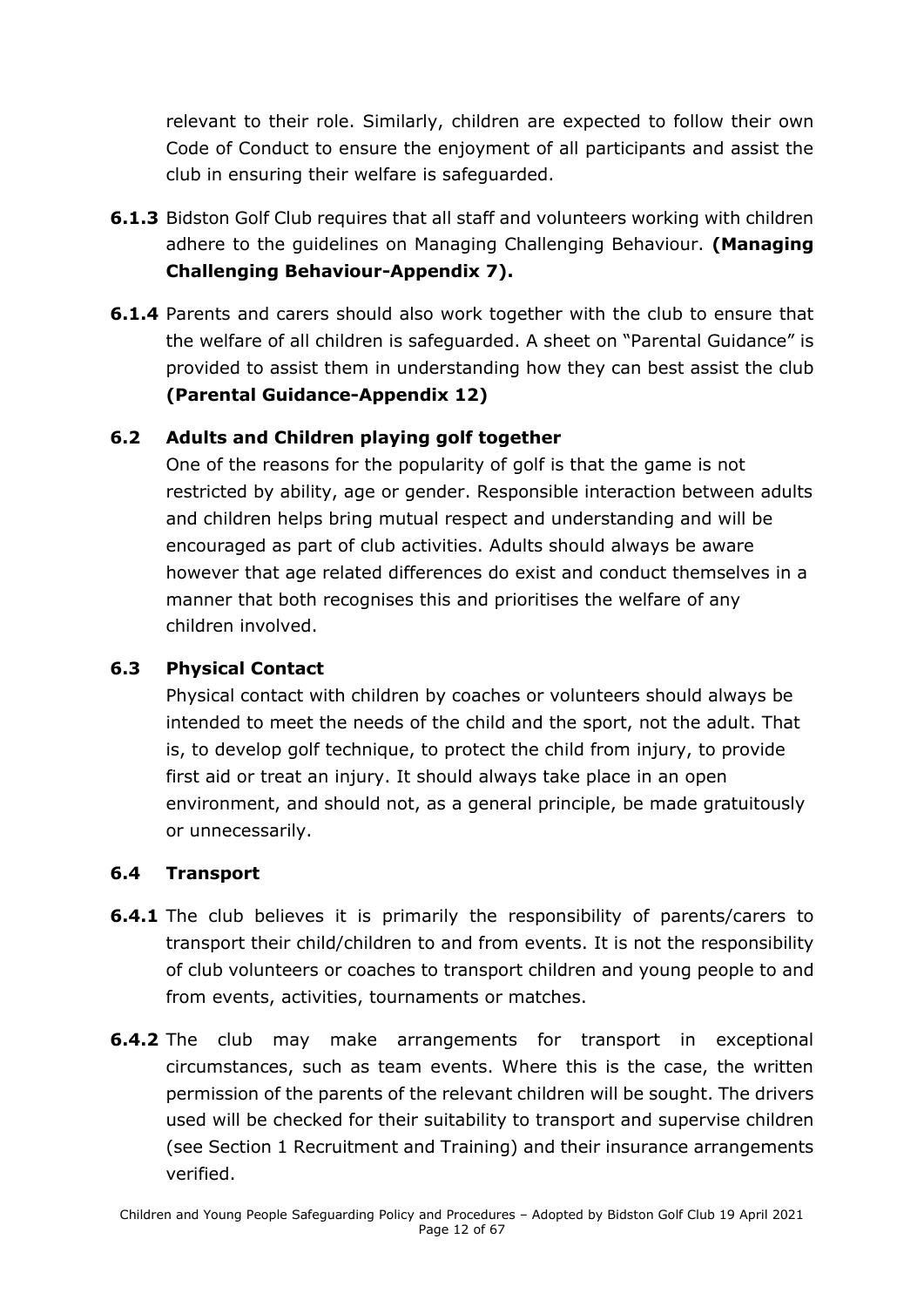relevant to their role. Similarly, children are expected to follow their own Code of Conduct to ensure the enjoyment of all participants and assist the club in ensuring their welfare is safeguarded.

**6.1.3** Bidston Golf Club requires that all staff and volunteers working with children adhere to the guidelines on Managing Challenging Behaviour. **(Managing Challenging Behaviour-Appendix 7).**

**6.1.4** Parents and carers should also work together with the club to ensure that the welfare of all children is safeguarded. A sheet on "Parental Guidance" is provided to assist them in understanding how they can best assist the club **(Parental Guidance-Appendix 12)**

### 6.2 Adults and Children playing golf together

One of the reasons for the popularity of golf is that the game is not restricted by ability, age or gender. Responsible interaction between adults and children helps bring mutual respect and understanding and will be encouraged as part of club activities. Adults should always be aware however that age related differences do exist and conduct themselves in a manner that both recognises this and prioritises the welfare of any children involved.

### 6.3 Physical Contact

Physical contact with children by coaches or volunteers should always be intended to meet the needs of the child and the sport, not the adult. That is, to develop golf technique, to protect the child from injury, to provide first aid or treat an injury. It should always take place in an open environment, and should not, as a general principle, be made gratuitously or unnecessarily.

### 6.4 Transport

**6.4.1** The club believes it is primarily the responsibility of parents/carers to transport their child/children to and from events. It is not the responsibility of club volunteers or coaches to transport children and young people to and from events, activities, tournaments or matches.

**6.4.2** The club may make arrangements for transport in exceptional circumstances, such as team events. Where this is the case, the written permission of the parents of the relevant children will be sought. The drivers used will be checked for their suitability to transport and supervise children (see Section 1 Recruitment and Training) and their insurance arrangements verified.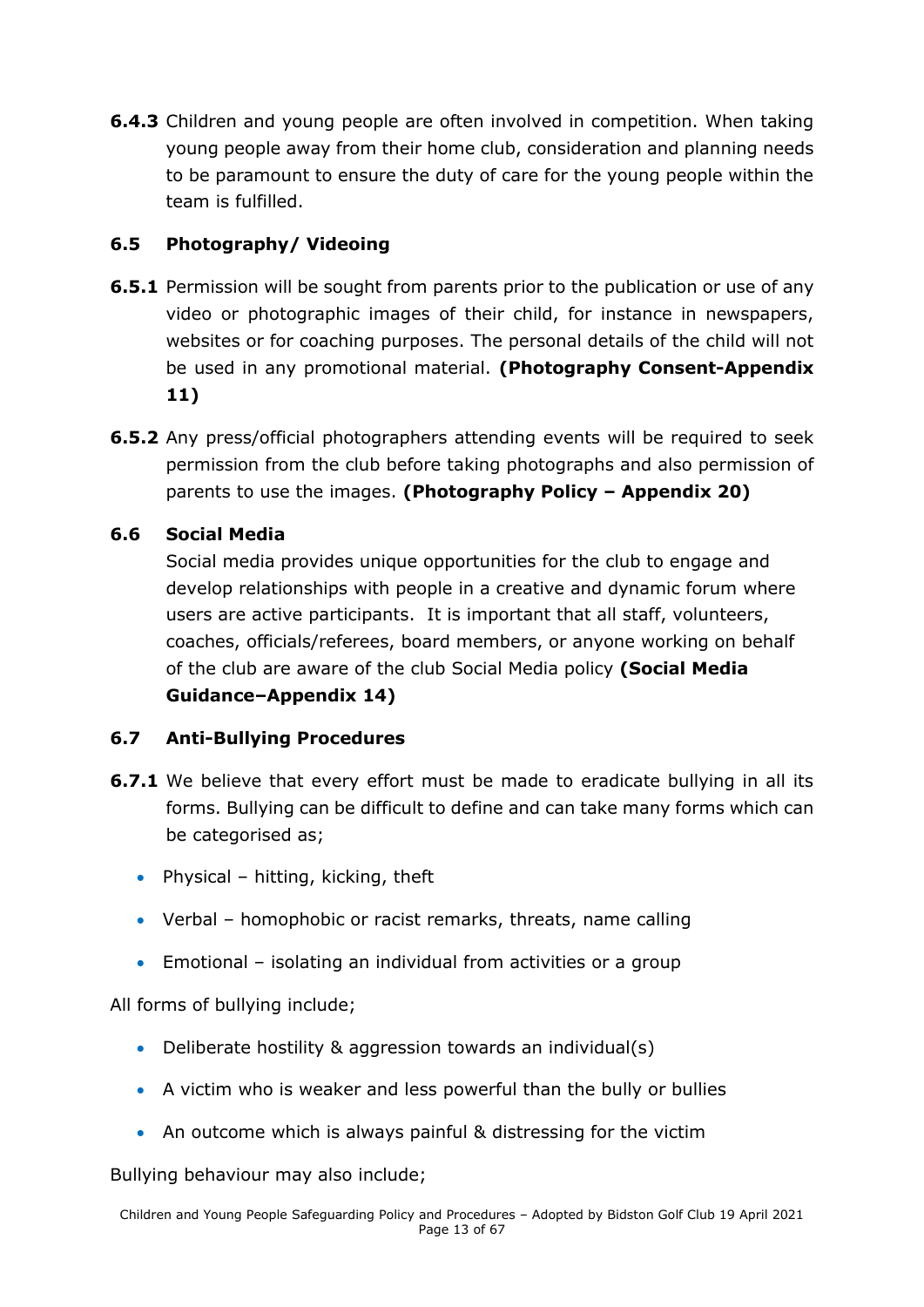**6.4.3** Children and young people are often involved in competition. When taking young people away from their home club, consideration and planning needs to be paramount to ensure the duty of care for the young people within the team is fulfilled.

### 6.5 Photography/ Videoing

**6.5.1** Permission will be sought from parents prior to the publication or use of any video or photographic images of their child, for instance in newspapers, websites or for coaching purposes. The personal details of the child will not be used in any promotional material. **(Photography Consent-Appendix 11)**

**6.5.2** Any press/official photographers attending events will be required to seek permission from the club before taking photographs and also permission of parents to use the images. **(Photography Policy – Appendix 20)**

### 6.6 Social Media

Social media provides unique opportunities for the club to engage and develop relationships with people in a creative and dynamic forum where users are active participants. It is important that all staff, volunteers, coaches, officials/referees, board members, or anyone working on behalf of the club are aware of the club Social Media policy **(Social Media Guidance–Appendix 14)**

### 6.7 Anti-Bullying Procedures

**6.7.1** We believe that every effort must be made to eradicate bullying in all its forms. Bullying can be difficult to define and can take many forms which can be categorised as;

- Physical – hitting, kicking, theft
- Verbal – homophobic or racist remarks, threats, name calling
- Emotional – isolating an individual from activities or a group

All forms of bullying include;

- Deliberate hostility & aggression towards an individual(s)
- A victim who is weaker and less powerful than the bully or bullies
- An outcome which is always painful & distressing for the victim

Bullying behaviour may also include;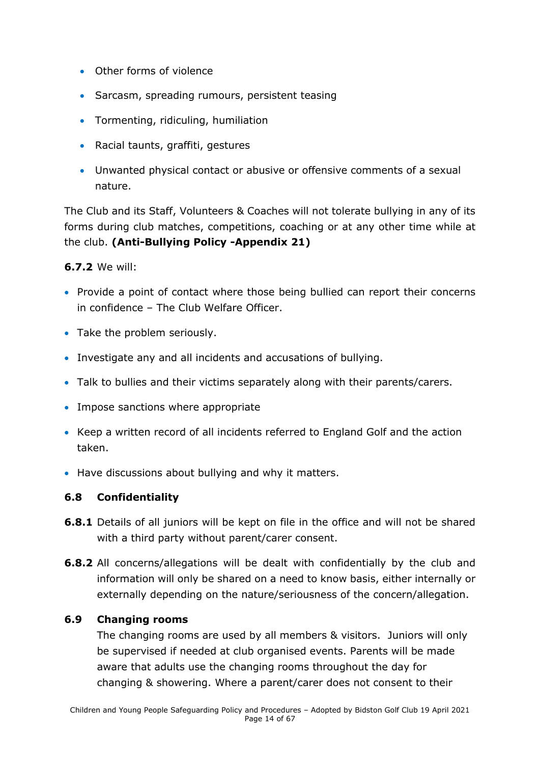- Other forms of violence
- Sarcasm, spreading rumours, persistent teasing
- Tormenting, ridiculing, humiliation
- Racial taunts, graffiti, gestures
- Unwanted physical contact or abusive or offensive comments of a sexual nature.

The Club and its Staff, Volunteers & Coaches will not tolerate bullying in any of its forms during club matches, competitions, coaching or at any other time while at the club. **(Anti-Bullying Policy -Appendix 21)**

**6.7.2** We will:

- Provide a point of contact where those being bullied can report their concerns in confidence – The Club Welfare Officer.
- Take the problem seriously.
- Investigate any and all incidents and accusations of bullying.
- Talk to bullies and their victims separately along with their parents/carers.
- Impose sanctions where appropriate
- Keep a written record of all incidents referred to England Golf and the action taken.
- Have discussions about bullying and why it matters.

### 6.8 Confidentiality

**6.8.1** Details of all juniors will be kept on file in the office and will not be shared with a third party without parent/carer consent.

**6.8.2** All concerns/allegations will be dealt with confidentially by the club and information will only be shared on a need to know basis, either internally or externally depending on the nature/seriousness of the concern/allegation.

### 6.9 Changing rooms

The changing rooms are used by all members & visitors. Juniors will only be supervised if needed at club organised events. Parents will be made aware that adults use the changing rooms throughout the day for changing & showering. Where a parent/carer does not consent to their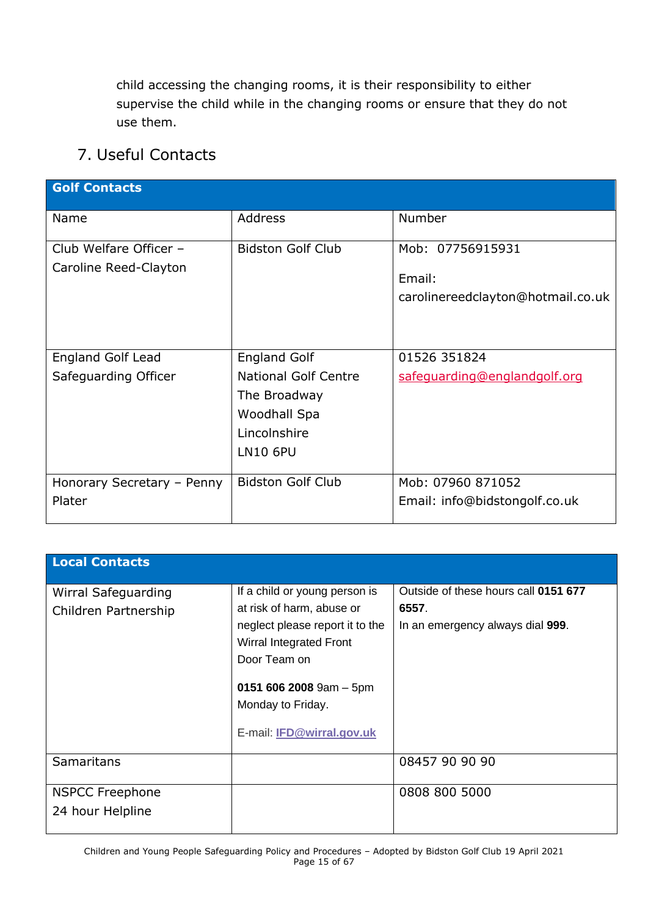child accessing the changing rooms, it is their responsibility to either supervise the child while in the changing rooms or ensure that they do not use them.

## 7. Useful Contacts

| **Golf Contacts** | | |
|---|---|---|
| Name | Address | Number |
| Club Welfare Officer – Caroline Reed-Clayton | Bidston Golf Club | Mob: 07756915931<br><br>Email: carolinereedclayton@hotmail.co.uk |
| England Golf Lead Safeguarding Officer | England Golf<br>National Golf Centre<br>The Broadway<br>Woodhall Spa<br>Lincolnshire<br>LN10 6PU | 01526 351824<br>safeguarding@englandgolf.org |
| Honorary Secretary – Penny Plater | Bidston Golf Club | Mob: 07960 871052<br>Email: info@bidstongolf.co.uk |

| **Local Contacts** | | |
|---|---|---|
| Wirral Safeguarding Children Partnership | If a child or young person is at risk of harm, abuse or neglect please report it to the Wirral Integrated Front Door Team on<br><br>**0151 606 2008** 9am – 5pm Monday to Friday.<br><br>E-mail: **IFD@wirral.gov.uk** | Outside of these hours call **0151 677 6557**.<br>In an emergency always dial **999**. |
| Samaritans | | 08457 90 90 90 |
| NSPCC Freephone 24 hour Helpline | | 0808 800 5000 |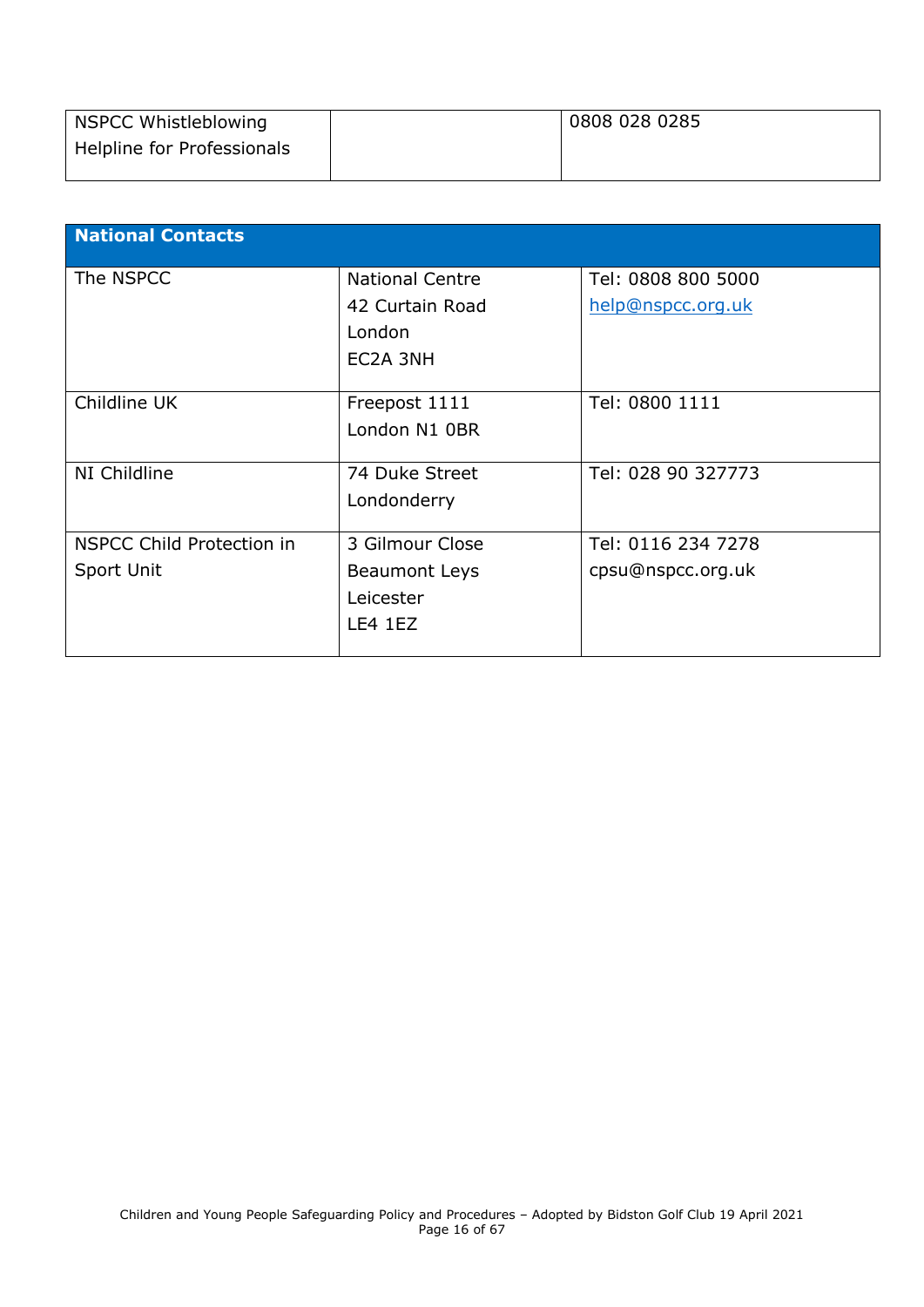| NSPCC Whistleblowing Helpline for Professionals | | 0808 028 0285 |
|---|---|---|

| National Contacts | | |
|---|---|---|
| The NSPCC | National Centre<br>42 Curtain Road<br>London<br>EC2A 3NH | Tel: 0808 800 5000<br>help@nspcc.org.uk |
| Childline UK | Freepost 1111<br>London N1 0BR | Tel: 0800 1111 |
| NI Childline | 74 Duke Street<br>Londonderry | Tel: 028 90 327773 |
| NSPCC Child Protection in Sport Unit | 3 Gilmour Close<br>Beaumont Leys<br>Leicester<br>LE4 1EZ | Tel: 0116 234 7278<br>cpsu@nspcc.org.uk |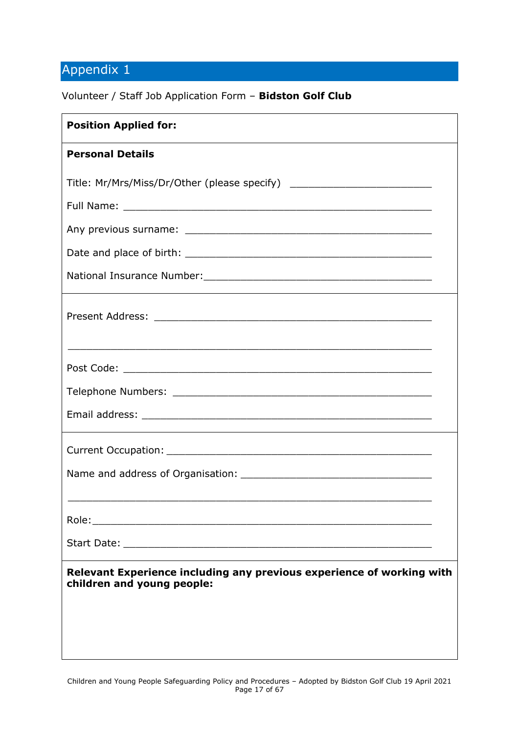# Appendix 1

Volunteer / Staff Job Application Form – **Bidston Golf Club**

**Position Applied for:**

---

**Personal Details**

Title: Mr/Mrs/Miss/Dr/Other (please specify) ________________________

Full Name: ____________________________________________________

Any previous surname: __________________________________________

Date and place of birth: _________________________________________

National Insurance Number:_______________________________________

---

Present Address: _______________________________________________

______________________________________________________________

Post Code: ____________________________________________________

Telephone Numbers: ____________________________________________

Email address: _________________________________________________

---

Current Occupation: _____________________________________________

Name and address of Organisation: ________________________________

______________________________________________________________

Role:_________________________________________________________

Start Date: ____________________________________________________

---

**Relevant Experience including any previous experience of working with children and young people:**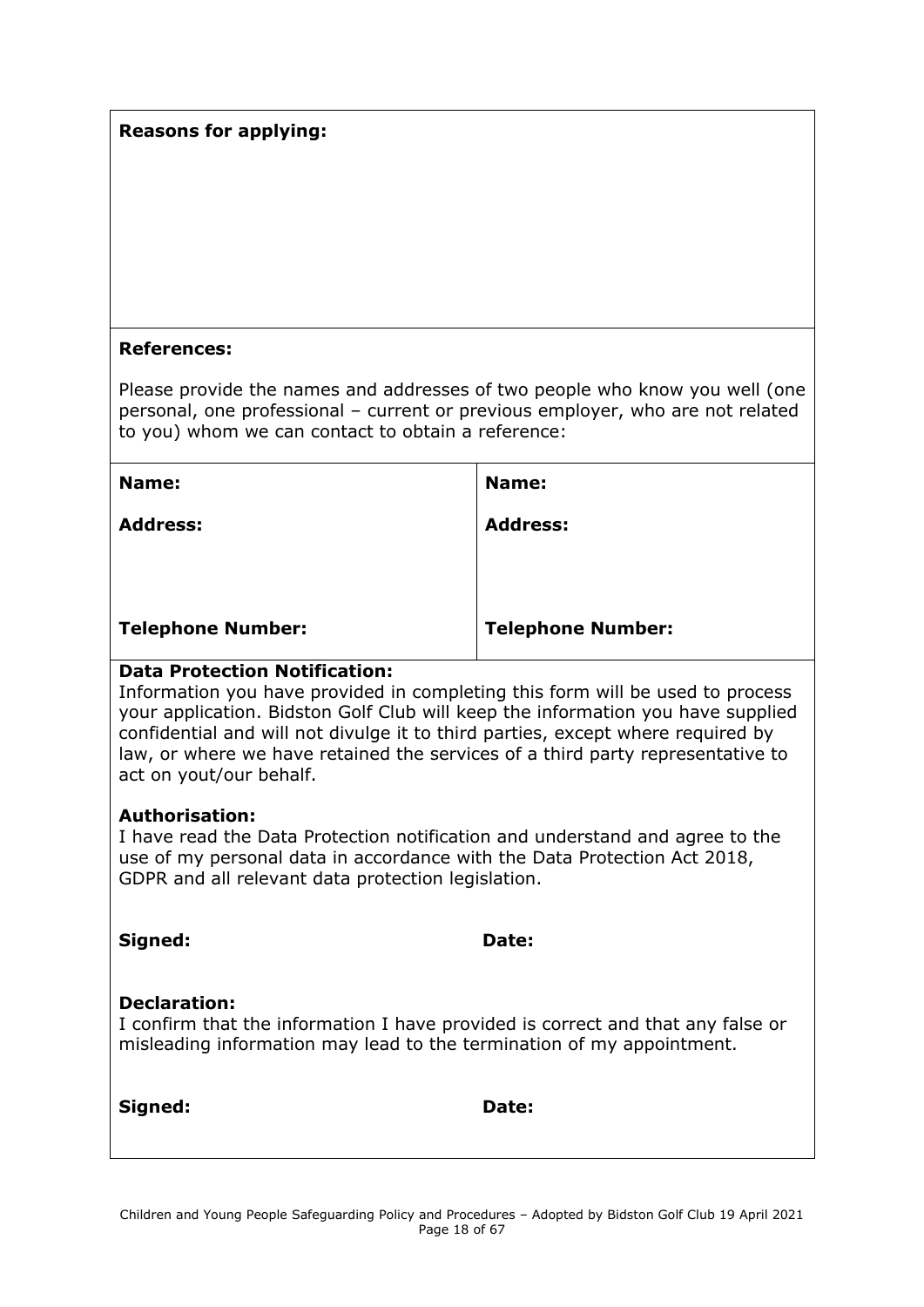**Reasons for applying:**

**References:**

Please provide the names and addresses of two people who know you well (one personal, one professional – current or previous employer, who are not related to you) whom we can contact to obtain a reference:

| **Name:** | **Name:** |
|---|---|
| **Address:** | **Address:** |
| **Telephone Number:** | **Telephone Number:** |

**Data Protection Notification:**
Information you have provided in completing this form will be used to process your application. Bidston Golf Club will keep the information you have supplied confidential and will not divulge it to third parties, except where required by law, or where we have retained the services of a third party representative to act on yout/our behalf.

**Authorisation:**
I have read the Data Protection notification and understand and agree to the use of my personal data in accordance with the Data Protection Act 2018, GDPR and all relevant data protection legislation.

**Signed:** **Date:**

**Declaration:**
I confirm that the information I have provided is correct and that any false or misleading information may lead to the termination of my appointment.

**Signed:** **Date:**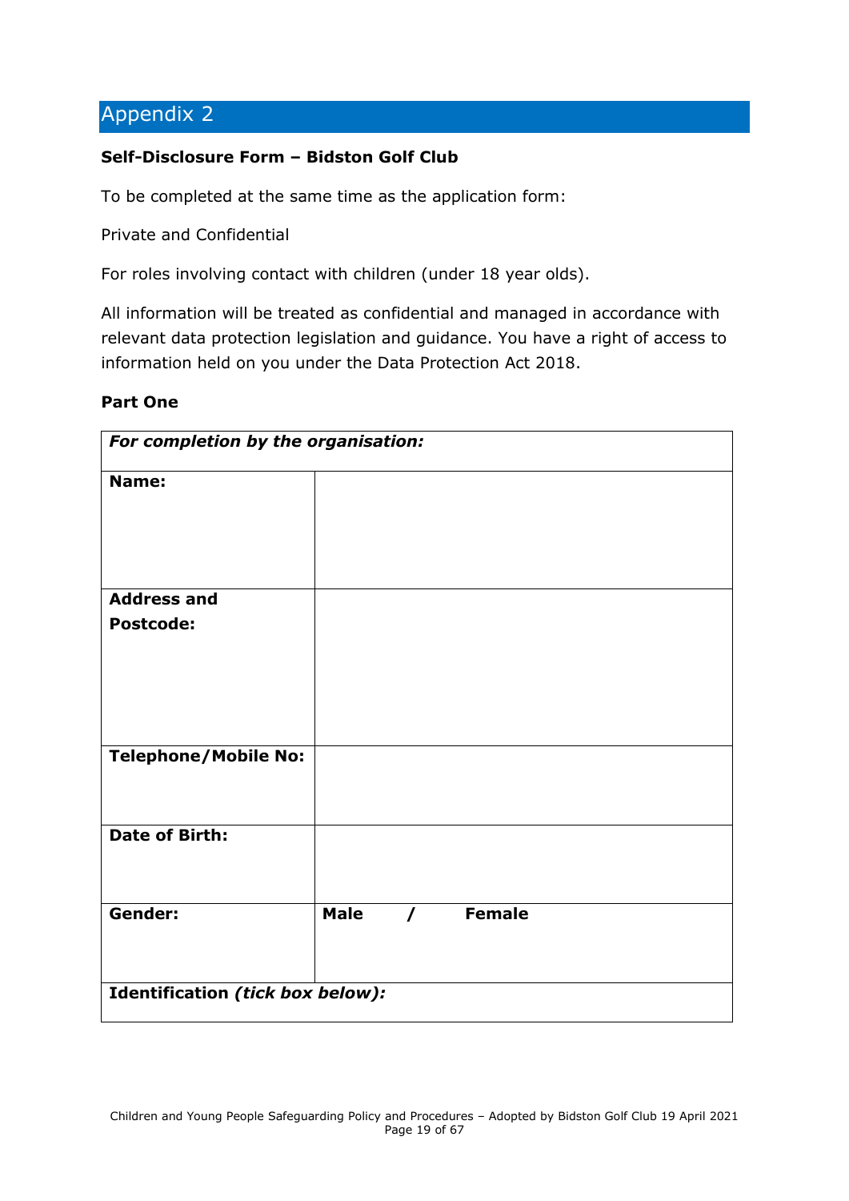## Appendix 2

**Self-Disclosure Form – Bidston Golf Club**

To be completed at the same time as the application form:

Private and Confidential

For roles involving contact with children (under 18 year olds).

All information will be treated as confidential and managed in accordance with relevant data protection legislation and guidance. You have a right of access to information held on you under the Data Protection Act 2018.

**Part One**

| ***For completion by the organisation:*** | |
|---|---|
| **Name:** | |
| **Address and Postcode:** | |
| **Telephone/Mobile No:** | |
| **Date of Birth:** | |
| **Gender:** | **Male / Female** |
| **Identification *(tick box below):*** | |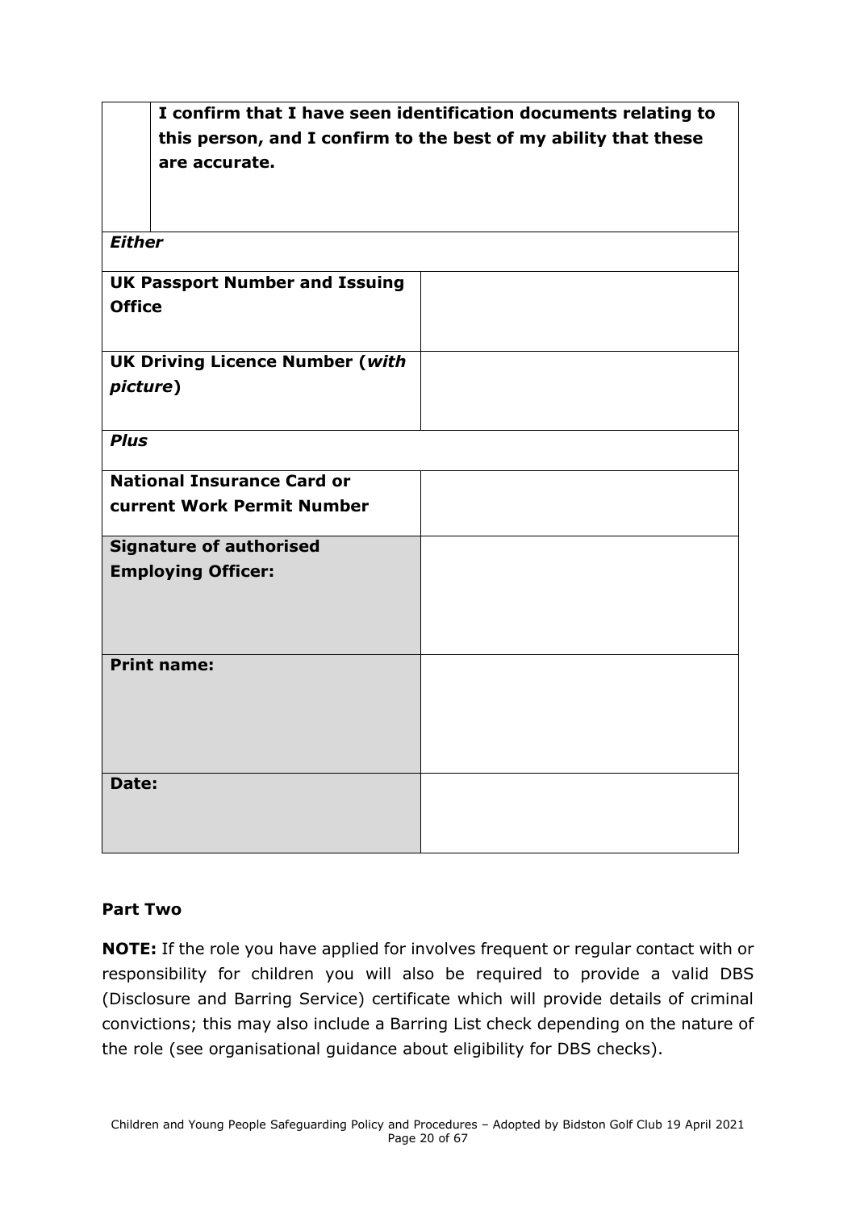|  | **I confirm that I have seen identification documents relating to this person, and I confirm to the best of my ability that these are accurate.** |
|---|---|
| ***Either*** | |
| **UK Passport Number and Issuing Office** | |
| **UK Driving Licence Number (*with picture*)** | |
| ***Plus*** | |
| **National Insurance Card or current Work Permit Number** | |
| **Signature of authorised Employing Officer:** | |
| **Print name:** | |
| **Date:** | |

**Part Two**

**NOTE:** If the role you have applied for involves frequent or regular contact with or responsibility for children you will also be required to provide a valid DBS (Disclosure and Barring Service) certificate which will provide details of criminal convictions; this may also include a Barring List check depending on the nature of the role (see organisational guidance about eligibility for DBS checks).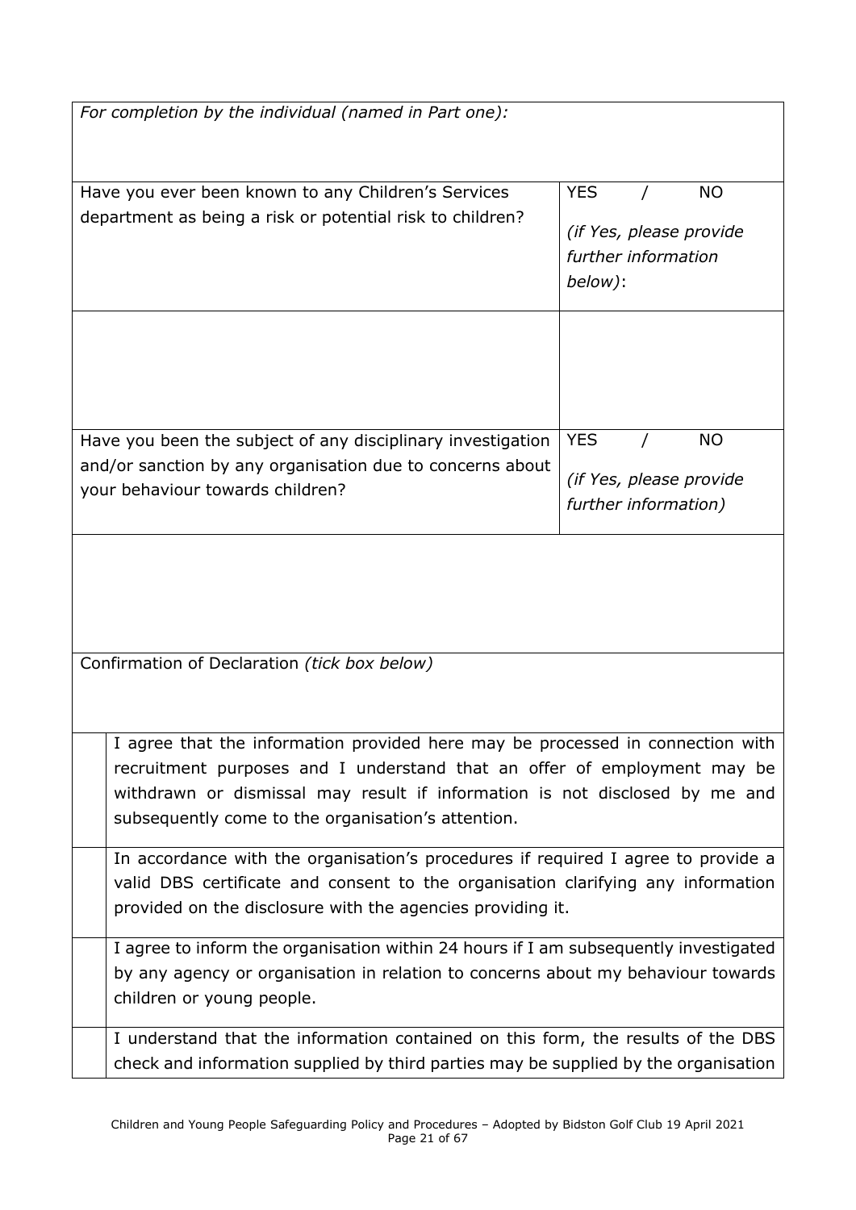| *For completion by the individual (named in Part one):* | |
|---|---|
| Have you ever been known to any Children's Services department as being a risk or potential risk to children? | YES / NO *(if Yes, please provide further information below)*: |
| | |
| Have you been the subject of any disciplinary investigation and/or sanction by any organisation due to concerns about your behaviour towards children? | YES / NO *(if Yes, please provide further information)* |
| | |

| Confirmation of Declaration *(tick box below)* | |
|---|---|
| | I agree that the information provided here may be processed in connection with recruitment purposes and I understand that an offer of employment may be withdrawn or dismissal may result if information is not disclosed by me and subsequently come to the organisation's attention. |
| | In accordance with the organisation's procedures if required I agree to provide a valid DBS certificate and consent to the organisation clarifying any information provided on the disclosure with the agencies providing it. |
| | I agree to inform the organisation within 24 hours if I am subsequently investigated by any agency or organisation in relation to concerns about my behaviour towards children or young people. |
| | I understand that the information contained on this form, the results of the DBS check and information supplied by third parties may be supplied by the organisation |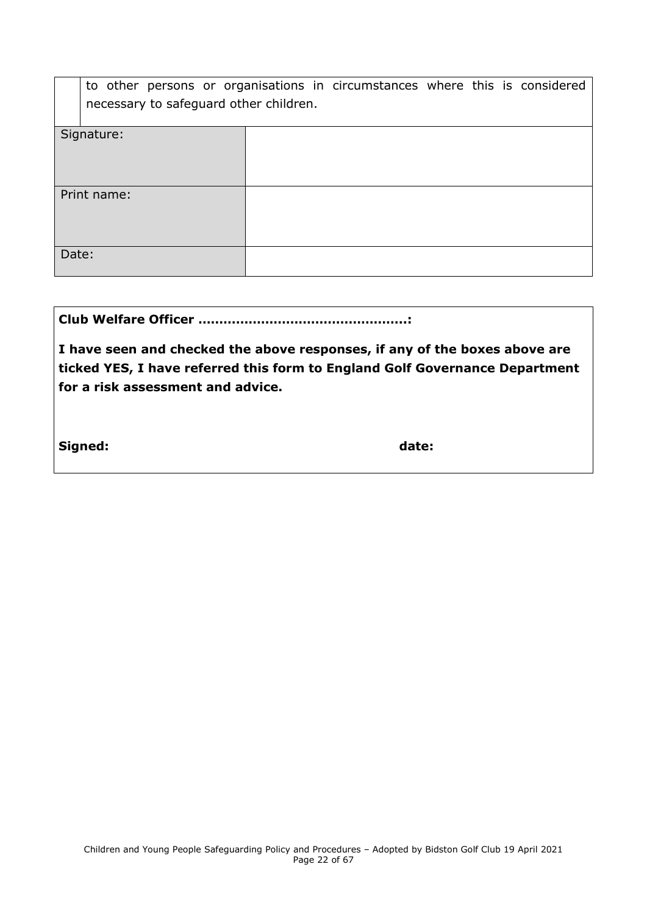|  | to other persons or organisations in circumstances where this is considered necessary to safeguard other children. |
| --- | --- |

| Signature: |  |
| --- | --- |
| Print name: |  |
| Date: |  |

**Club Welfare Officer ……………………………………………:**

**I have seen and checked the above responses, if any of the boxes above are ticked YES, I have referred this form to England Golf Governance Department for a risk assessment and advice.**

**Signed:** **date:**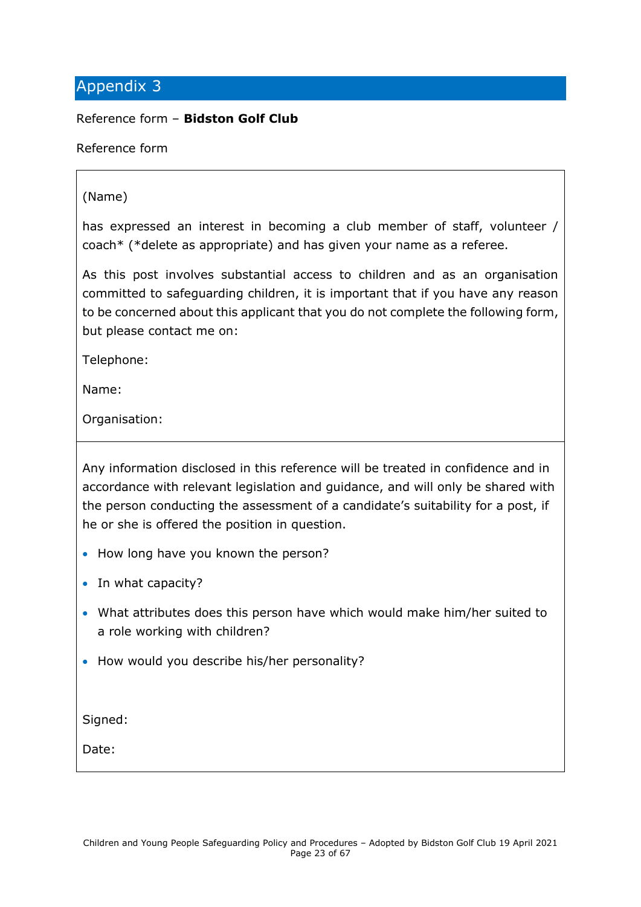## Appendix 3

Reference form – **Bidston Golf Club**

Reference form

(Name)

has expressed an interest in becoming a club member of staff, volunteer / coach* (*delete as appropriate) and has given your name as a referee.

As this post involves substantial access to children and as an organisation committed to safeguarding children, it is important that if you have any reason to be concerned about this applicant that you do not complete the following form, but please contact me on:

Telephone:

Name:

Organisation:

---

Any information disclosed in this reference will be treated in confidence and in accordance with relevant legislation and guidance, and will only be shared with the person conducting the assessment of a candidate's suitability for a post, if he or she is offered the position in question.

- How long have you known the person?
- In what capacity?
- What attributes does this person have which would make him/her suited to a role working with children?
- How would you describe his/her personality?

Signed:

Date: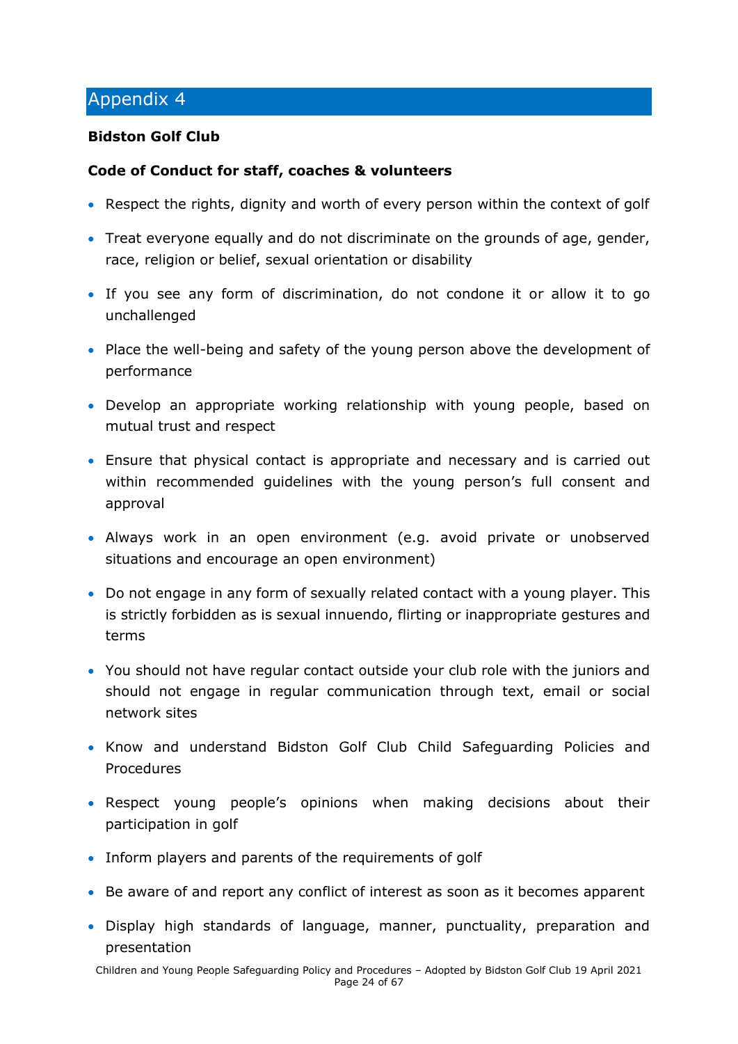# Appendix 4

**Bidston Golf Club**

**Code of Conduct for staff, coaches & volunteers**

- Respect the rights, dignity and worth of every person within the context of golf
- Treat everyone equally and do not discriminate on the grounds of age, gender, race, religion or belief, sexual orientation or disability
- If you see any form of discrimination, do not condone it or allow it to go unchallenged
- Place the well-being and safety of the young person above the development of performance
- Develop an appropriate working relationship with young people, based on mutual trust and respect
- Ensure that physical contact is appropriate and necessary and is carried out within recommended guidelines with the young person's full consent and approval
- Always work in an open environment (e.g. avoid private or unobserved situations and encourage an open environment)
- Do not engage in any form of sexually related contact with a young player. This is strictly forbidden as is sexual innuendo, flirting or inappropriate gestures and terms
- You should not have regular contact outside your club role with the juniors and should not engage in regular communication through text, email or social network sites
- Know and understand Bidston Golf Club Child Safeguarding Policies and Procedures
- Respect young people's opinions when making decisions about their participation in golf
- Inform players and parents of the requirements of golf
- Be aware of and report any conflict of interest as soon as it becomes apparent
- Display high standards of language, manner, punctuality, preparation and presentation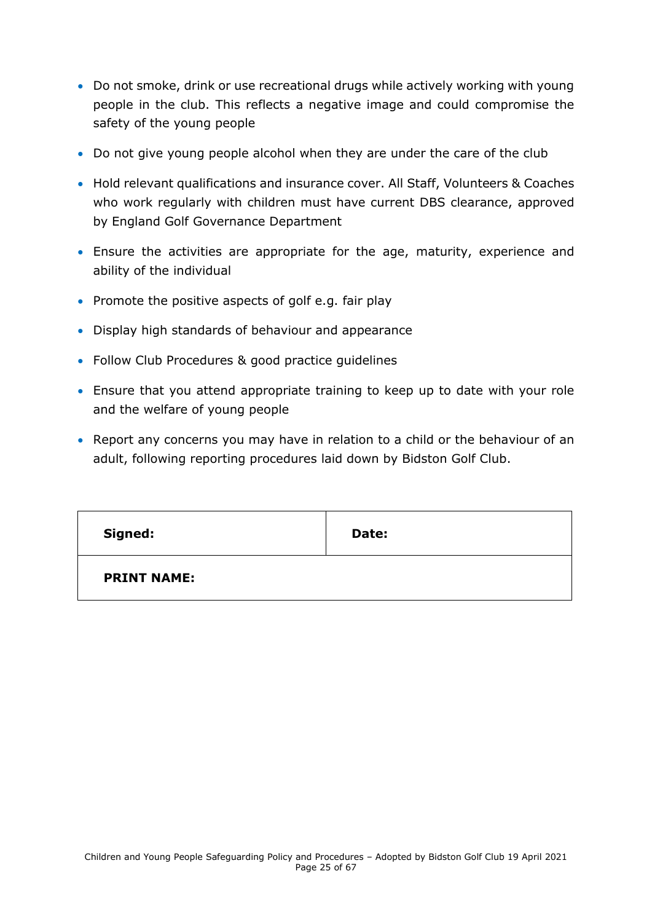- Do not smoke, drink or use recreational drugs while actively working with young people in the club. This reflects a negative image and could compromise the safety of the young people
- Do not give young people alcohol when they are under the care of the club
- Hold relevant qualifications and insurance cover. All Staff, Volunteers & Coaches who work regularly with children must have current DBS clearance, approved by England Golf Governance Department
- Ensure the activities are appropriate for the age, maturity, experience and ability of the individual
- Promote the positive aspects of golf e.g. fair play
- Display high standards of behaviour and appearance
- Follow Club Procedures & good practice guidelines
- Ensure that you attend appropriate training to keep up to date with your role and the welfare of young people
- Report any concerns you may have in relation to a child or the behaviour of an adult, following reporting procedures laid down by Bidston Golf Club.

| **Signed:** | **Date:** |
|---|---|
| **PRINT NAME:** | |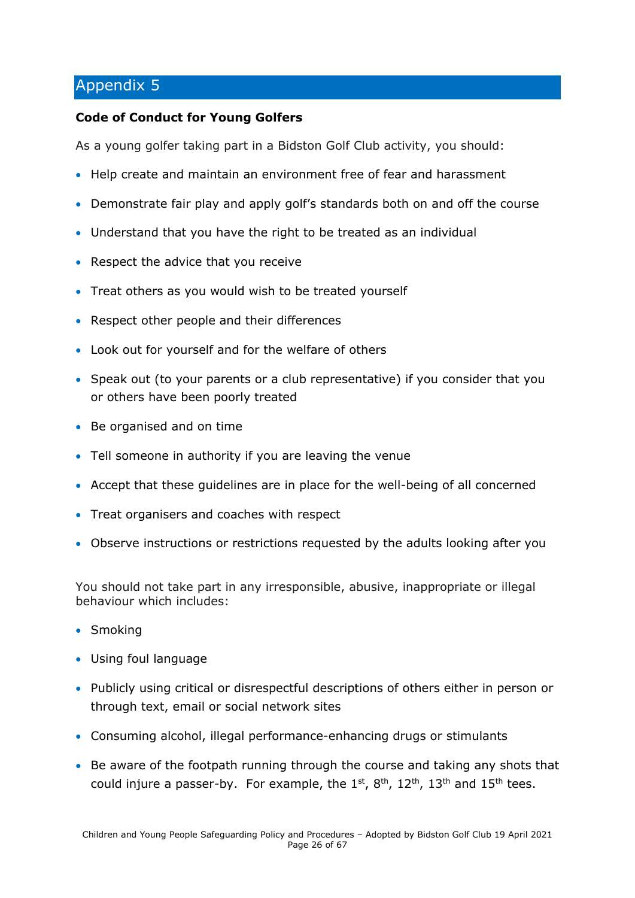# Appendix 5

**Code of Conduct for Young Golfers**

As a young golfer taking part in a Bidston Golf Club activity, you should:

- Help create and maintain an environment free of fear and harassment
- Demonstrate fair play and apply golf's standards both on and off the course
- Understand that you have the right to be treated as an individual
- Respect the advice that you receive
- Treat others as you would wish to be treated yourself
- Respect other people and their differences
- Look out for yourself and for the welfare of others
- Speak out (to your parents or a club representative) if you consider that you or others have been poorly treated
- Be organised and on time
- Tell someone in authority if you are leaving the venue
- Accept that these guidelines are in place for the well-being of all concerned
- Treat organisers and coaches with respect
- Observe instructions or restrictions requested by the adults looking after you

You should not take part in any irresponsible, abusive, inappropriate or illegal behaviour which includes:

- Smoking
- Using foul language
- Publicly using critical or disrespectful descriptions of others either in person or through text, email or social network sites
- Consuming alcohol, illegal performance-enhancing drugs or stimulants
- Be aware of the footpath running through the course and taking any shots that could injure a passer-by. For example, the 1st, 8th, 12th, 13th and 15th tees.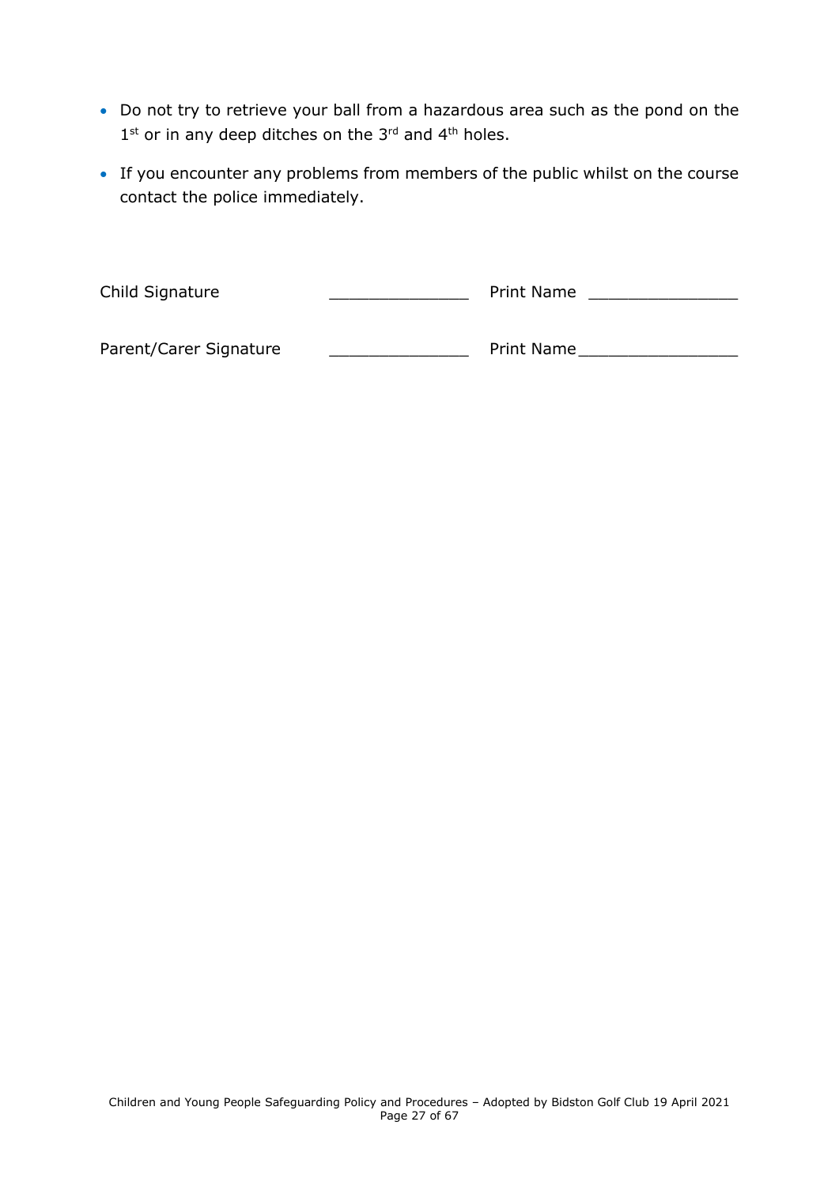- Do not try to retrieve your ball from a hazardous area such as the pond on the 1st or in any deep ditches on the 3rd and 4th holes.
- If you encounter any problems from members of the public whilst on the course contact the police immediately.

Child Signature ______________ Print Name _______________

Parent/Carer Signature ______________ Print Name________________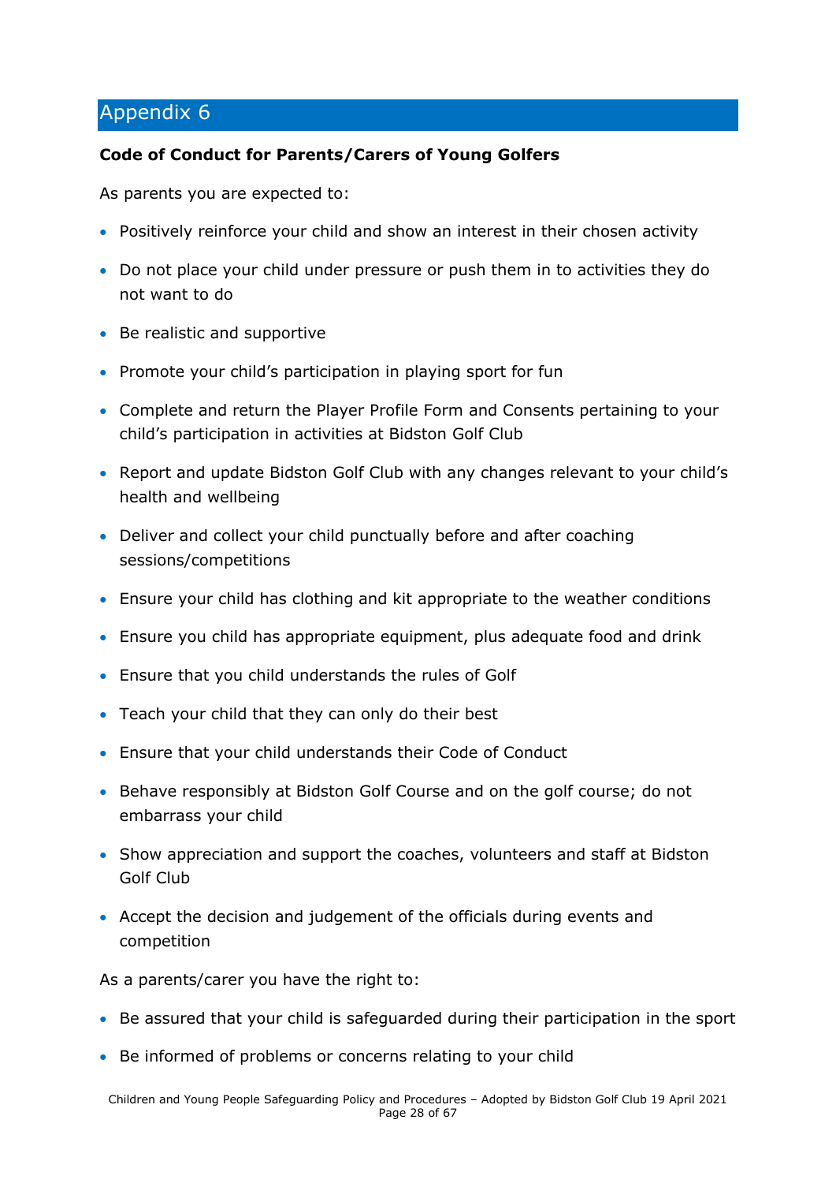# Appendix 6

**Code of Conduct for Parents/Carers of Young Golfers**

As parents you are expected to:

- Positively reinforce your child and show an interest in their chosen activity
- Do not place your child under pressure or push them in to activities they do not want to do
- Be realistic and supportive
- Promote your child's participation in playing sport for fun
- Complete and return the Player Profile Form and Consents pertaining to your child's participation in activities at Bidston Golf Club
- Report and update Bidston Golf Club with any changes relevant to your child's health and wellbeing
- Deliver and collect your child punctually before and after coaching sessions/competitions
- Ensure your child has clothing and kit appropriate to the weather conditions
- Ensure you child has appropriate equipment, plus adequate food and drink
- Ensure that you child understands the rules of Golf
- Teach your child that they can only do their best
- Ensure that your child understands their Code of Conduct
- Behave responsibly at Bidston Golf Course and on the golf course; do not embarrass your child
- Show appreciation and support the coaches, volunteers and staff at Bidston Golf Club
- Accept the decision and judgement of the officials during events and competition

As a parents/carer you have the right to:

- Be assured that your child is safeguarded during their participation in the sport
- Be informed of problems or concerns relating to your child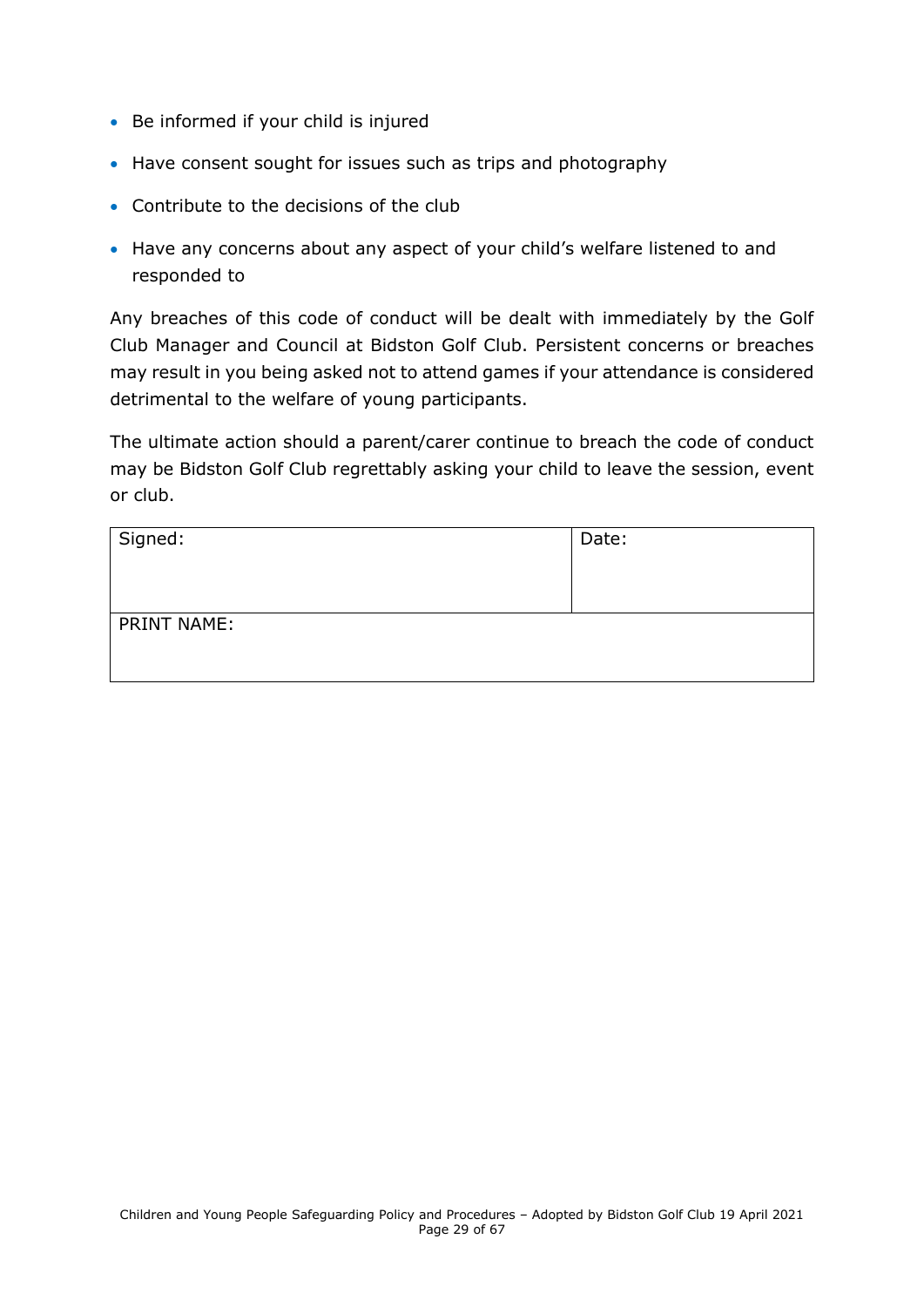- Be informed if your child is injured
- Have consent sought for issues such as trips and photography
- Contribute to the decisions of the club
- Have any concerns about any aspect of your child's welfare listened to and responded to

Any breaches of this code of conduct will be dealt with immediately by the Golf Club Manager and Council at Bidston Golf Club. Persistent concerns or breaches may result in you being asked not to attend games if your attendance is considered detrimental to the welfare of young participants.

The ultimate action should a parent/carer continue to breach the code of conduct may be Bidston Golf Club regrettably asking your child to leave the session, event or club.

| Signed: | Date: |
| --- | --- |
| PRINT NAME: | |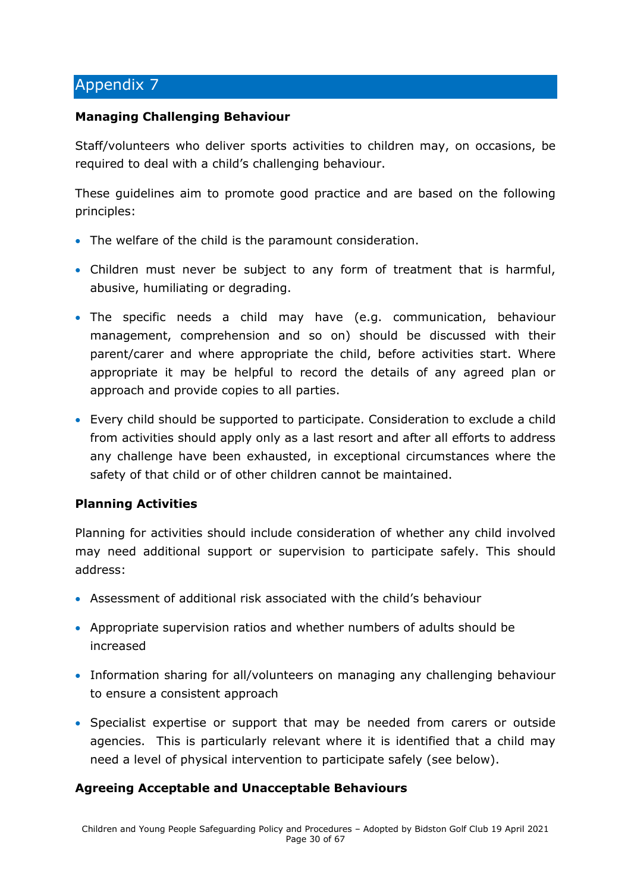# Appendix 7

**Managing Challenging Behaviour**

Staff/volunteers who deliver sports activities to children may, on occasions, be required to deal with a child's challenging behaviour.

These guidelines aim to promote good practice and are based on the following principles:

- The welfare of the child is the paramount consideration.
- Children must never be subject to any form of treatment that is harmful, abusive, humiliating or degrading.
- The specific needs a child may have (e.g. communication, behaviour management, comprehension and so on) should be discussed with their parent/carer and where appropriate the child, before activities start. Where appropriate it may be helpful to record the details of any agreed plan or approach and provide copies to all parties.
- Every child should be supported to participate. Consideration to exclude a child from activities should apply only as a last resort and after all efforts to address any challenge have been exhausted, in exceptional circumstances where the safety of that child or of other children cannot be maintained.

**Planning Activities**

Planning for activities should include consideration of whether any child involved may need additional support or supervision to participate safely. This should address:

- Assessment of additional risk associated with the child's behaviour
- Appropriate supervision ratios and whether numbers of adults should be increased
- Information sharing for all/volunteers on managing any challenging behaviour to ensure a consistent approach
- Specialist expertise or support that may be needed from carers or outside agencies. This is particularly relevant where it is identified that a child may need a level of physical intervention to participate safely (see below).

**Agreeing Acceptable and Unacceptable Behaviours**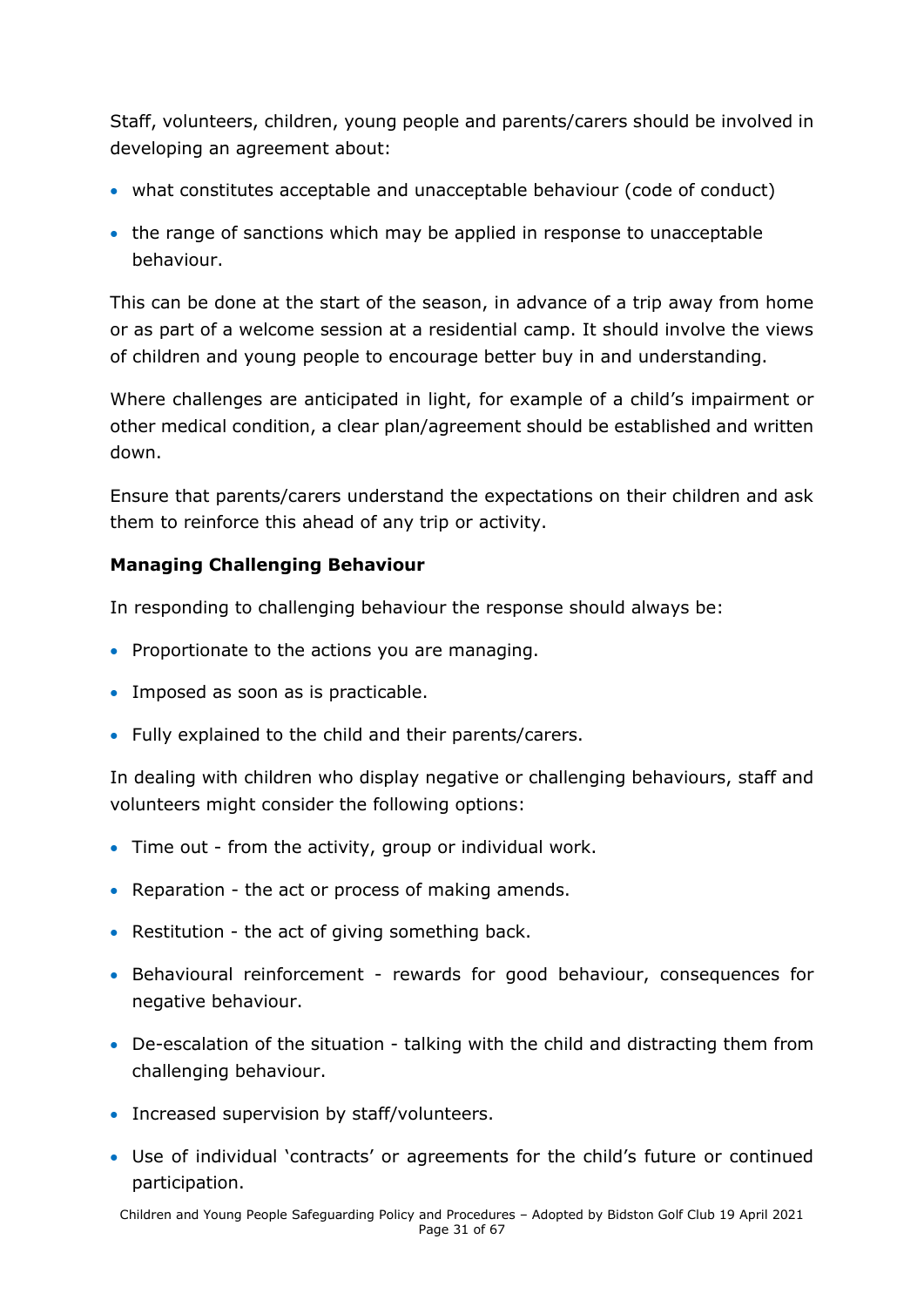Staff, volunteers, children, young people and parents/carers should be involved in developing an agreement about:

- what constitutes acceptable and unacceptable behaviour (code of conduct)
- the range of sanctions which may be applied in response to unacceptable behaviour.

This can be done at the start of the season, in advance of a trip away from home or as part of a welcome session at a residential camp. It should involve the views of children and young people to encourage better buy in and understanding.

Where challenges are anticipated in light, for example of a child's impairment or other medical condition, a clear plan/agreement should be established and written down.

Ensure that parents/carers understand the expectations on their children and ask them to reinforce this ahead of any trip or activity.

**Managing Challenging Behaviour**

In responding to challenging behaviour the response should always be:

- Proportionate to the actions you are managing.
- Imposed as soon as is practicable.
- Fully explained to the child and their parents/carers.

In dealing with children who display negative or challenging behaviours, staff and volunteers might consider the following options:

- Time out - from the activity, group or individual work.
- Reparation - the act or process of making amends.
- Restitution - the act of giving something back.
- Behavioural reinforcement - rewards for good behaviour, consequences for negative behaviour.
- De-escalation of the situation - talking with the child and distracting them from challenging behaviour.
- Increased supervision by staff/volunteers.
- Use of individual 'contracts' or agreements for the child's future or continued participation.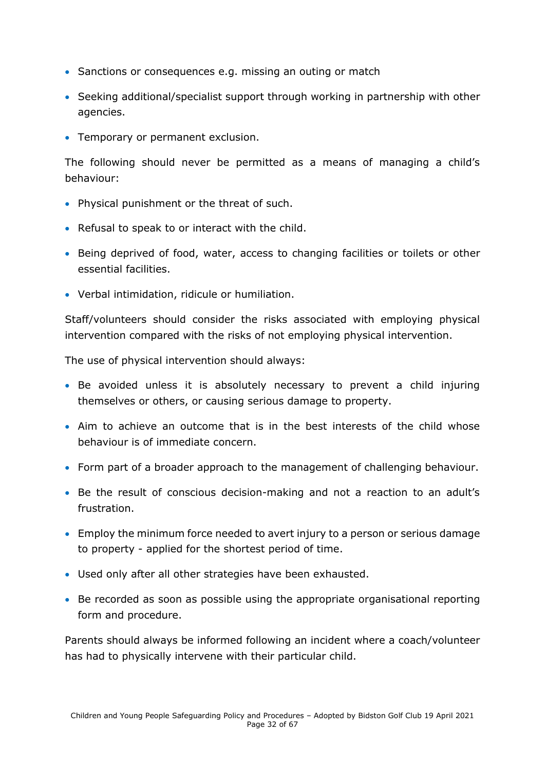- Sanctions or consequences e.g. missing an outing or match
- Seeking additional/specialist support through working in partnership with other agencies.
- Temporary or permanent exclusion.

The following should never be permitted as a means of managing a child's behaviour:

- Physical punishment or the threat of such.
- Refusal to speak to or interact with the child.
- Being deprived of food, water, access to changing facilities or toilets or other essential facilities.
- Verbal intimidation, ridicule or humiliation.

Staff/volunteers should consider the risks associated with employing physical intervention compared with the risks of not employing physical intervention.

The use of physical intervention should always:

- Be avoided unless it is absolutely necessary to prevent a child injuring themselves or others, or causing serious damage to property.
- Aim to achieve an outcome that is in the best interests of the child whose behaviour is of immediate concern.
- Form part of a broader approach to the management of challenging behaviour.
- Be the result of conscious decision-making and not a reaction to an adult's frustration.
- Employ the minimum force needed to avert injury to a person or serious damage to property - applied for the shortest period of time.
- Used only after all other strategies have been exhausted.
- Be recorded as soon as possible using the appropriate organisational reporting form and procedure.

Parents should always be informed following an incident where a coach/volunteer has had to physically intervene with their particular child.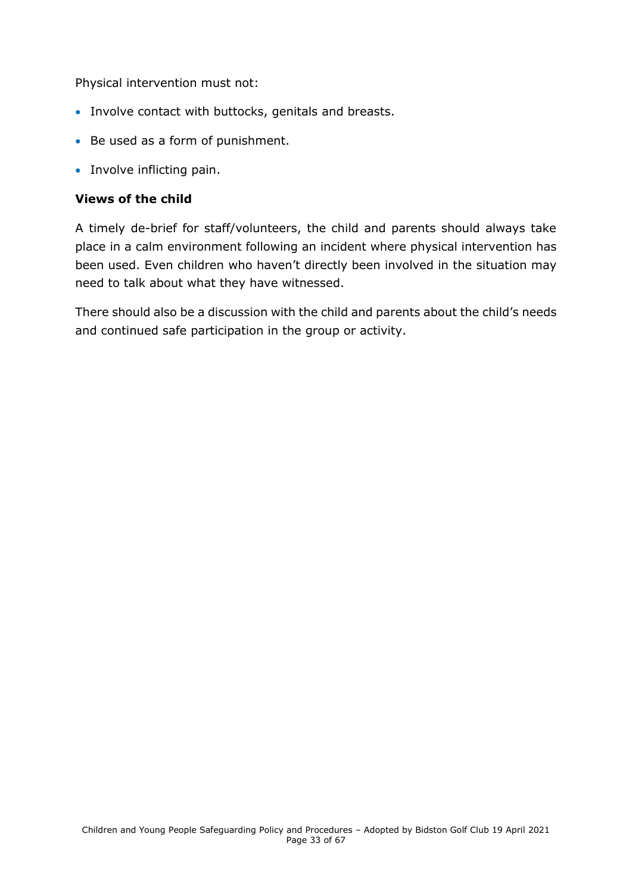Physical intervention must not:

- Involve contact with buttocks, genitals and breasts.
- Be used as a form of punishment.
- Involve inflicting pain.

**Views of the child**

A timely de-brief for staff/volunteers, the child and parents should always take place in a calm environment following an incident where physical intervention has been used. Even children who haven't directly been involved in the situation may need to talk about what they have witnessed.

There should also be a discussion with the child and parents about the child's needs and continued safe participation in the group or activity.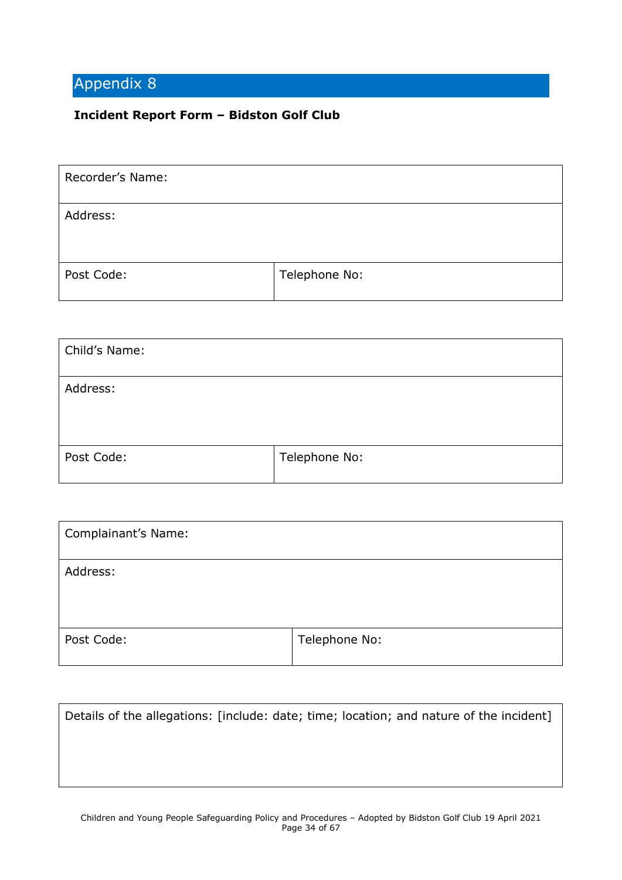# Appendix 8

**Incident Report Form – Bidston Golf Club**

| Recorder's Name: | |
|---|---|
| Address: | |
| Post Code: | Telephone No: |

| Child's Name: | |
|---|---|
| Address: | |
| Post Code: | Telephone No: |

| Complainant's Name: | |
|---|---|
| Address: | |
| Post Code: | Telephone No: |

| Details of the allegations: [include: date; time; location; and nature of the incident] |
|---|
| |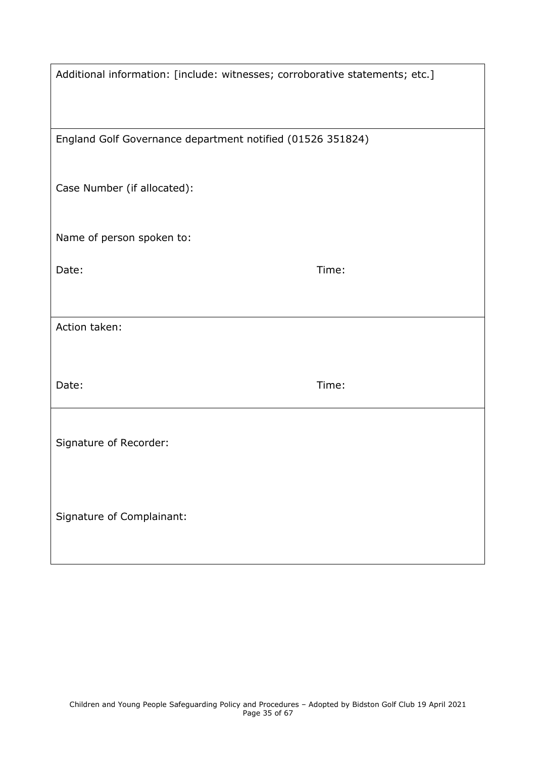| Additional information: [include: witnesses; corroborative statements; etc.] |
| --- |
| England Golf Governance department notified (01526 351824)<br><br>Case Number (if allocated):<br><br>Name of person spoken to:<br><br>Date: Time: |
| Action taken:<br><br>Date: Time: |
| Signature of Recorder:<br><br>Signature of Complainant: |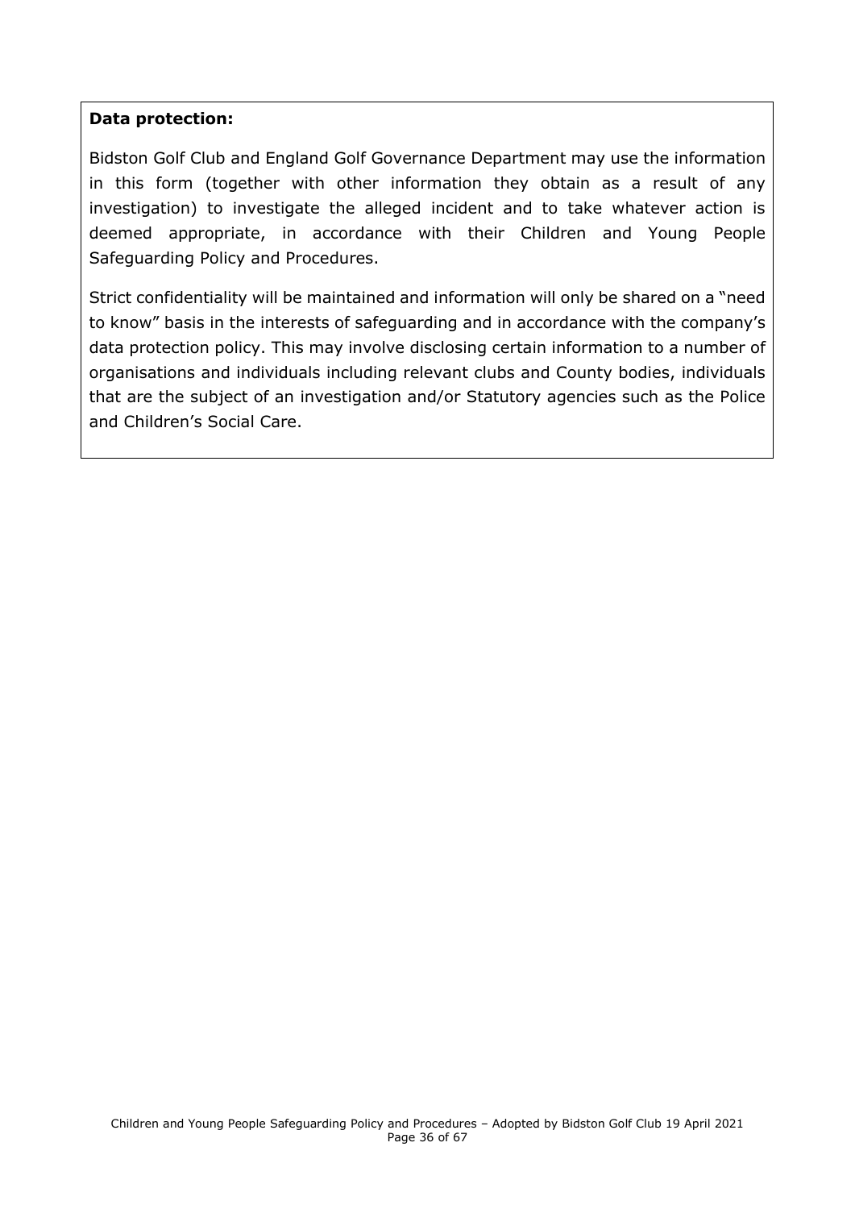**Data protection:**

Bidston Golf Club and England Golf Governance Department may use the information in this form (together with other information they obtain as a result of any investigation) to investigate the alleged incident and to take whatever action is deemed appropriate, in accordance with their Children and Young People Safeguarding Policy and Procedures.

Strict confidentiality will be maintained and information will only be shared on a "need to know" basis in the interests of safeguarding and in accordance with the company's data protection policy. This may involve disclosing certain information to a number of organisations and individuals including relevant clubs and County bodies, individuals that are the subject of an investigation and/or Statutory agencies such as the Police and Children's Social Care.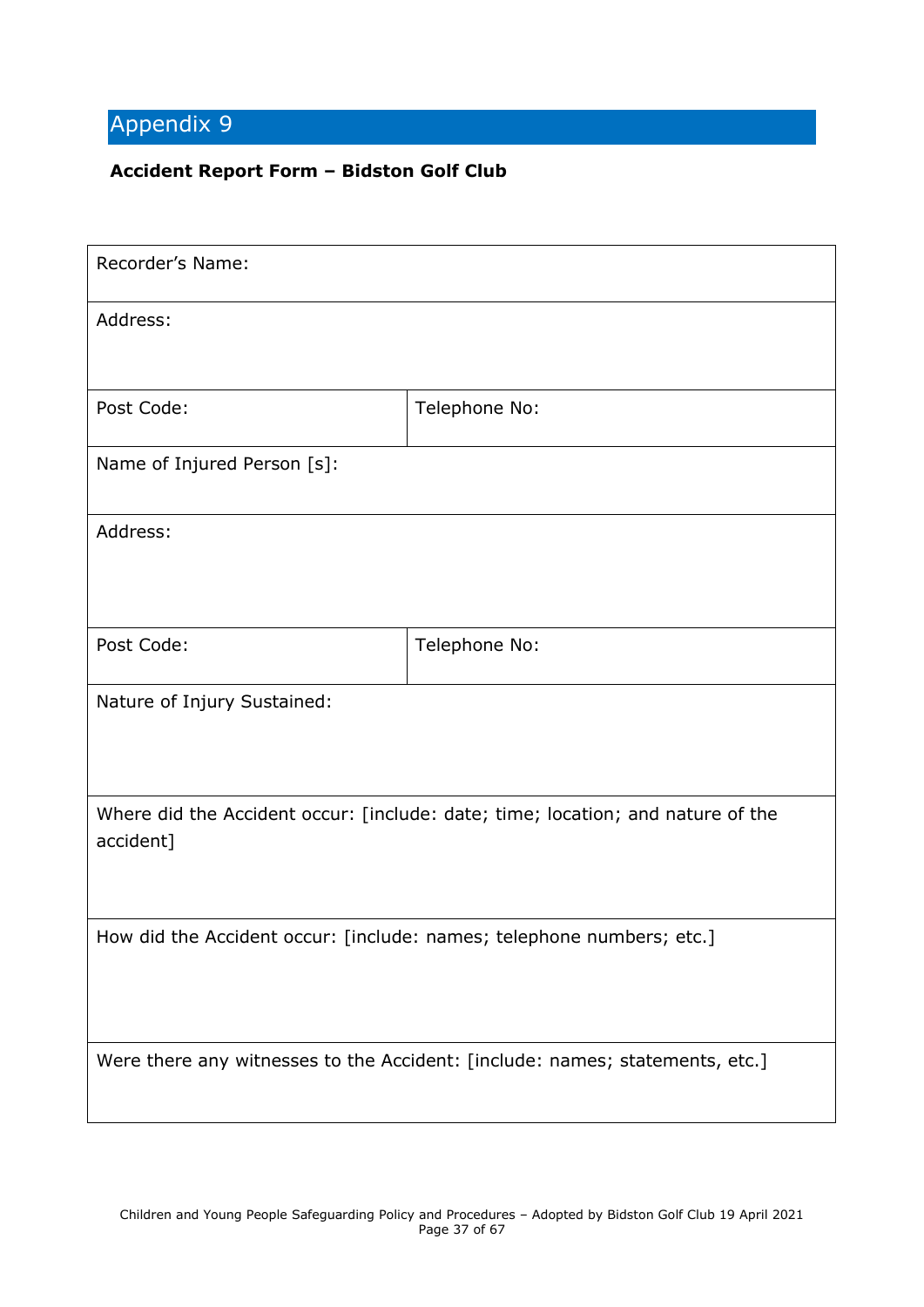# Appendix 9

**Accident Report Form – Bidston Golf Club**

| | |
|---|---|
| Recorder's Name: | |
| Address: | |
| Post Code: | Telephone No: |
| Name of Injured Person [s]: | |
| Address: | |
| Post Code: | Telephone No: |
| Nature of Injury Sustained: | |
| Where did the Accident occur: [include: date; time; location; and nature of the accident] | |
| How did the Accident occur: [include: names; telephone numbers; etc.] | |
| Were there any witnesses to the Accident: [include: names; statements, etc.] | |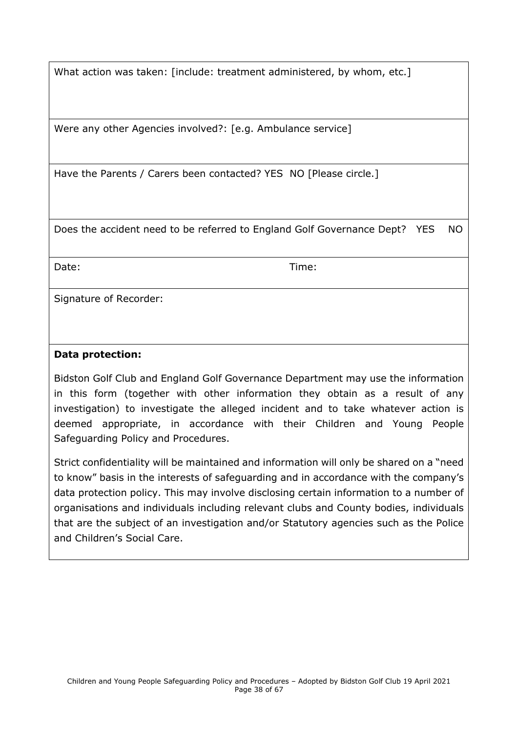| |
|---|
| What action was taken: [include: treatment administered, by whom, etc.] |
| Were any other Agencies involved?: [e.g. Ambulance service] |
| Have the Parents / Carers been contacted? YES NO [Please circle.] |
| Does the accident need to be referred to England Golf Governance Dept? YES NO |
| Date: Time: |
| Signature of Recorder: |
| **Data protection:**<br><br>Bidston Golf Club and England Golf Governance Department may use the information in this form (together with other information they obtain as a result of any investigation) to investigate the alleged incident and to take whatever action is deemed appropriate, in accordance with their Children and Young People Safeguarding Policy and Procedures.<br><br>Strict confidentiality will be maintained and information will only be shared on a "need to know" basis in the interests of safeguarding and in accordance with the company's data protection policy. This may involve disclosing certain information to a number of organisations and individuals including relevant clubs and County bodies, individuals that are the subject of an investigation and/or Statutory agencies such as the Police and Children's Social Care. |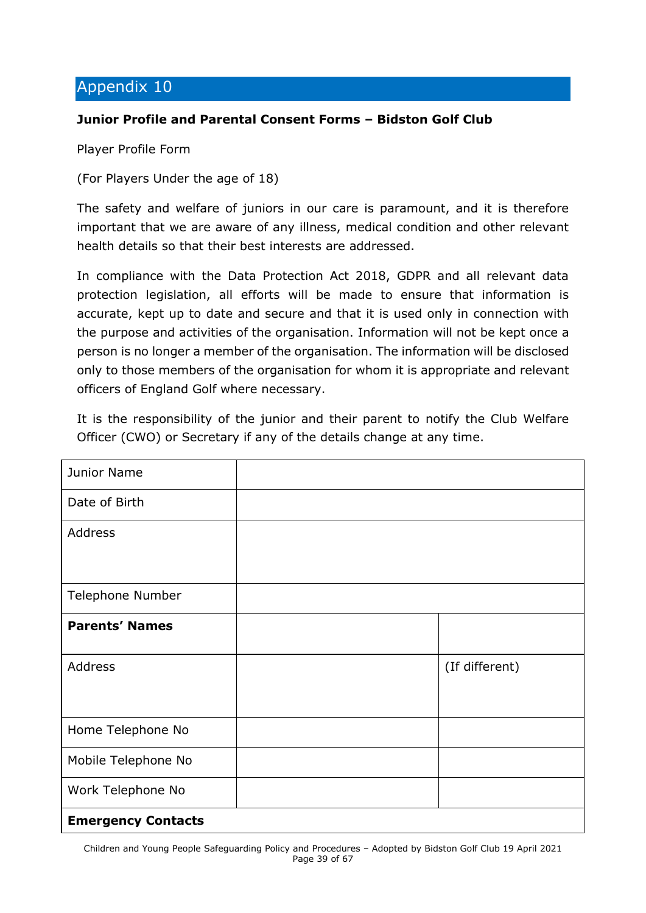## Appendix 10

**Junior Profile and Parental Consent Forms – Bidston Golf Club**

Player Profile Form

(For Players Under the age of 18)

The safety and welfare of juniors in our care is paramount, and it is therefore important that we are aware of any illness, medical condition and other relevant health details so that their best interests are addressed.

In compliance with the Data Protection Act 2018, GDPR and all relevant data protection legislation, all efforts will be made to ensure that information is accurate, kept up to date and secure and that it is used only in connection with the purpose and activities of the organisation. Information will not be kept once a person is no longer a member of the organisation. The information will be disclosed only to those members of the organisation for whom it is appropriate and relevant officers of England Golf where necessary.

It is the responsibility of the junior and their parent to notify the Club Welfare Officer (CWO) or Secretary if any of the details change at any time.

| Junior Name | | |
|---|---|---|
| Date of Birth | | |
| Address | | |
| Telephone Number | | |
| **Parents' Names** | | |
| Address | | (If different) |
| Home Telephone No | | |
| Mobile Telephone No | | |
| Work Telephone No | | |
| **Emergency Contacts** | | |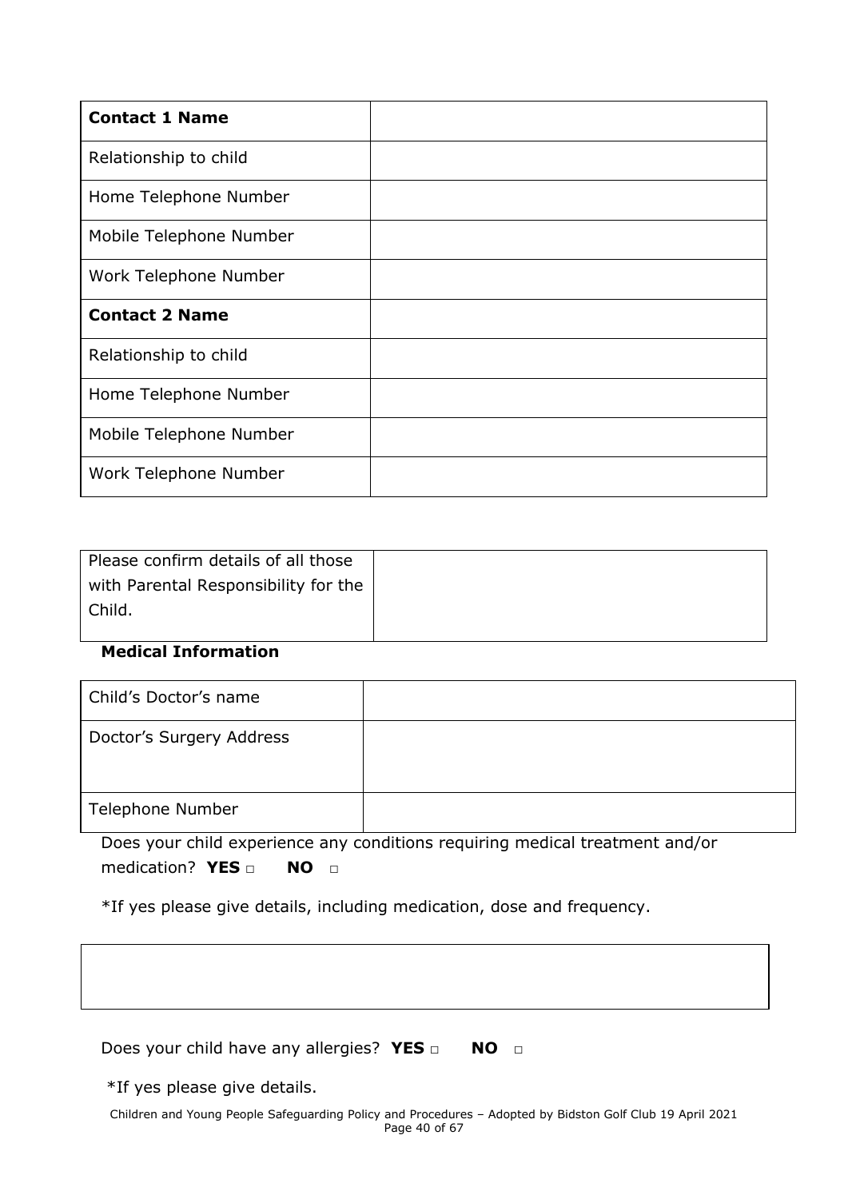| **Contact 1 Name** | |
|---|---|
| Relationship to child | |
| Home Telephone Number | |
| Mobile Telephone Number | |
| Work Telephone Number | |
| **Contact 2 Name** | |
| Relationship to child | |
| Home Telephone Number | |
| Mobile Telephone Number | |
| Work Telephone Number | |

| Please confirm details of all those with Parental Responsibility for the Child. | |
|---|---|

**Medical Information**

| Child's Doctor's name | |
|---|---|
| Doctor's Surgery Address | |
| Telephone Number | |

Does your child experience any conditions requiring medical treatment and/or medication? **YES** □ **NO** □

*If yes please give details, including medication, dose and frequency.

| |
|---|
| |

Does your child have any allergies? **YES** □ **NO** □

*If yes please give details.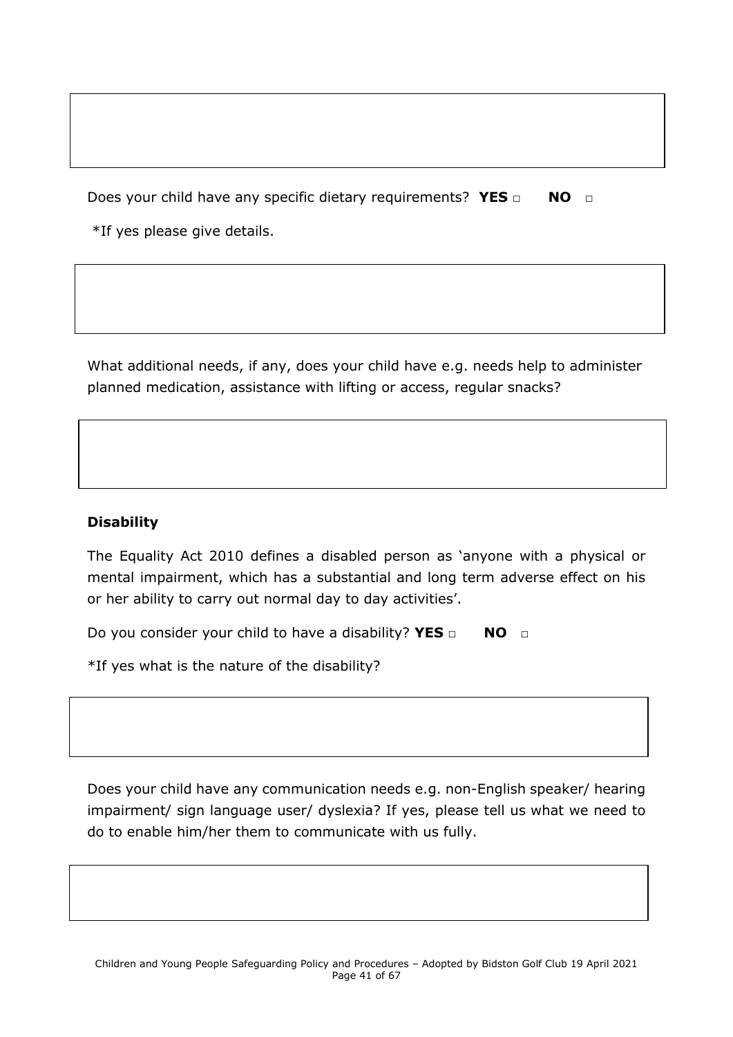Does your child have any specific dietary requirements? **YES** □ **NO** □

*If yes please give details.

What additional needs, if any, does your child have e.g. needs help to administer planned medication, assistance with lifting or access, regular snacks?

**Disability**

The Equality Act 2010 defines a disabled person as 'anyone with a physical or mental impairment, which has a substantial and long term adverse effect on his or her ability to carry out normal day to day activities'.

Do you consider your child to have a disability? **YES** □ **NO** □

*If yes what is the nature of the disability?

Does your child have any communication needs e.g. non-English speaker/ hearing impairment/ sign language user/ dyslexia? If yes, please tell us what we need to do to enable him/her them to communicate with us fully.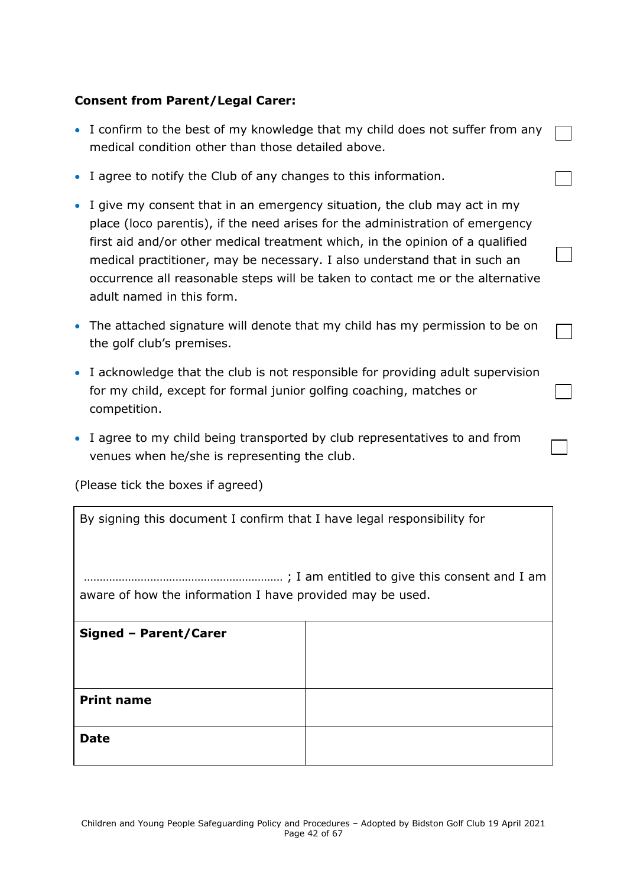**Consent from Parent/Legal Carer:**

- I confirm to the best of my knowledge that my child does not suffer from any medical condition other than those detailed above. ☐
- I agree to notify the Club of any changes to this information. ☐
- I give my consent that in an emergency situation, the club may act in my place (loco parentis), if the need arises for the administration of emergency first aid and/or other medical treatment which, in the opinion of a qualified medical practitioner, may be necessary. I also understand that in such an occurrence all reasonable steps will be taken to contact me or the alternative adult named in this form. ☐
- The attached signature will denote that my child has my permission to be on the golf club's premises. ☐
- I acknowledge that the club is not responsible for providing adult supervision for my child, except for formal junior golfing coaching, matches or competition. ☐
- I agree to my child being transported by club representatives to and from venues when he/she is representing the club. ☐

(Please tick the boxes if agreed)

| By signing this document I confirm that I have legal responsibility for ……………………………………………………… ; I am entitled to give this consent and I am aware of how the information I have provided may be used. | |
|---|---|
| **Signed – Parent/Carer** | |
| **Print name** | |
| **Date** | |

Children and Young People Safeguarding Policy and Procedures – Adopted by Bidston Golf Club 19 April 2021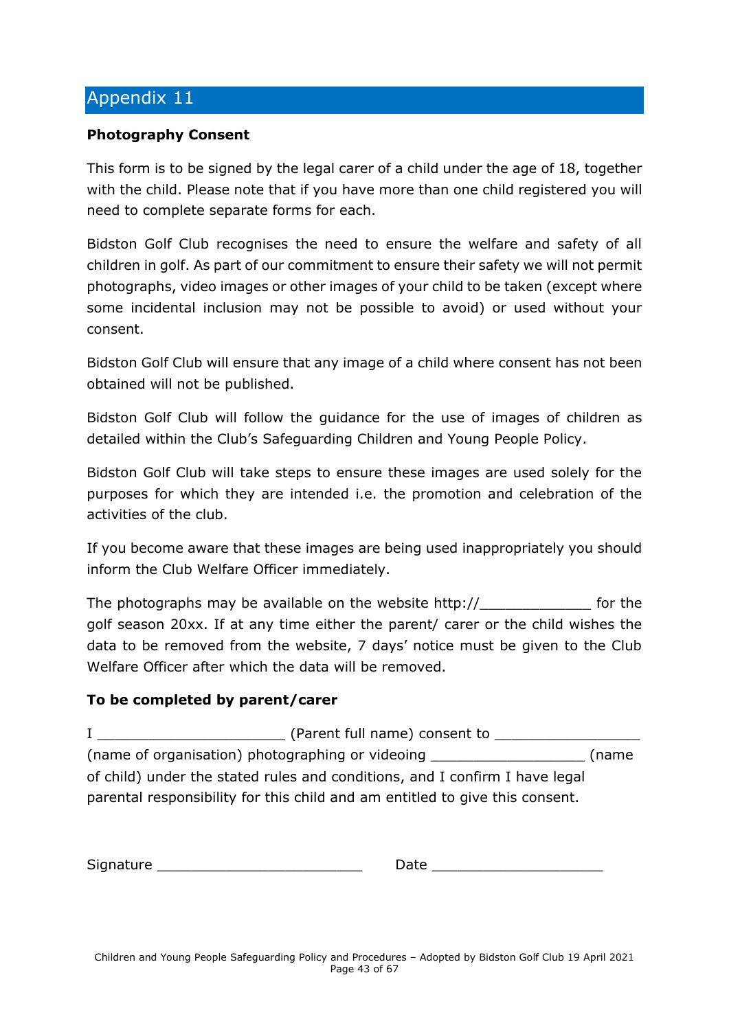## Appendix 11

**Photography Consent**

This form is to be signed by the legal carer of a child under the age of 18, together with the child. Please note that if you have more than one child registered you will need to complete separate forms for each.

Bidston Golf Club recognises the need to ensure the welfare and safety of all children in golf. As part of our commitment to ensure their safety we will not permit photographs, video images or other images of your child to be taken (except where some incidental inclusion may not be possible to avoid) or used without your consent.

Bidston Golf Club will ensure that any image of a child where consent has not been obtained will not be published.

Bidston Golf Club will follow the guidance for the use of images of children as detailed within the Club's Safeguarding Children and Young People Policy.

Bidston Golf Club will take steps to ensure these images are used solely for the purposes for which they are intended i.e. the promotion and celebration of the activities of the club.

If you become aware that these images are being used inappropriately you should inform the Club Welfare Officer immediately.

The photographs may be available on the website http://_____________ for the golf season 20xx. If at any time either the parent/ carer or the child wishes the data to be removed from the website, 7 days' notice must be given to the Club Welfare Officer after which the data will be removed.

**To be completed by parent/carer**

I ______________________ (Parent full name) consent to _________________ (name of organisation) photographing or videoing __________________ (name of child) under the stated rules and conditions, and I confirm I have legal parental responsibility for this child and am entitled to give this consent.

Signature ________________________ Date ____________________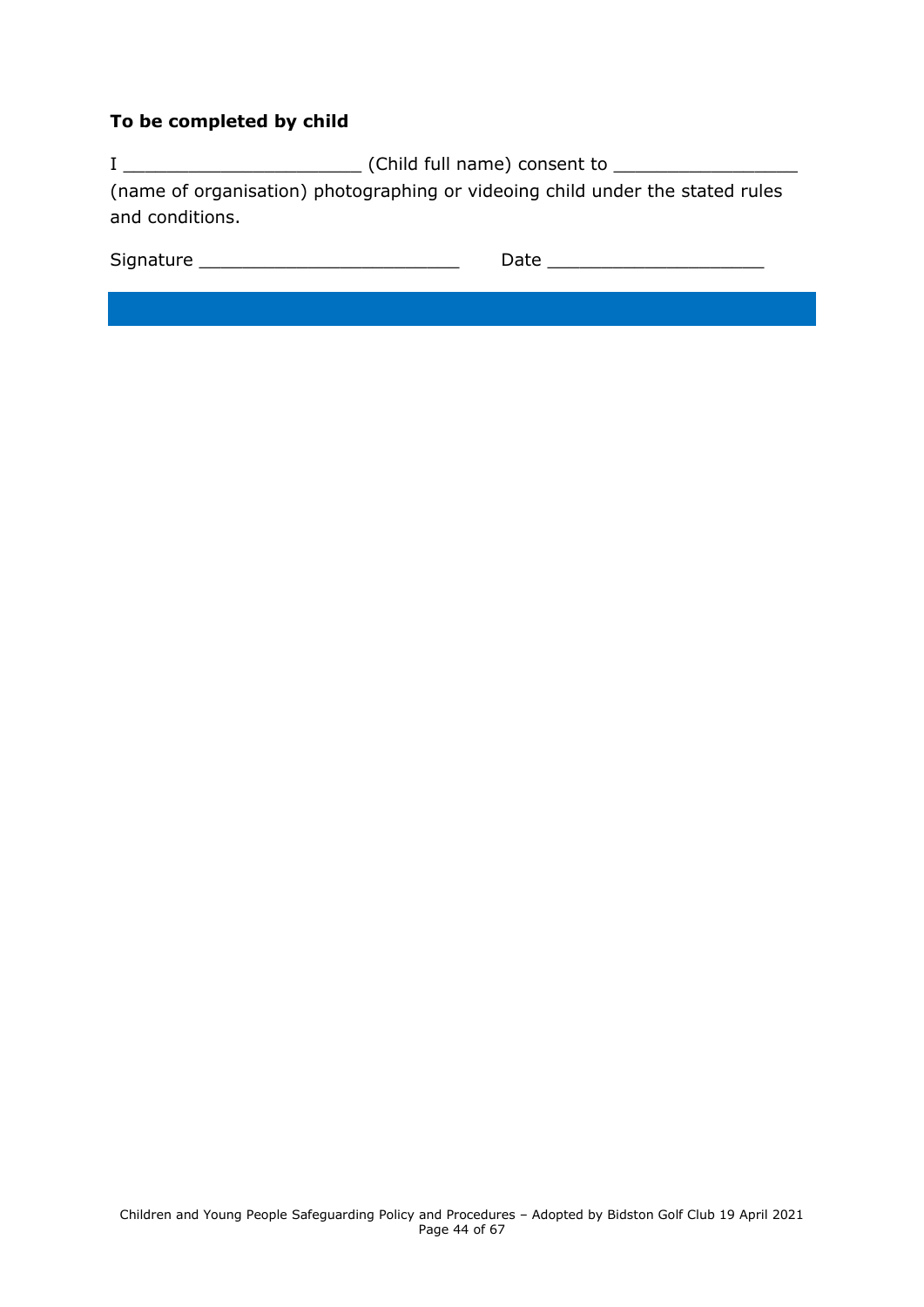**To be completed by child**

I ______________________ (Child full name) consent to _________________ (name of organisation) photographing or videoing child under the stated rules and conditions.

Signature ________________________ Date ____________________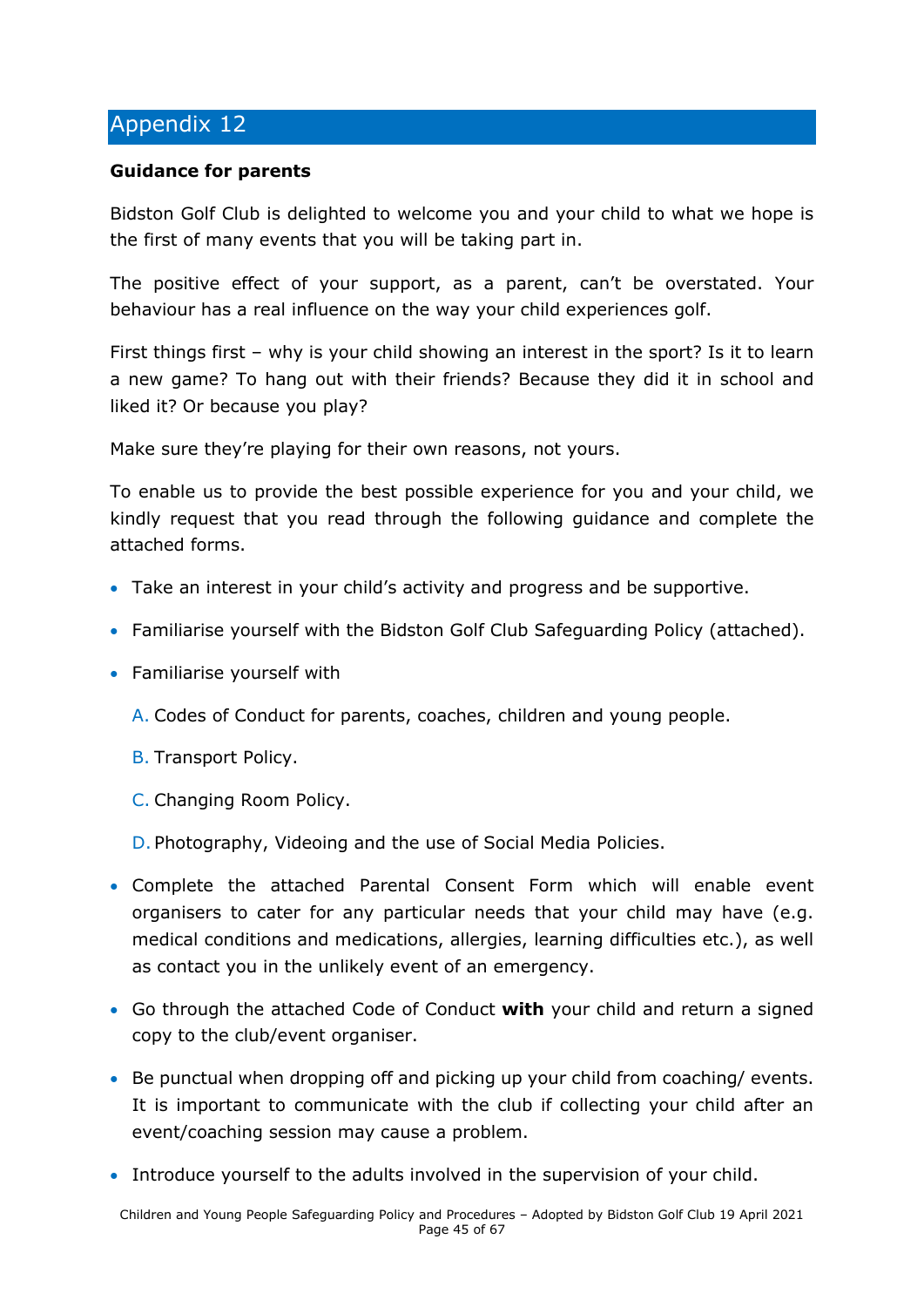# Appendix 12

**Guidance for parents**

Bidston Golf Club is delighted to welcome you and your child to what we hope is the first of many events that you will be taking part in.

The positive effect of your support, as a parent, can't be overstated. Your behaviour has a real influence on the way your child experiences golf.

First things first – why is your child showing an interest in the sport? Is it to learn a new game? To hang out with their friends? Because they did it in school and liked it? Or because you play?

Make sure they're playing for their own reasons, not yours.

To enable us to provide the best possible experience for you and your child, we kindly request that you read through the following guidance and complete the attached forms.

- Take an interest in your child's activity and progress and be supportive.
- Familiarise yourself with the Bidston Golf Club Safeguarding Policy (attached).
- Familiarise yourself with
  - A. Codes of Conduct for parents, coaches, children and young people.
  - B. Transport Policy.
  - C. Changing Room Policy.
  - D. Photography, Videoing and the use of Social Media Policies.
- Complete the attached Parental Consent Form which will enable event organisers to cater for any particular needs that your child may have (e.g. medical conditions and medications, allergies, learning difficulties etc.), as well as contact you in the unlikely event of an emergency.
- Go through the attached Code of Conduct **with** your child and return a signed copy to the club/event organiser.
- Be punctual when dropping off and picking up your child from coaching/ events. It is important to communicate with the club if collecting your child after an event/coaching session may cause a problem.
- Introduce yourself to the adults involved in the supervision of your child.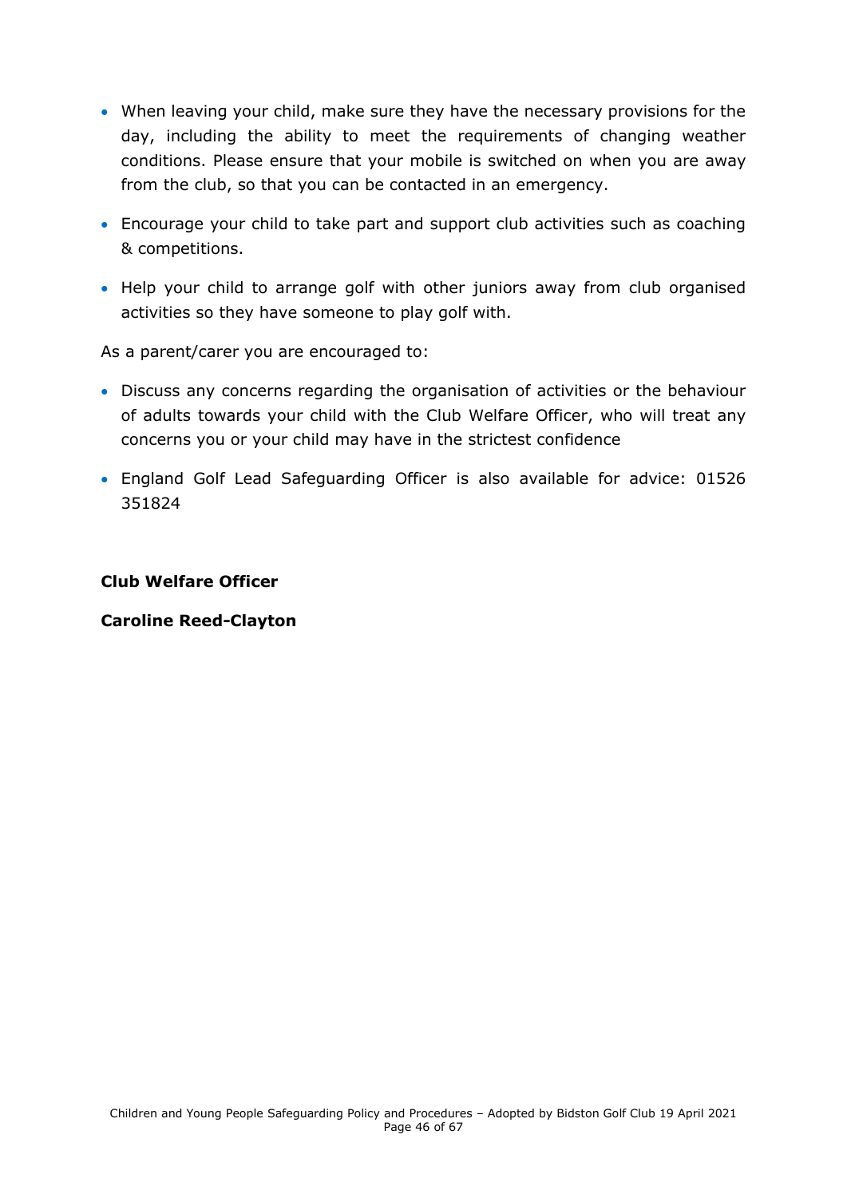- When leaving your child, make sure they have the necessary provisions for the day, including the ability to meet the requirements of changing weather conditions. Please ensure that your mobile is switched on when you are away from the club, so that you can be contacted in an emergency.
- Encourage your child to take part and support club activities such as coaching & competitions.
- Help your child to arrange golf with other juniors away from club organised activities so they have someone to play golf with.

As a parent/carer you are encouraged to:

- Discuss any concerns regarding the organisation of activities or the behaviour of adults towards your child with the Club Welfare Officer, who will treat any concerns you or your child may have in the strictest confidence
- England Golf Lead Safeguarding Officer is also available for advice: 01526 351824

**Club Welfare Officer**

**Caroline Reed-Clayton**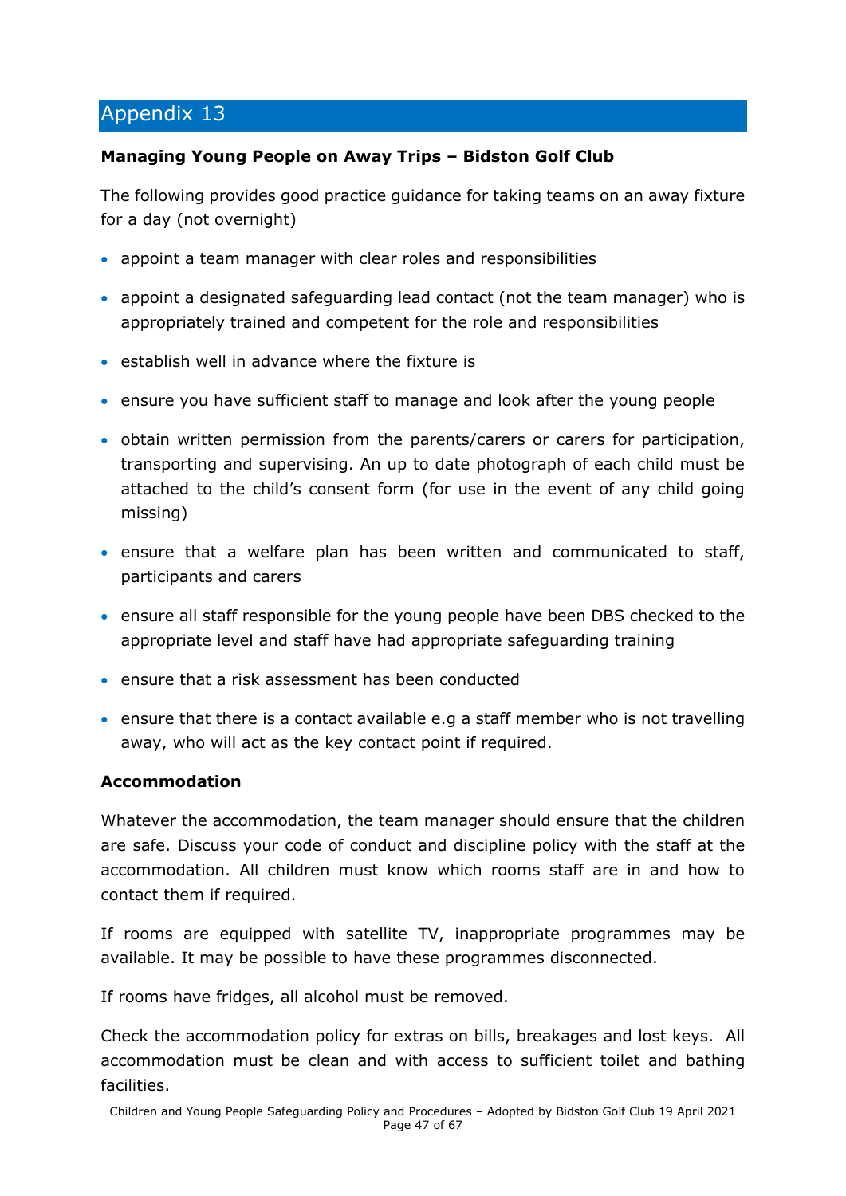# Appendix 13

**Managing Young People on Away Trips – Bidston Golf Club**

The following provides good practice guidance for taking teams on an away fixture for a day (not overnight)

- appoint a team manager with clear roles and responsibilities
- appoint a designated safeguarding lead contact (not the team manager) who is appropriately trained and competent for the role and responsibilities
- establish well in advance where the fixture is
- ensure you have sufficient staff to manage and look after the young people
- obtain written permission from the parents/carers or carers for participation, transporting and supervising. An up to date photograph of each child must be attached to the child's consent form (for use in the event of any child going missing)
- ensure that a welfare plan has been written and communicated to staff, participants and carers
- ensure all staff responsible for the young people have been DBS checked to the appropriate level and staff have had appropriate safeguarding training
- ensure that a risk assessment has been conducted
- ensure that there is a contact available e.g a staff member who is not travelling away, who will act as the key contact point if required.

**Accommodation**

Whatever the accommodation, the team manager should ensure that the children are safe. Discuss your code of conduct and discipline policy with the staff at the accommodation. All children must know which rooms staff are in and how to contact them if required.

If rooms are equipped with satellite TV, inappropriate programmes may be available. It may be possible to have these programmes disconnected.

If rooms have fridges, all alcohol must be removed.

Check the accommodation policy for extras on bills, breakages and lost keys. All accommodation must be clean and with access to sufficient toilet and bathing facilities.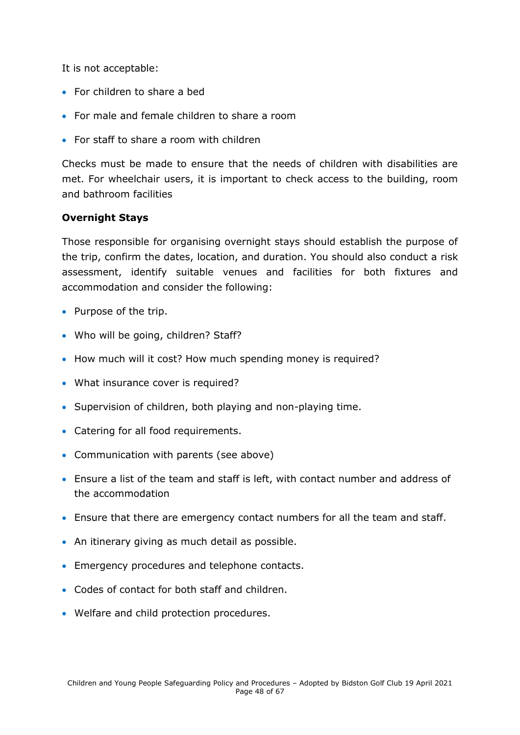It is not acceptable:

- For children to share a bed
- For male and female children to share a room
- For staff to share a room with children

Checks must be made to ensure that the needs of children with disabilities are met. For wheelchair users, it is important to check access to the building, room and bathroom facilities

**Overnight Stays**

Those responsible for organising overnight stays should establish the purpose of the trip, confirm the dates, location, and duration. You should also conduct a risk assessment, identify suitable venues and facilities for both fixtures and accommodation and consider the following:

- Purpose of the trip.
- Who will be going, children? Staff?
- How much will it cost? How much spending money is required?
- What insurance cover is required?
- Supervision of children, both playing and non-playing time.
- Catering for all food requirements.
- Communication with parents (see above)
- Ensure a list of the team and staff is left, with contact number and address of the accommodation
- Ensure that there are emergency contact numbers for all the team and staff.
- An itinerary giving as much detail as possible.
- Emergency procedures and telephone contacts.
- Codes of contact for both staff and children.
- Welfare and child protection procedures.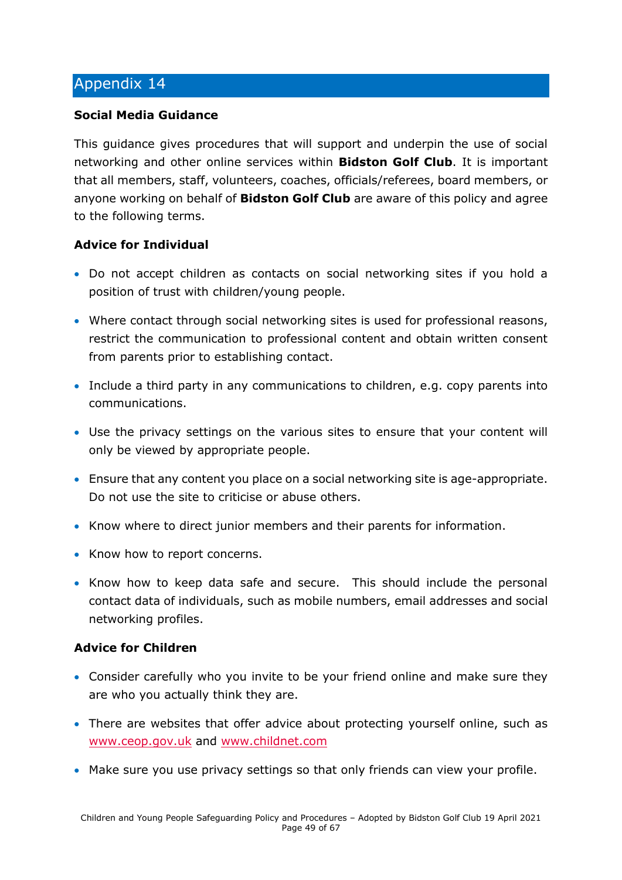## Appendix 14

**Social Media Guidance**

This guidance gives procedures that will support and underpin the use of social networking and other online services within **Bidston Golf Club**. It is important that all members, staff, volunteers, coaches, officials/referees, board members, or anyone working on behalf of **Bidston Golf Club** are aware of this policy and agree to the following terms.

**Advice for Individual**

- Do not accept children as contacts on social networking sites if you hold a position of trust with children/young people.
- Where contact through social networking sites is used for professional reasons, restrict the communication to professional content and obtain written consent from parents prior to establishing contact.
- Include a third party in any communications to children, e.g. copy parents into communications.
- Use the privacy settings on the various sites to ensure that your content will only be viewed by appropriate people.
- Ensure that any content you place on a social networking site is age-appropriate. Do not use the site to criticise or abuse others.
- Know where to direct junior members and their parents for information.
- Know how to report concerns.
- Know how to keep data safe and secure. This should include the personal contact data of individuals, such as mobile numbers, email addresses and social networking profiles.

**Advice for Children**

- Consider carefully who you invite to be your friend online and make sure they are who you actually think they are.
- There are websites that offer advice about protecting yourself online, such as www.ceop.gov.uk and www.childnet.com
- Make sure you use privacy settings so that only friends can view your profile.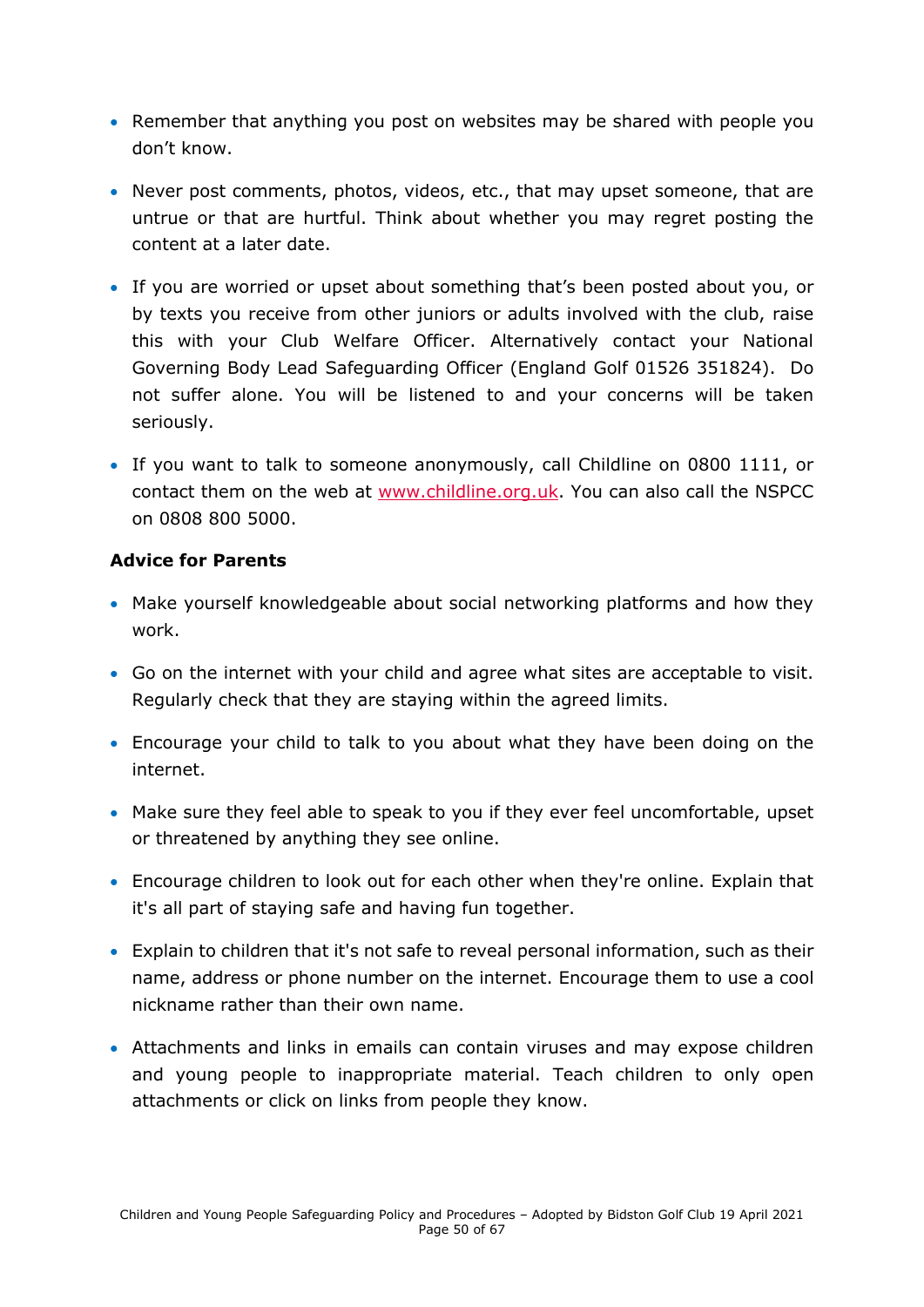- Remember that anything you post on websites may be shared with people you don't know.
- Never post comments, photos, videos, etc., that may upset someone, that are untrue or that are hurtful. Think about whether you may regret posting the content at a later date.
- If you are worried or upset about something that's been posted about you, or by texts you receive from other juniors or adults involved with the club, raise this with your Club Welfare Officer. Alternatively contact your National Governing Body Lead Safeguarding Officer (England Golf 01526 351824). Do not suffer alone. You will be listened to and your concerns will be taken seriously.
- If you want to talk to someone anonymously, call Childline on 0800 1111, or contact them on the web at [www.childline.org.uk](www.childline.org.uk). You can also call the NSPCC on 0808 800 5000.

**Advice for Parents**

- Make yourself knowledgeable about social networking platforms and how they work.
- Go on the internet with your child and agree what sites are acceptable to visit. Regularly check that they are staying within the agreed limits.
- Encourage your child to talk to you about what they have been doing on the internet.
- Make sure they feel able to speak to you if they ever feel uncomfortable, upset or threatened by anything they see online.
- Encourage children to look out for each other when they're online. Explain that it's all part of staying safe and having fun together.
- Explain to children that it's not safe to reveal personal information, such as their name, address or phone number on the internet. Encourage them to use a cool nickname rather than their own name.
- Attachments and links in emails can contain viruses and may expose children and young people to inappropriate material. Teach children to only open attachments or click on links from people they know.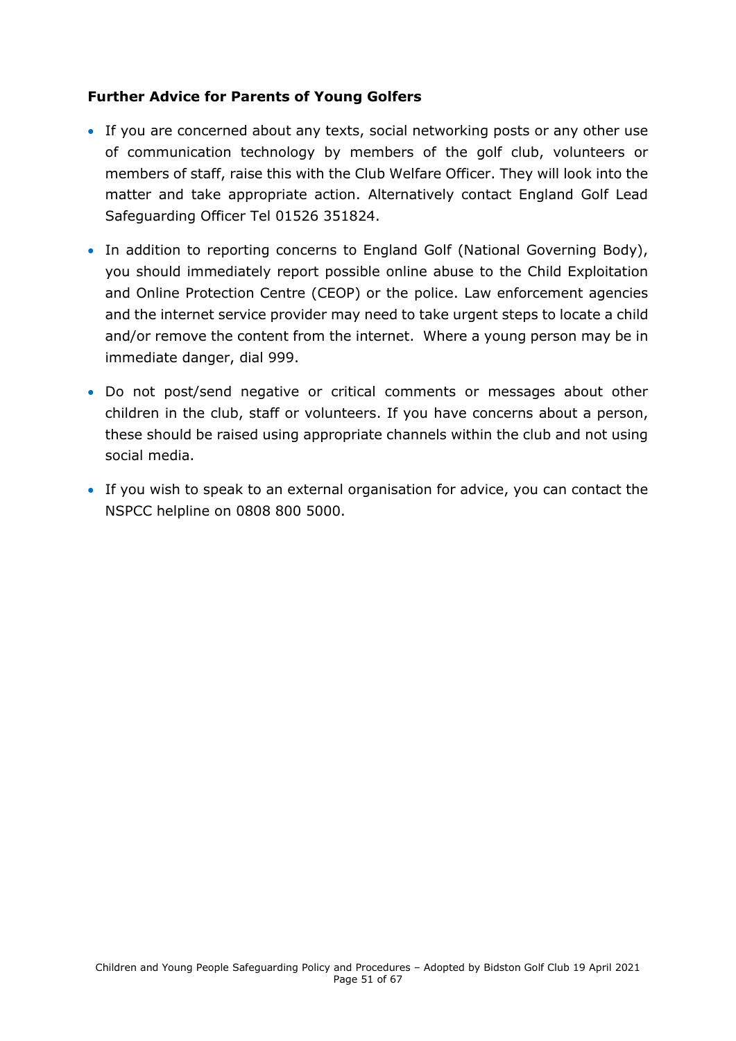**Further Advice for Parents of Young Golfers**

- If you are concerned about any texts, social networking posts or any other use of communication technology by members of the golf club, volunteers or members of staff, raise this with the Club Welfare Officer. They will look into the matter and take appropriate action. Alternatively contact England Golf Lead Safeguarding Officer Tel 01526 351824.
- In addition to reporting concerns to England Golf (National Governing Body), you should immediately report possible online abuse to the Child Exploitation and Online Protection Centre (CEOP) or the police. Law enforcement agencies and the internet service provider may need to take urgent steps to locate a child and/or remove the content from the internet. Where a young person may be in immediate danger, dial 999.
- Do not post/send negative or critical comments or messages about other children in the club, staff or volunteers. If you have concerns about a person, these should be raised using appropriate channels within the club and not using social media.
- If you wish to speak to an external organisation for advice, you can contact the NSPCC helpline on 0808 800 5000.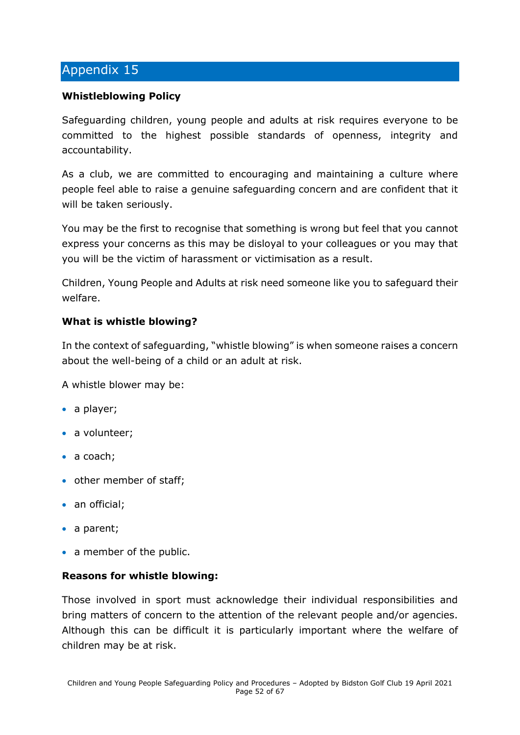# Appendix 15

**Whistleblowing Policy**

Safeguarding children, young people and adults at risk requires everyone to be committed to the highest possible standards of openness, integrity and accountability.

As a club, we are committed to encouraging and maintaining a culture where people feel able to raise a genuine safeguarding concern and are confident that it will be taken seriously.

You may be the first to recognise that something is wrong but feel that you cannot express your concerns as this may be disloyal to your colleagues or you may that you will be the victim of harassment or victimisation as a result.

Children, Young People and Adults at risk need someone like you to safeguard their welfare.

**What is whistle blowing?**

In the context of safeguarding, "whistle blowing" is when someone raises a concern about the well-being of a child or an adult at risk.

A whistle blower may be:

- a player;
- a volunteer;
- a coach;
- other member of staff;
- an official;
- a parent;
- a member of the public.

**Reasons for whistle blowing:**

Those involved in sport must acknowledge their individual responsibilities and bring matters of concern to the attention of the relevant people and/or agencies. Although this can be difficult it is particularly important where the welfare of children may be at risk.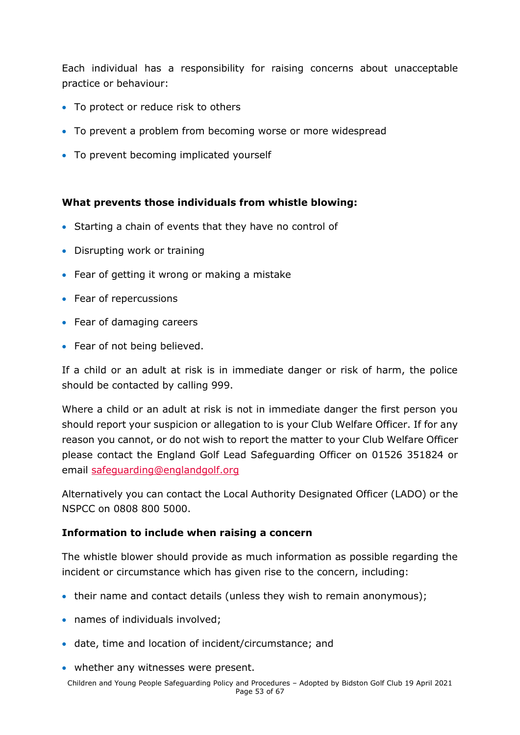Each individual has a responsibility for raising concerns about unacceptable practice or behaviour:

- To protect or reduce risk to others
- To prevent a problem from becoming worse or more widespread
- To prevent becoming implicated yourself

**What prevents those individuals from whistle blowing:**

- Starting a chain of events that they have no control of
- Disrupting work or training
- Fear of getting it wrong or making a mistake
- Fear of repercussions
- Fear of damaging careers
- Fear of not being believed.

If a child or an adult at risk is in immediate danger or risk of harm, the police should be contacted by calling 999.

Where a child or an adult at risk is not in immediate danger the first person you should report your suspicion or allegation to is your Club Welfare Officer. If for any reason you cannot, or do not wish to report the matter to your Club Welfare Officer please contact the England Golf Lead Safeguarding Officer on 01526 351824 or email safeguarding@englandgolf.org

Alternatively you can contact the Local Authority Designated Officer (LADO) or the NSPCC on 0808 800 5000.

**Information to include when raising a concern**

The whistle blower should provide as much information as possible regarding the incident or circumstance which has given rise to the concern, including:

- their name and contact details (unless they wish to remain anonymous);
- names of individuals involved;
- date, time and location of incident/circumstance; and
- whether any witnesses were present.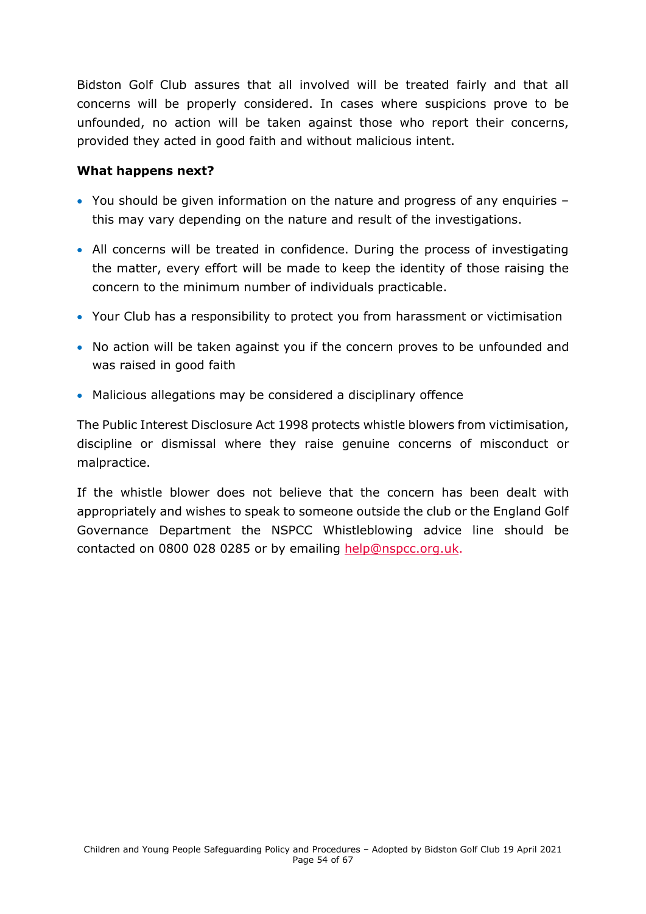Bidston Golf Club assures that all involved will be treated fairly and that all concerns will be properly considered. In cases where suspicions prove to be unfounded, no action will be taken against those who report their concerns, provided they acted in good faith and without malicious intent.

**What happens next?**

- You should be given information on the nature and progress of any enquiries – this may vary depending on the nature and result of the investigations.
- All concerns will be treated in confidence. During the process of investigating the matter, every effort will be made to keep the identity of those raising the concern to the minimum number of individuals practicable.
- Your Club has a responsibility to protect you from harassment or victimisation
- No action will be taken against you if the concern proves to be unfounded and was raised in good faith
- Malicious allegations may be considered a disciplinary offence

The Public Interest Disclosure Act 1998 protects whistle blowers from victimisation, discipline or dismissal where they raise genuine concerns of misconduct or malpractice.

If the whistle blower does not believe that the concern has been dealt with appropriately and wishes to speak to someone outside the club or the England Golf Governance Department the NSPCC Whistleblowing advice line should be contacted on 0800 028 0285 or by emailing help@nspcc.org.uk.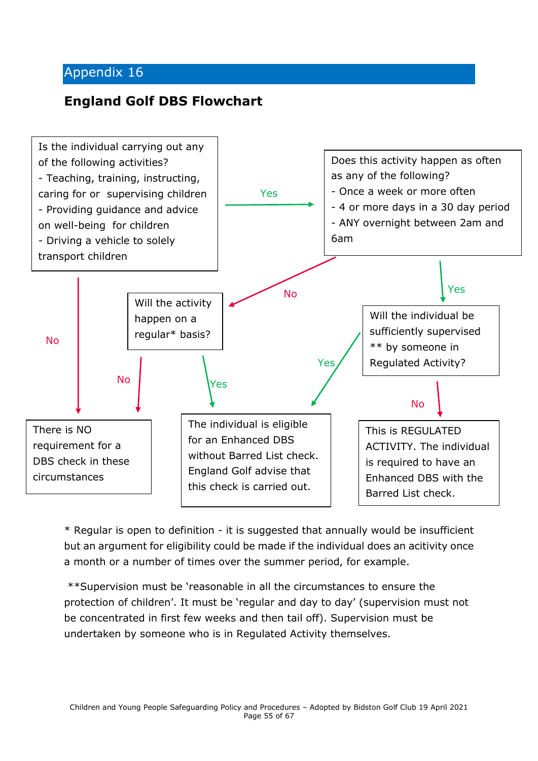## Appendix 16

### England Golf DBS Flowchart

**Is the individual carrying out any of the following activities?**
- Teaching, training, instructing, caring for or supervising children
- Providing guidance and advice on well-being for children
- Driving a vehicle to solely transport children

→ **No**: There is NO requirement for a DBS check in these circumstances

→ **Yes**: **Does this activity happen as often as any of the following?**
- Once a week or more often
- 4 or more days in a 30 day period
- ANY overnight between 2am and 6am

→ **No**: **Will the activity happen on a regular* basis?**
- **No**: There is NO requirement for a DBS check in these circumstances
- **Yes**: The individual is eligible for an Enhanced DBS without Barred List check. England Golf advise that this check is carried out.

→ **Yes**: **Will the individual be sufficiently supervised ** by someone in Regulated Activity?**
- **Yes**: The individual is eligible for an Enhanced DBS without Barred List check. England Golf advise that this check is carried out.
- **No**: This is REGULATED ACTIVITY. The individual is required to have an Enhanced DBS with the Barred List check.

* Regular is open to definition - it is suggested that annually would be insufficient but an argument for eligibility could be made if the individual does an acitivity once a month or a number of times over the summer period, for example.

**Supervision must be 'reasonable in all the circumstances to ensure the protection of children'. It must be 'regular and day to day' (supervision must not be concentrated in first few weeks and then tail off). Supervision must be undertaken by someone who is in Regulated Activity themselves.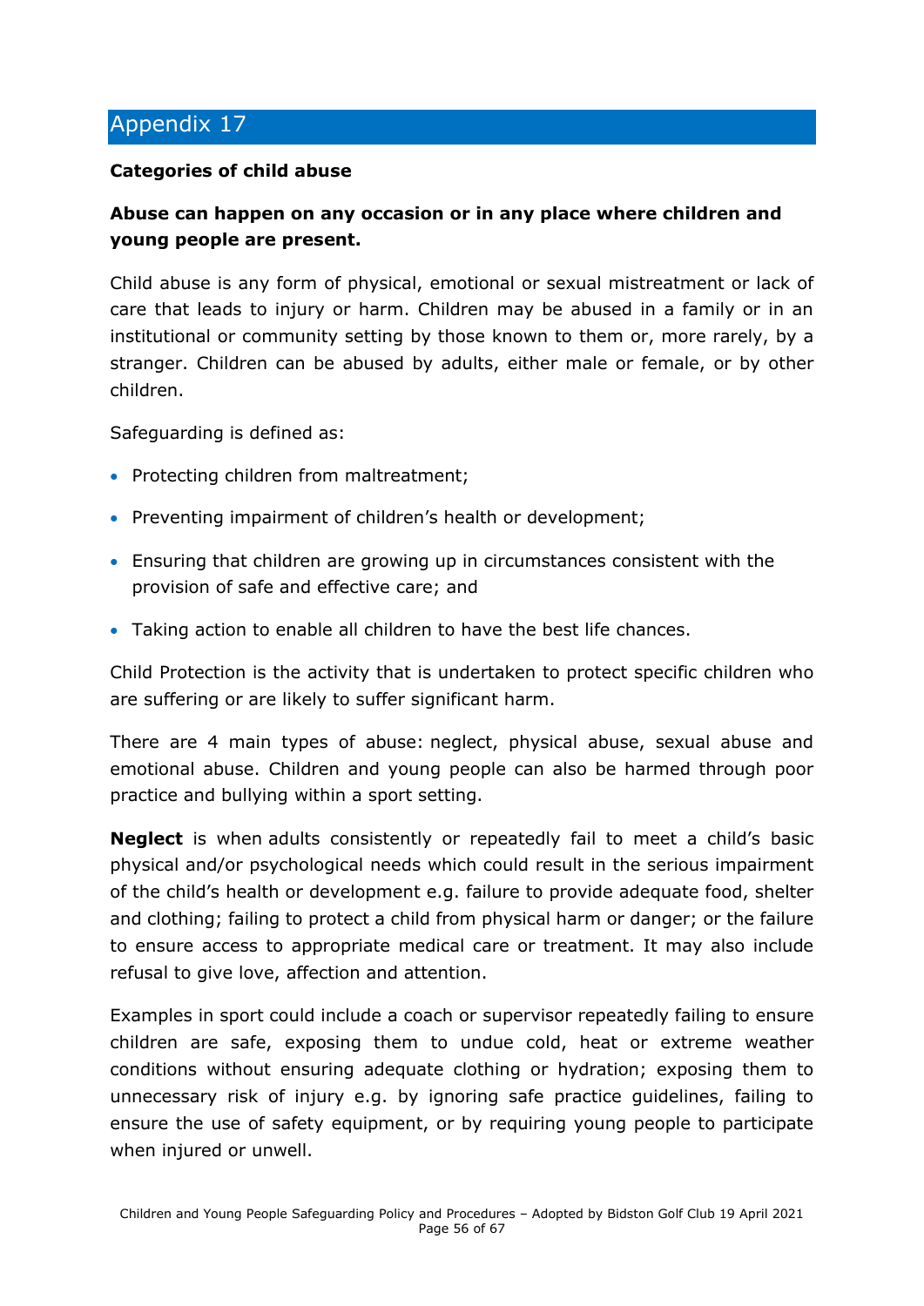## Appendix 17

**Categories of child abuse**

**Abuse can happen on any occasion or in any place where children and young people are present.**

Child abuse is any form of physical, emotional or sexual mistreatment or lack of care that leads to injury or harm. Children may be abused in a family or in an institutional or community setting by those known to them or, more rarely, by a stranger. Children can be abused by adults, either male or female, or by other children.

Safeguarding is defined as:

- Protecting children from maltreatment;
- Preventing impairment of children's health or development;
- Ensuring that children are growing up in circumstances consistent with the provision of safe and effective care; and
- Taking action to enable all children to have the best life chances.

Child Protection is the activity that is undertaken to protect specific children who are suffering or are likely to suffer significant harm.

There are 4 main types of abuse: neglect, physical abuse, sexual abuse and emotional abuse. Children and young people can also be harmed through poor practice and bullying within a sport setting.

**Neglect** is when adults consistently or repeatedly fail to meet a child's basic physical and/or psychological needs which could result in the serious impairment of the child's health or development e.g. failure to provide adequate food, shelter and clothing; failing to protect a child from physical harm or danger; or the failure to ensure access to appropriate medical care or treatment. It may also include refusal to give love, affection and attention.

Examples in sport could include a coach or supervisor repeatedly failing to ensure children are safe, exposing them to undue cold, heat or extreme weather conditions without ensuring adequate clothing or hydration; exposing them to unnecessary risk of injury e.g. by ignoring safe practice guidelines, failing to ensure the use of safety equipment, or by requiring young people to participate when injured or unwell.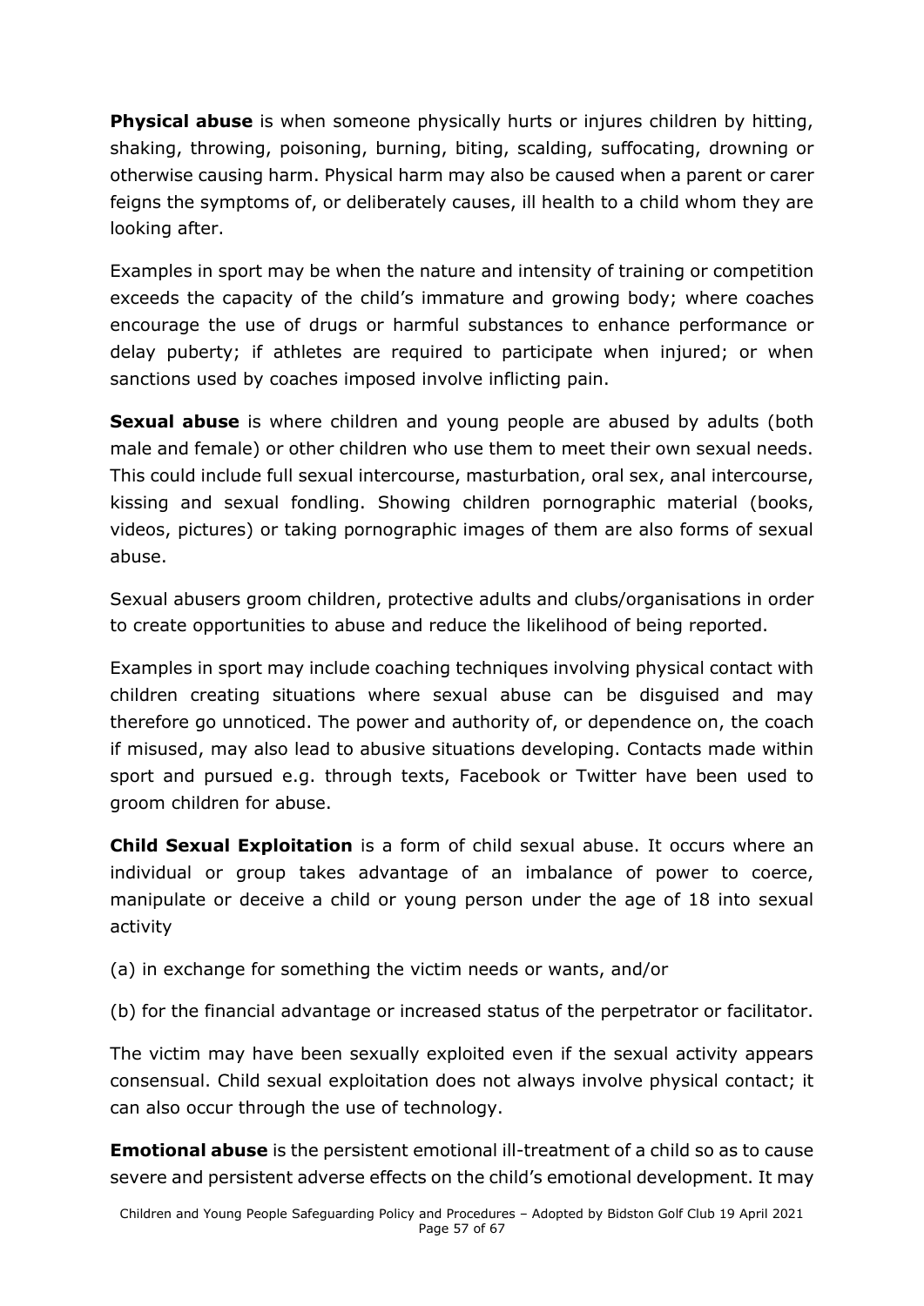**Physical abuse** is when someone physically hurts or injures children by hitting, shaking, throwing, poisoning, burning, biting, scalding, suffocating, drowning or otherwise causing harm. Physical harm may also be caused when a parent or carer feigns the symptoms of, or deliberately causes, ill health to a child whom they are looking after.

Examples in sport may be when the nature and intensity of training or competition exceeds the capacity of the child's immature and growing body; where coaches encourage the use of drugs or harmful substances to enhance performance or delay puberty; if athletes are required to participate when injured; or when sanctions used by coaches imposed involve inflicting pain.

**Sexual abuse** is where children and young people are abused by adults (both male and female) or other children who use them to meet their own sexual needs. This could include full sexual intercourse, masturbation, oral sex, anal intercourse, kissing and sexual fondling. Showing children pornographic material (books, videos, pictures) or taking pornographic images of them are also forms of sexual abuse.

Sexual abusers groom children, protective adults and clubs/organisations in order to create opportunities to abuse and reduce the likelihood of being reported.

Examples in sport may include coaching techniques involving physical contact with children creating situations where sexual abuse can be disguised and may therefore go unnoticed. The power and authority of, or dependence on, the coach if misused, may also lead to abusive situations developing. Contacts made within sport and pursued e.g. through texts, Facebook or Twitter have been used to groom children for abuse.

**Child Sexual Exploitation** is a form of child sexual abuse. It occurs where an individual or group takes advantage of an imbalance of power to coerce, manipulate or deceive a child or young person under the age of 18 into sexual activity

(a) in exchange for something the victim needs or wants, and/or

(b) for the financial advantage or increased status of the perpetrator or facilitator.

The victim may have been sexually exploited even if the sexual activity appears consensual. Child sexual exploitation does not always involve physical contact; it can also occur through the use of technology.

**Emotional abuse** is the persistent emotional ill-treatment of a child so as to cause severe and persistent adverse effects on the child's emotional development. It may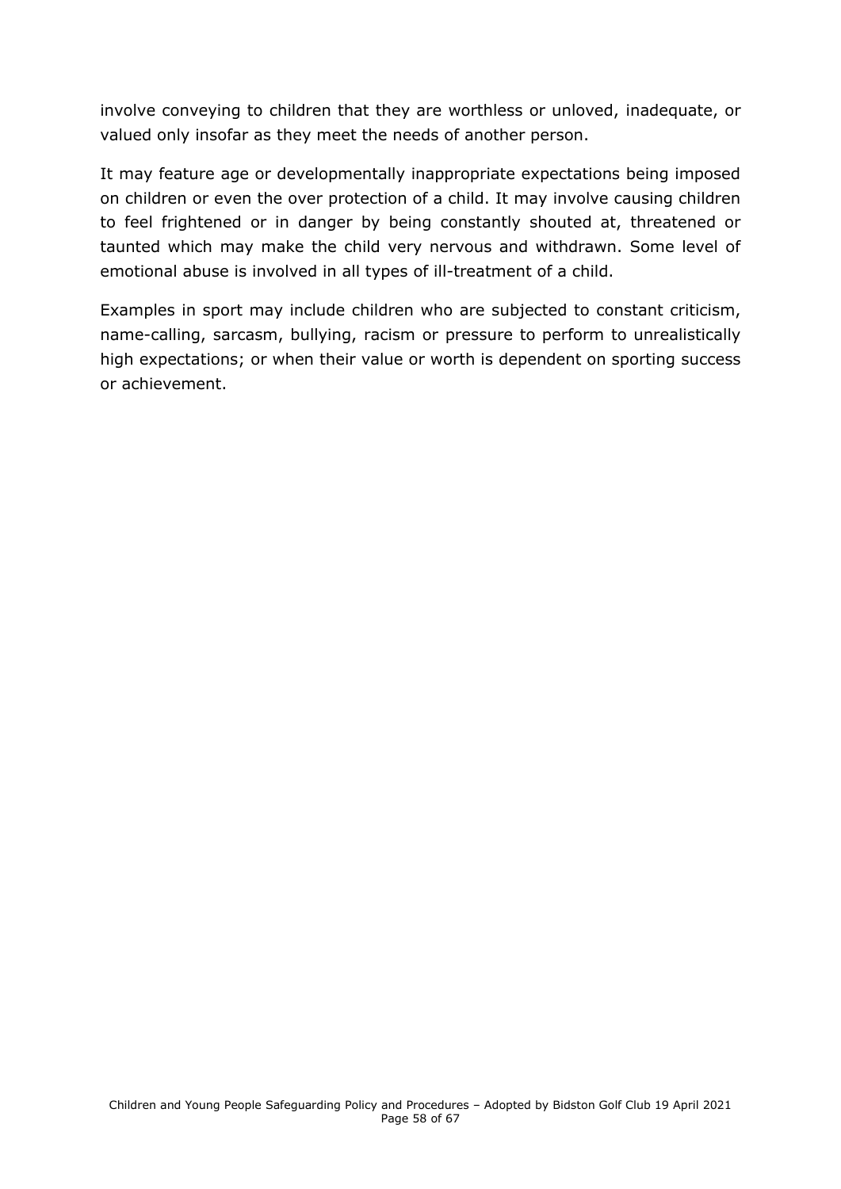involve conveying to children that they are worthless or unloved, inadequate, or valued only insofar as they meet the needs of another person.

It may feature age or developmentally inappropriate expectations being imposed on children or even the over protection of a child. It may involve causing children to feel frightened or in danger by being constantly shouted at, threatened or taunted which may make the child very nervous and withdrawn. Some level of emotional abuse is involved in all types of ill-treatment of a child.

Examples in sport may include children who are subjected to constant criticism, name-calling, sarcasm, bullying, racism or pressure to perform to unrealistically high expectations; or when their value or worth is dependent on sporting success or achievement.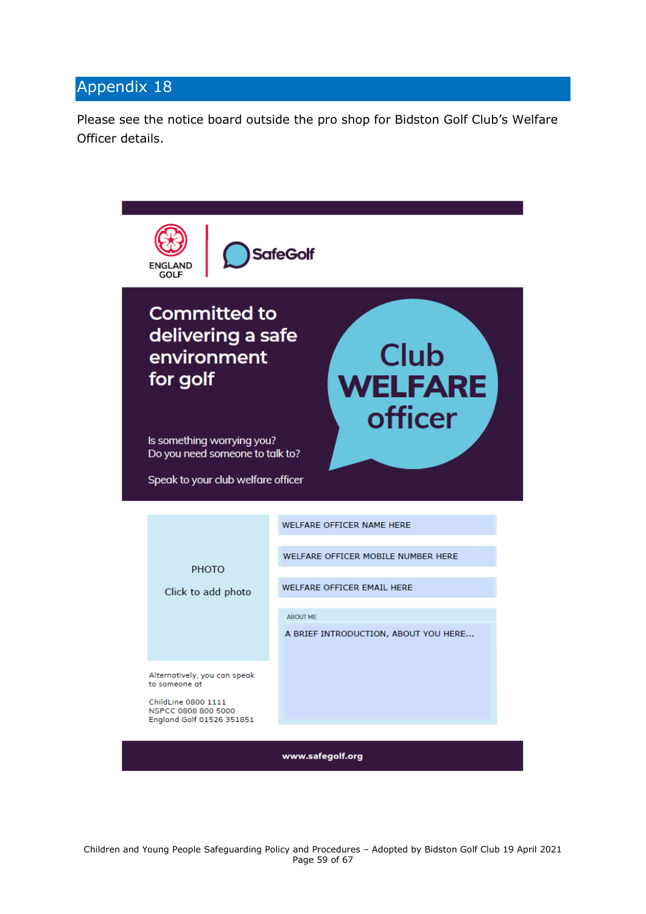# Appendix 18

Please see the notice board outside the pro shop for Bidston Golf Club's Welfare Officer details.

ENGLAND GOLF

SafeGolf

## Committed to delivering a safe environment for golf

Club **WELFARE** officer

Is something worrying you?
Do you need someone to talk to?

Speak to your club welfare officer

PHOTO

Click to add photo

WELFARE OFFICER NAME HERE

WELFARE OFFICER MOBILE NUMBER HERE

WELFARE OFFICER EMAIL HERE

ABOUT ME

A BRIEF INTRODUCTION, ABOUT YOU HERE...

Alternatively, you can speak to someone at

ChildLine 0800 1111
NSPCC 0808 800 5000
England Golf 01526 351851

**www.safegolf.org**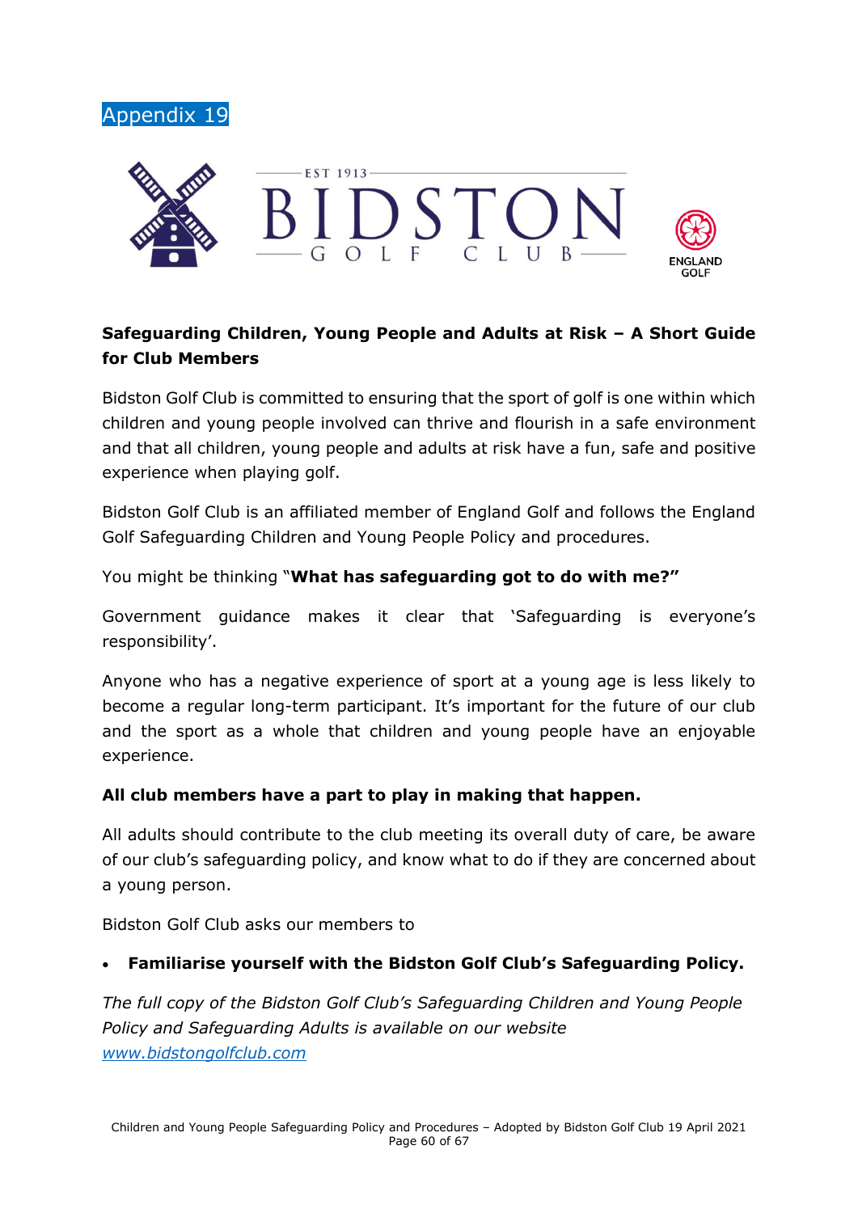Appendix 19

BIDSTON GOLF CLUB — EST 1913

ENGLAND GOLF

**Safeguarding Children, Young People and Adults at Risk – A Short Guide for Club Members**

Bidston Golf Club is committed to ensuring that the sport of golf is one within which children and young people involved can thrive and flourish in a safe environment and that all children, young people and adults at risk have a fun, safe and positive experience when playing golf.

Bidston Golf Club is an affiliated member of England Golf and follows the England Golf Safeguarding Children and Young People Policy and procedures.

You might be thinking "**What has safeguarding got to do with me?"**

Government guidance makes it clear that 'Safeguarding is everyone's responsibility'.

Anyone who has a negative experience of sport at a young age is less likely to become a regular long-term participant. It's important for the future of our club and the sport as a whole that children and young people have an enjoyable experience.

**All club members have a part to play in making that happen.**

All adults should contribute to the club meeting its overall duty of care, be aware of our club's safeguarding policy, and know what to do if they are concerned about a young person.

Bidston Golf Club asks our members to

- **Familiarise yourself with the Bidston Golf Club's Safeguarding Policy.**

*The full copy of the Bidston Golf Club's Safeguarding Children and Young People Policy and Safeguarding Adults is available on our website [www.bidstongolfclub.com](http://www.bidstongolfclub.com)*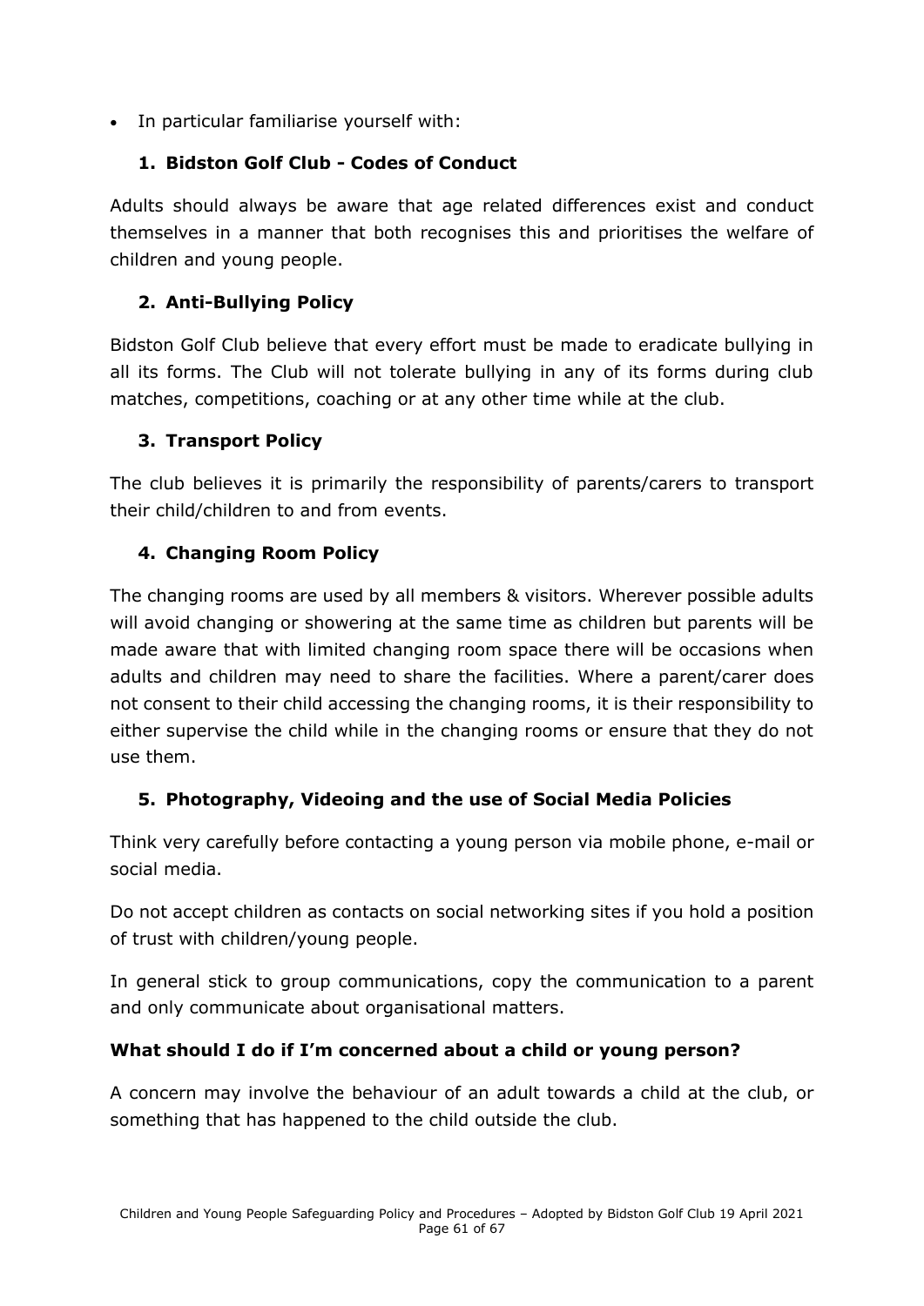- In particular familiarise yourself with:

### 1. Bidston Golf Club - Codes of Conduct

Adults should always be aware that age related differences exist and conduct themselves in a manner that both recognises this and prioritises the welfare of children and young people.

### 2. Anti-Bullying Policy

Bidston Golf Club believe that every effort must be made to eradicate bullying in all its forms. The Club will not tolerate bullying in any of its forms during club matches, competitions, coaching or at any other time while at the club.

### 3. Transport Policy

The club believes it is primarily the responsibility of parents/carers to transport their child/children to and from events.

### 4. Changing Room Policy

The changing rooms are used by all members & visitors. Wherever possible adults will avoid changing or showering at the same time as children but parents will be made aware that with limited changing room space there will be occasions when adults and children may need to share the facilities. Where a parent/carer does not consent to their child accessing the changing rooms, it is their responsibility to either supervise the child while in the changing rooms or ensure that they do not use them.

### 5. Photography, Videoing and the use of Social Media Policies

Think very carefully before contacting a young person via mobile phone, e-mail or social media.

Do not accept children as contacts on social networking sites if you hold a position of trust with children/young people.

In general stick to group communications, copy the communication to a parent and only communicate about organisational matters.

**What should I do if I'm concerned about a child or young person?**

A concern may involve the behaviour of an adult towards a child at the club, or something that has happened to the child outside the club.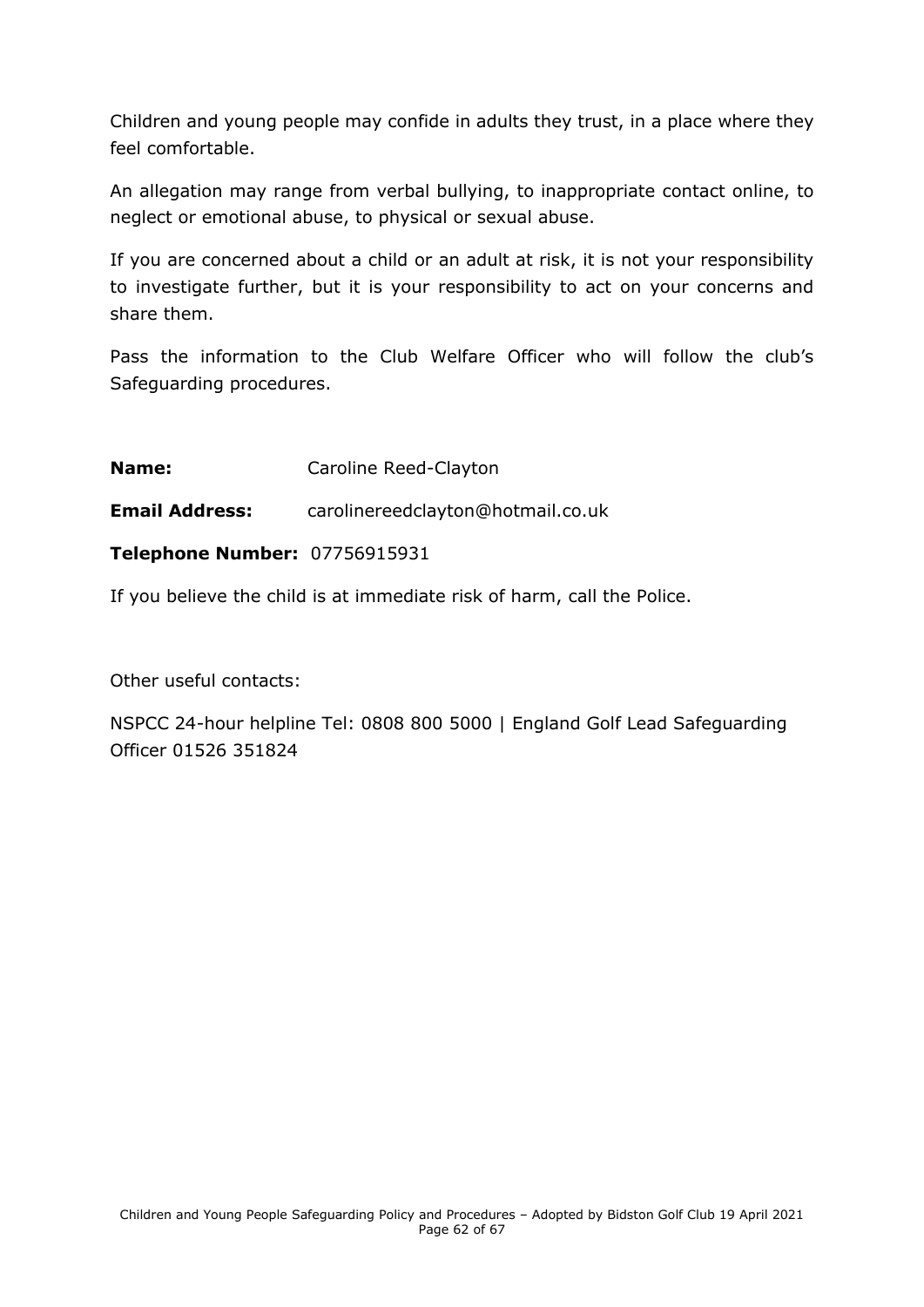Children and young people may confide in adults they trust, in a place where they feel comfortable.

An allegation may range from verbal bullying, to inappropriate contact online, to neglect or emotional abuse, to physical or sexual abuse.

If you are concerned about a child or an adult at risk, it is not your responsibility to investigate further, but it is your responsibility to act on your concerns and share them.

Pass the information to the Club Welfare Officer who will follow the club's Safeguarding procedures.

**Name:** Caroline Reed-Clayton

**Email Address:** carolinereedclayton@hotmail.co.uk

**Telephone Number:** 07756915931

If you believe the child is at immediate risk of harm, call the Police.

Other useful contacts:

NSPCC 24-hour helpline Tel: 0808 800 5000 | England Golf Lead Safeguarding Officer 01526 351824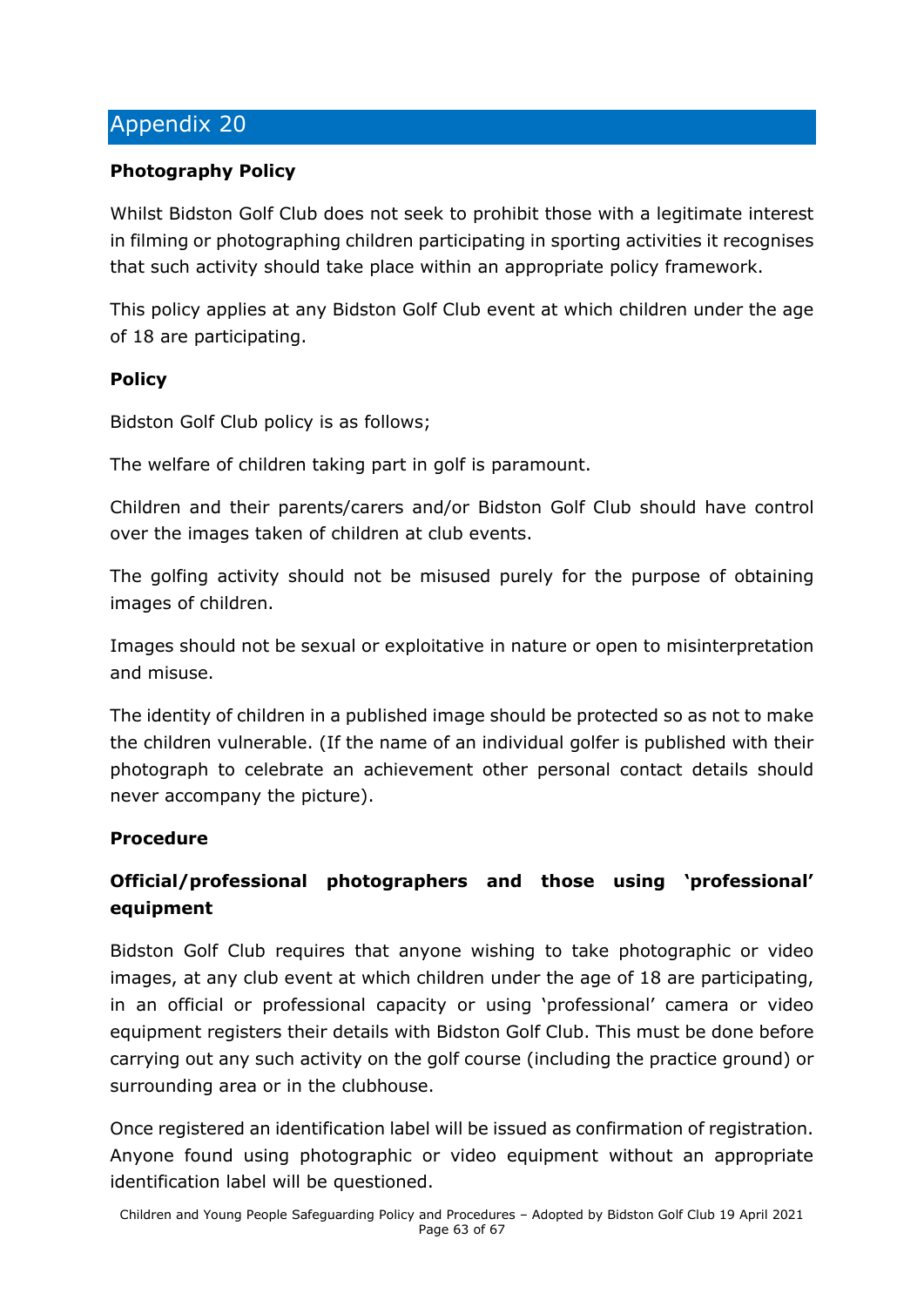## Appendix 20

**Photography Policy**

Whilst Bidston Golf Club does not seek to prohibit those with a legitimate interest in filming or photographing children participating in sporting activities it recognises that such activity should take place within an appropriate policy framework.

This policy applies at any Bidston Golf Club event at which children under the age of 18 are participating.

**Policy**

Bidston Golf Club policy is as follows;

The welfare of children taking part in golf is paramount.

Children and their parents/carers and/or Bidston Golf Club should have control over the images taken of children at club events.

The golfing activity should not be misused purely for the purpose of obtaining images of children.

Images should not be sexual or exploitative in nature or open to misinterpretation and misuse.

The identity of children in a published image should be protected so as not to make the children vulnerable. (If the name of an individual golfer is published with their photograph to celebrate an achievement other personal contact details should never accompany the picture).

**Procedure**

**Official/professional photographers and those using 'professional' equipment**

Bidston Golf Club requires that anyone wishing to take photographic or video images, at any club event at which children under the age of 18 are participating, in an official or professional capacity or using 'professional' camera or video equipment registers their details with Bidston Golf Club. This must be done before carrying out any such activity on the golf course (including the practice ground) or surrounding area or in the clubhouse.

Once registered an identification label will be issued as confirmation of registration. Anyone found using photographic or video equipment without an appropriate identification label will be questioned.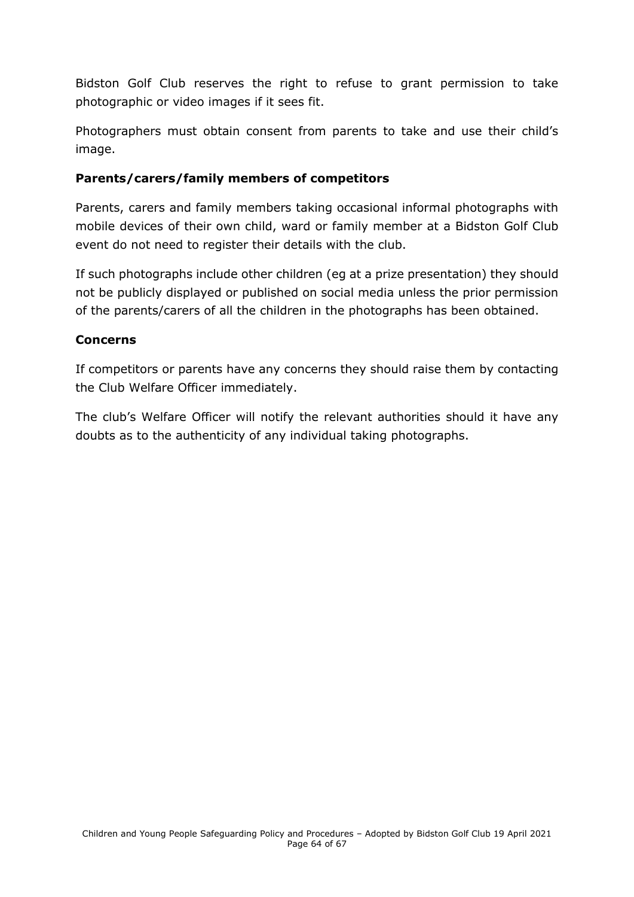Bidston Golf Club reserves the right to refuse to grant permission to take photographic or video images if it sees fit.

Photographers must obtain consent from parents to take and use their child's image.

**Parents/carers/family members of competitors**

Parents, carers and family members taking occasional informal photographs with mobile devices of their own child, ward or family member at a Bidston Golf Club event do not need to register their details with the club.

If such photographs include other children (eg at a prize presentation) they should not be publicly displayed or published on social media unless the prior permission of the parents/carers of all the children in the photographs has been obtained.

**Concerns**

If competitors or parents have any concerns they should raise them by contacting the Club Welfare Officer immediately.

The club's Welfare Officer will notify the relevant authorities should it have any doubts as to the authenticity of any individual taking photographs.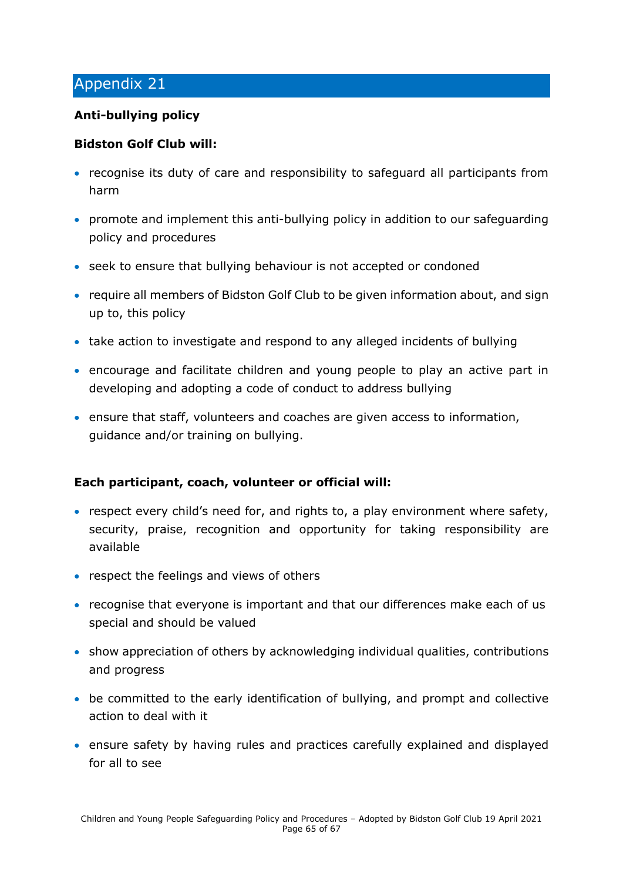## Appendix 21

**Anti-bullying policy**

**Bidston Golf Club will:**

- recognise its duty of care and responsibility to safeguard all participants from harm
- promote and implement this anti-bullying policy in addition to our safeguarding policy and procedures
- seek to ensure that bullying behaviour is not accepted or condoned
- require all members of Bidston Golf Club to be given information about, and sign up to, this policy
- take action to investigate and respond to any alleged incidents of bullying
- encourage and facilitate children and young people to play an active part in developing and adopting a code of conduct to address bullying
- ensure that staff, volunteers and coaches are given access to information, guidance and/or training on bullying.

**Each participant, coach, volunteer or official will:**

- respect every child's need for, and rights to, a play environment where safety, security, praise, recognition and opportunity for taking responsibility are available
- respect the feelings and views of others
- recognise that everyone is important and that our differences make each of us special and should be valued
- show appreciation of others by acknowledging individual qualities, contributions and progress
- be committed to the early identification of bullying, and prompt and collective action to deal with it
- ensure safety by having rules and practices carefully explained and displayed for all to see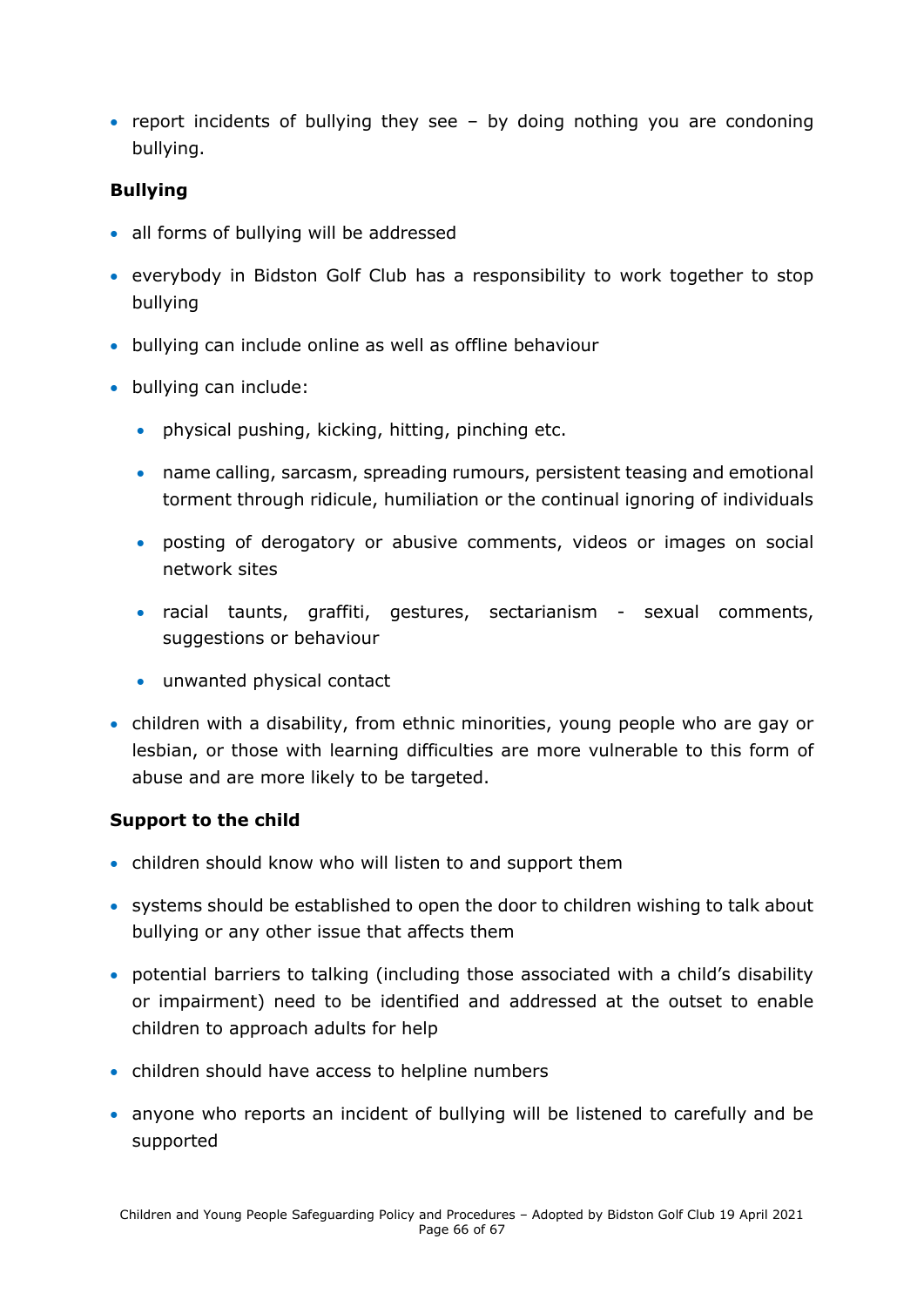- report incidents of bullying they see – by doing nothing you are condoning bullying.

**Bullying**

- all forms of bullying will be addressed
- everybody in Bidston Golf Club has a responsibility to work together to stop bullying
- bullying can include online as well as offline behaviour
- bullying can include:
  - physical pushing, kicking, hitting, pinching etc.
  - name calling, sarcasm, spreading rumours, persistent teasing and emotional torment through ridicule, humiliation or the continual ignoring of individuals
  - posting of derogatory or abusive comments, videos or images on social network sites
  - racial taunts, graffiti, gestures, sectarianism - sexual comments, suggestions or behaviour
  - unwanted physical contact
- children with a disability, from ethnic minorities, young people who are gay or lesbian, or those with learning difficulties are more vulnerable to this form of abuse and are more likely to be targeted.

**Support to the child**

- children should know who will listen to and support them
- systems should be established to open the door to children wishing to talk about bullying or any other issue that affects them
- potential barriers to talking (including those associated with a child's disability or impairment) need to be identified and addressed at the outset to enable children to approach adults for help
- children should have access to helpline numbers
- anyone who reports an incident of bullying will be listened to carefully and be supported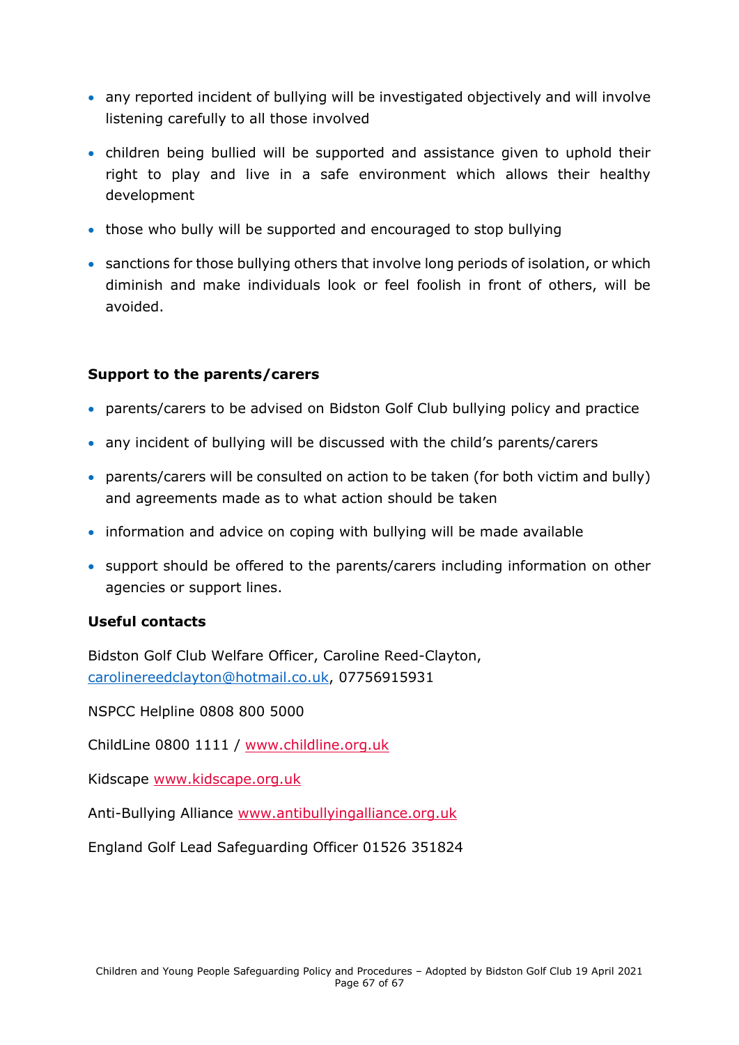- any reported incident of bullying will be investigated objectively and will involve listening carefully to all those involved
- children being bullied will be supported and assistance given to uphold their right to play and live in a safe environment which allows their healthy development
- those who bully will be supported and encouraged to stop bullying
- sanctions for those bullying others that involve long periods of isolation, or which diminish and make individuals look or feel foolish in front of others, will be avoided.

**Support to the parents/carers**

- parents/carers to be advised on Bidston Golf Club bullying policy and practice
- any incident of bullying will be discussed with the child's parents/carers
- parents/carers will be consulted on action to be taken (for both victim and bully) and agreements made as to what action should be taken
- information and advice on coping with bullying will be made available
- support should be offered to the parents/carers including information on other agencies or support lines.

**Useful contacts**

Bidston Golf Club Welfare Officer, Caroline Reed-Clayton, carolinereedclayton@hotmail.co.uk, 07756915931

NSPCC Helpline 0808 800 5000

ChildLine 0800 1111 / www.childline.org.uk

Kidscape www.kidscape.org.uk

Anti-Bullying Alliance www.antibullyingalliance.org.uk

England Golf Lead Safeguarding Officer 01526 351824